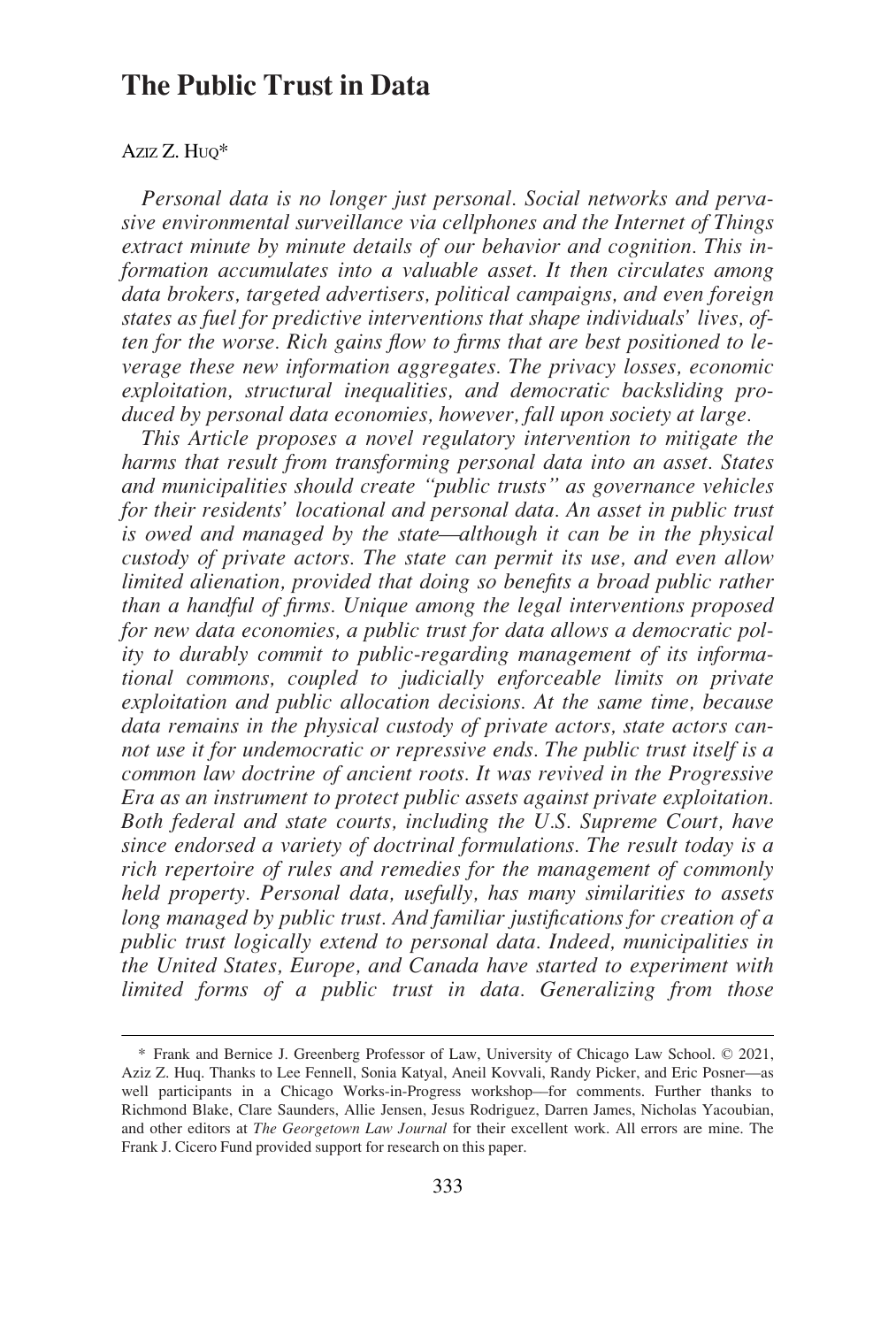# The Public Trust in Data

Aziz Z. Huq*

*Personal data is no longer just personal. Social networks and pervasive environmental surveillance via cellphones and the Internet of Things extract minute by minute details of our behavior and cognition. This information accumulates into a valuable asset. It then circulates among data brokers, targeted advertisers, political campaigns, and even foreign states as fuel for predictive interventions that shape individuals' lives, often for the worse. Rich gains flow to firms that are best positioned to leverage these new information aggregates. The privacy losses, economic exploitation, structural inequalities, and democratic backsliding produced by personal data economies, however, fall upon society at large.*

*This Article proposes a novel regulatory intervention to mitigate the harms that result from transforming personal data into an asset. States and municipalities should create "public trusts" as governance vehicles for their residents' locational and personal data. An asset in public trust is owed and managed by the state—although it can be in the physical custody of private actors. The state can permit its use, and even allow limited alienation, provided that doing so benefits a broad public rather than a handful of firms. Unique among the legal interventions proposed for new data economies, a public trust for data allows a democratic polity to durably commit to public-regarding management of its informational commons, coupled to judicially enforceable limits on private exploitation and public allocation decisions. At the same time, because data remains in the physical custody of private actors, state actors cannot use it for undemocratic or repressive ends. The public trust itself is a common law doctrine of ancient roots. It was revived in the Progressive Era as an instrument to protect public assets against private exploitation. Both federal and state courts, including the U.S. Supreme Court, have since endorsed a variety of doctrinal formulations. The result today is a rich repertoire of rules and remedies for the management of commonly held property. Personal data, usefully, has many similarities to assets long managed by public trust. And familiar justifications for creation of a public trust logically extend to personal data. Indeed, municipalities in the United States, Europe, and Canada have started to experiment with limited forms of a public trust in data. Generalizing from those*

---

\* Frank and Bernice J. Greenberg Professor of Law, University of Chicago Law School. © 2021, Aziz Z. Huq. Thanks to Lee Fennell, Sonia Katyal, Aneil Kovvali, Randy Picker, and Eric Posner—as well participants in a Chicago Works-in-Progress workshop—for comments. Further thanks to Richmond Blake, Clare Saunders, Allie Jensen, Jesus Rodriguez, Darren James, Nicholas Yacoubian, and other editors at *The Georgetown Law Journal* for their excellent work. All errors are mine. The Frank J. Cicero Fund provided support for research on this paper.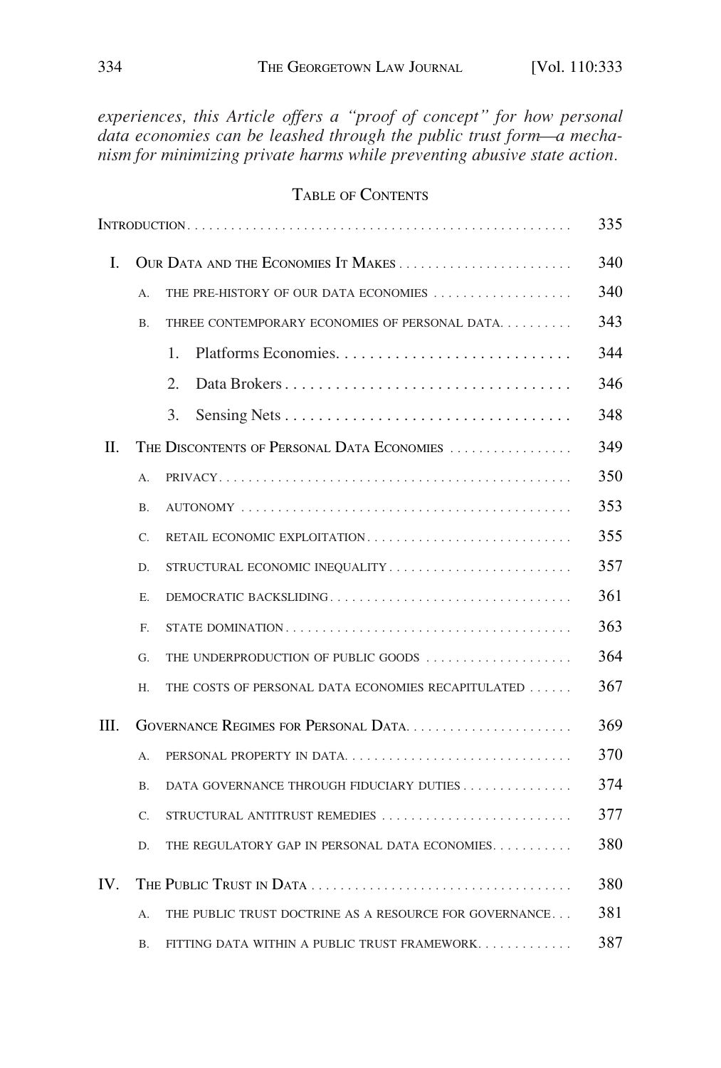*experiences, this Article offers a "proof of concept" for how personal data economies can be leashed through the public trust form—a mechanism for minimizing private harms while preventing abusive state action.*

## Table of Contents

| | | |
|---|---|---|
| Introduction | | 335 |
| I. | Our Data and the Economies It Makes | 340 |
| | A. The Pre-History of Our Data Economies | 340 |
| | B. Three Contemporary Economies of Personal Data | 343 |
| | 1. Platforms Economies | 344 |
| | 2. Data Brokers | 346 |
| | 3. Sensing Nets | 348 |
| II. | The Discontents of Personal Data Economies | 349 |
| | A. Privacy | 350 |
| | B. Autonomy | 353 |
| | C. Retail Economic Exploitation | 355 |
| | D. Structural Economic Inequality | 357 |
| | E. Democratic Backsliding | 361 |
| | F. State Domination | 363 |
| | G. The Underproduction of Public Goods | 364 |
| | H. The Costs of Personal Data Economies Recapitulated | 367 |
| III. | Governance Regimes for Personal Data | 369 |
| | A. Personal Property in Data | 370 |
| | B. Data Governance Through Fiduciary Duties | 374 |
| | C. Structural Antitrust Remedies | 377 |
| | D. The Regulatory Gap in Personal Data Economies | 380 |
| IV. | The Public Trust in Data | 380 |
| | A. The Public Trust Doctrine as a Resource for Governance | 381 |
| | B. Fitting Data Within a Public Trust Framework | 387 |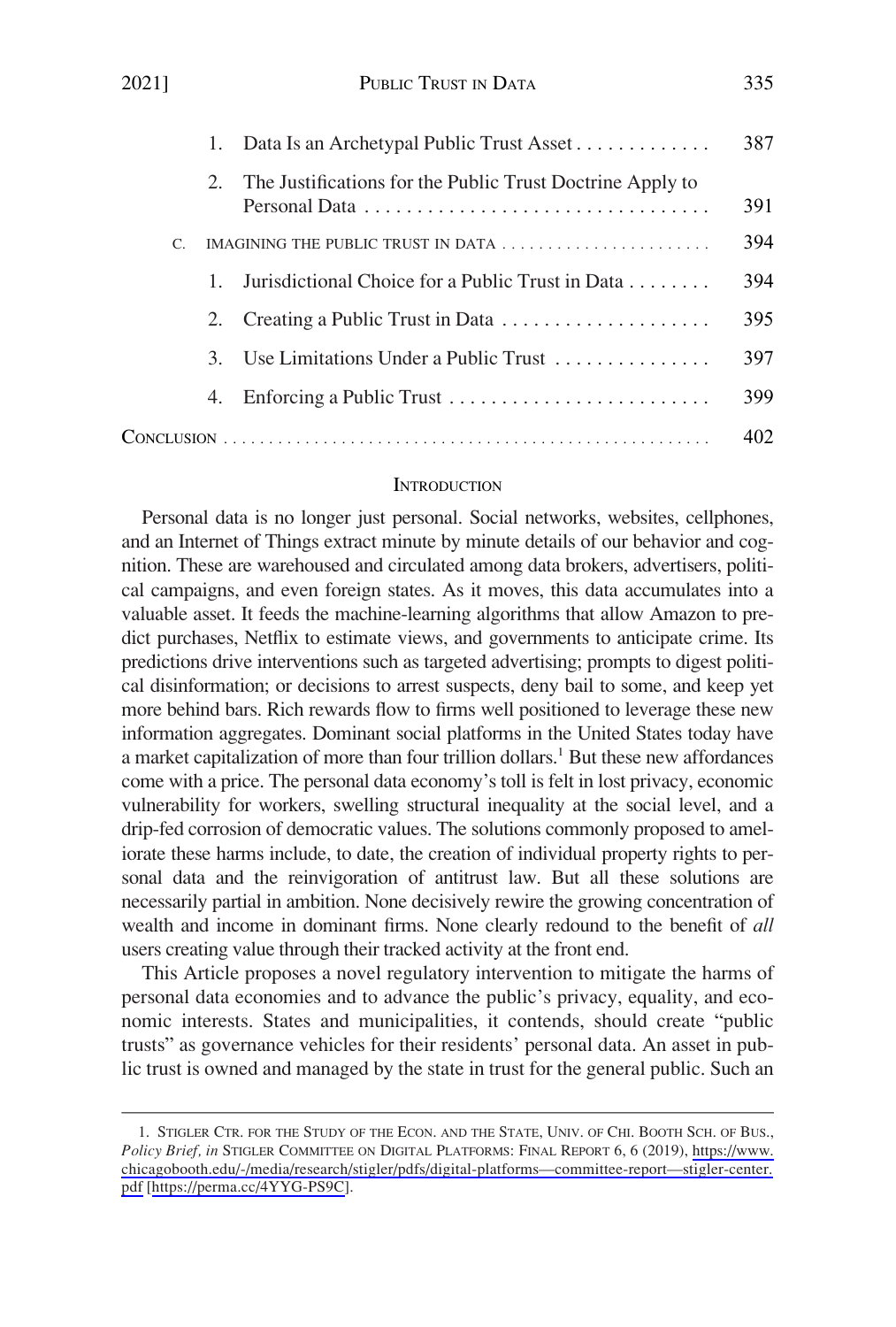1. Data Is an Archetypal Public Trust Asset . . . . . . . . . . . . . 387
2. The Justifications for the Public Trust Doctrine Apply to Personal Data . . . . . . . . . . . . . . . . . . . . . . . . . . . . . . . . 391

C. IMAGINING THE PUBLIC TRUST IN DATA . . . . . . . . . . . . . . . . . . . . . . . 394

1. Jurisdictional Choice for a Public Trust in Data . . . . . . . . 394
2. Creating a Public Trust in Data . . . . . . . . . . . . . . . . . . . . 395
3. Use Limitations Under a Public Trust . . . . . . . . . . . . . . . 397
4. Enforcing a Public Trust . . . . . . . . . . . . . . . . . . . . . . . . . 399

CONCLUSION . . . . . . . . . . . . . . . . . . . . . . . . . . . . . . . . . . . . . . . . . . . . . . . . . . . . . 402

## INTRODUCTION

Personal data is no longer just personal. Social networks, websites, cellphones, and an Internet of Things extract minute by minute details of our behavior and cognition. These are warehoused and circulated among data brokers, advertisers, political campaigns, and even foreign states. As it moves, this data accumulates into a valuable asset. It feeds the machine-learning algorithms that allow Amazon to predict purchases, Netflix to estimate views, and governments to anticipate crime. Its predictions drive interventions such as targeted advertising; prompts to digest political disinformation; or decisions to arrest suspects, deny bail to some, and keep yet more behind bars. Rich rewards flow to firms well positioned to leverage these new information aggregates. Dominant social platforms in the United States today have a market capitalization of more than four trillion dollars.[1] But these new affordances come with a price. The personal data economy's toll is felt in lost privacy, economic vulnerability for workers, swelling structural inequality at the social level, and a drip-fed corrosion of democratic values. The solutions commonly proposed to ameliorate these harms include, to date, the creation of individual property rights to personal data and the reinvigoration of antitrust law. But all these solutions are necessarily partial in ambition. None decisively rewire the growing concentration of wealth and income in dominant firms. None clearly redound to the benefit of *all* users creating value through their tracked activity at the front end.

This Article proposes a novel regulatory intervention to mitigate the harms of personal data economies and to advance the public's privacy, equality, and economic interests. States and municipalities, it contends, should create "public trusts" as governance vehicles for their residents' personal data. An asset in public trust is owned and managed by the state in trust for the general public. Such an

1. STIGLER CTR. FOR THE STUDY OF THE ECON. AND THE STATE, UNIV. OF CHI. BOOTH SCH. OF BUS., *Policy Brief*, *in* STIGLER COMMITTEE ON DIGITAL PLATFORMS: FINAL REPORT 6, 6 (2019), https://www.chicagobooth.edu/-/media/research/stigler/pdfs/digital-platforms—committee-report—stigler-center.pdf [https://perma.cc/4YYG-PS9C].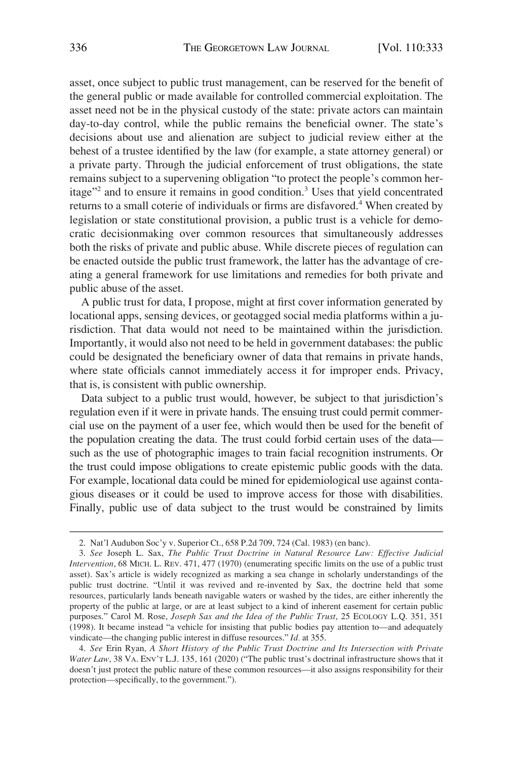asset, once subject to public trust management, can be reserved for the benefit of the general public or made available for controlled commercial exploitation. The asset need not be in the physical custody of the state: private actors can maintain day-to-day control, while the public remains the beneficial owner. The state's decisions about use and alienation are subject to judicial review either at the behest of a trustee identified by the law (for example, a state attorney general) or a private party. Through the judicial enforcement of trust obligations, the state remains subject to a supervening obligation "to protect the people's common heritage"[2] and to ensure it remains in good condition.[3] Uses that yield concentrated returns to a small coterie of individuals or firms are disfavored.[4] When created by legislation or state constitutional provision, a public trust is a vehicle for democratic decisionmaking over common resources that simultaneously addresses both the risks of private and public abuse. While discrete pieces of regulation can be enacted outside the public trust framework, the latter has the advantage of creating a general framework for use limitations and remedies for both private and public abuse of the asset.

A public trust for data, I propose, might at first cover information generated by locational apps, sensing devices, or geotagged social media platforms within a jurisdiction. That data would not need to be maintained within the jurisdiction. Importantly, it would also not need to be held in government databases: the public could be designated the beneficiary owner of data that remains in private hands, where state officials cannot immediately access it for improper ends. Privacy, that is, is consistent with public ownership.

Data subject to a public trust would, however, be subject to that jurisdiction's regulation even if it were in private hands. The ensuing trust could permit commercial use on the payment of a user fee, which would then be used for the benefit of the population creating the data. The trust could forbid certain uses of the data—such as the use of photographic images to train facial recognition instruments. Or the trust could impose obligations to create epistemic public goods with the data. For example, locational data could be mined for epidemiological use against contagious diseases or it could be used to improve access for those with disabilities. Finally, public use of data subject to the trust would be constrained by limits

---

2. Nat'l Audubon Soc'y v. Superior Ct., 658 P.2d 709, 724 (Cal. 1983) (en banc).

3. *See* Joseph L. Sax, *The Public Trust Doctrine in Natural Resource Law: Effective Judicial Intervention*, 68 MICH. L. REV. 471, 477 (1970) (enumerating specific limits on the use of a public trust asset). Sax's article is widely recognized as marking a sea change in scholarly understandings of the public trust doctrine. "Until it was revived and re-invented by Sax, the doctrine held that some resources, particularly lands beneath navigable waters or washed by the tides, are either inherently the property of the public at large, or are at least subject to a kind of inherent easement for certain public purposes." Carol M. Rose, *Joseph Sax and the Idea of the Public Trust*, 25 ECOLOGY L.Q. 351, 351 (1998). It became instead "a vehicle for insisting that public bodies pay attention to—and adequately vindicate—the changing public interest in diffuse resources." *Id.* at 355.

4. *See* Erin Ryan, *A Short History of the Public Trust Doctrine and Its Intersection with Private Water Law*, 38 VA. ENV'T L.J. 135, 161 (2020) ("The public trust's doctrinal infrastructure shows that it doesn't just protect the public nature of these common resources—it also assigns responsibility for their protection—specifically, to the government.").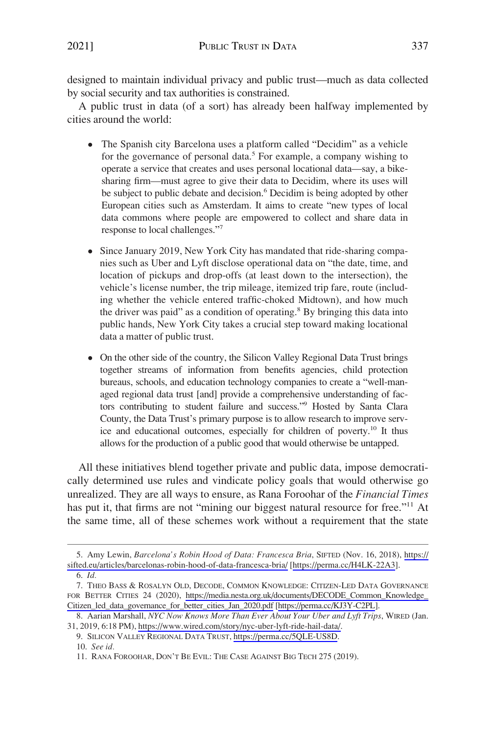designed to maintain individual privacy and public trust—much as data collected by social security and tax authorities is constrained.

A public trust in data (of a sort) has already been halfway implemented by cities around the world:

- The Spanish city Barcelona uses a platform called "Decidim" as a vehicle for the governance of personal data.[5] For example, a company wishing to operate a service that creates and uses personal locational data—say, a bike-sharing firm—must agree to give their data to Decidim, where its uses will be subject to public debate and decision.[6] Decidim is being adopted by other European cities such as Amsterdam. It aims to create "new types of local data commons where people are empowered to collect and share data in response to local challenges."[7]

- Since January 2019, New York City has mandated that ride-sharing companies such as Uber and Lyft disclose operational data on "the date, time, and location of pickups and drop-offs (at least down to the intersection), the vehicle's license number, the trip mileage, itemized trip fare, route (including whether the vehicle entered traffic-choked Midtown), and how much the driver was paid" as a condition of operating.[8] By bringing this data into public hands, New York City takes a crucial step toward making locational data a matter of public trust.

- On the other side of the country, the Silicon Valley Regional Data Trust brings together streams of information from benefits agencies, child protection bureaus, schools, and education technology companies to create a "well-managed regional data trust [and] provide a comprehensive understanding of factors contributing to student failure and success."[9] Hosted by Santa Clara County, the Data Trust's primary purpose is to allow research to improve service and educational outcomes, especially for children of poverty.[10] It thus allows for the production of a public good that would otherwise be untapped.

All these initiatives blend together private and public data, impose democratically determined use rules and vindicate policy goals that would otherwise go unrealized. They are all ways to ensure, as Rana Foroohar of the *Financial Times* has put it, that firms are not "mining our biggest natural resource for free."[11] At the same time, all of these schemes work without a requirement that the state

---

5. Amy Lewin, *Barcelona's Robin Hood of Data: Francesca Bria*, SIFTED (Nov. 16, 2018), https://sifted.eu/articles/barcelonas-robin-hood-of-data-francesca-bria/ [https://perma.cc/H4LK-22A3].

6. *Id.*

7. THEO BASS & ROSALYN OLD, DECODE, COMMON KNOWLEDGE: CITIZEN-LED DATA GOVERNANCE FOR BETTER CITIES 24 (2020), https://media.nesta.org.uk/documents/DECODE_Common_Knowledge_Citizen_led_data_governance_for_better_cities_Jan_2020.pdf [https://perma.cc/KJ3Y-C2PL].

8. Aarian Marshall, *NYC Now Knows More Than Ever About Your Uber and Lyft Trips*, WIRED (Jan. 31, 2019, 6:18 PM), https://www.wired.com/story/nyc-uber-lyft-ride-hail-data/.

9. SILICON VALLEY REGIONAL DATA TRUST, https://perma.cc/5QLE-US8D.

10. *See id.*

11. RANA FOROOHAR, DON'T BE EVIL: THE CASE AGAINST BIG TECH 275 (2019).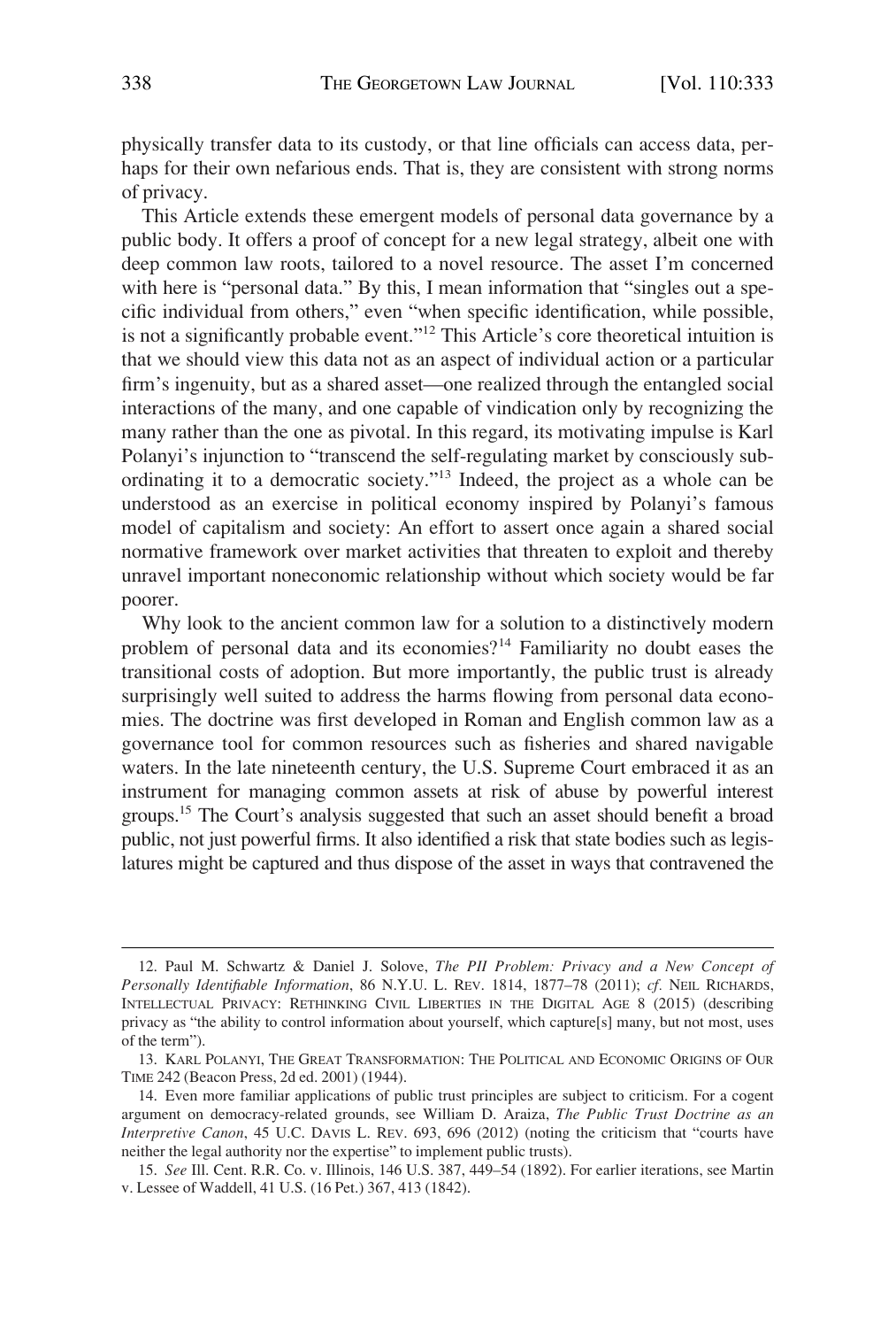physically transfer data to its custody, or that line officials can access data, perhaps for their own nefarious ends. That is, they are consistent with strong norms of privacy.

This Article extends these emergent models of personal data governance by a public body. It offers a proof of concept for a new legal strategy, albeit one with deep common law roots, tailored to a novel resource. The asset I'm concerned with here is "personal data." By this, I mean information that "singles out a specific individual from others," even "when specific identification, while possible, is not a significantly probable event."[12] This Article's core theoretical intuition is that we should view this data not as an aspect of individual action or a particular firm's ingenuity, but as a shared asset—one realized through the entangled social interactions of the many, and one capable of vindication only by recognizing the many rather than the one as pivotal. In this regard, its motivating impulse is Karl Polanyi's injunction to "transcend the self-regulating market by consciously subordinating it to a democratic society."[13] Indeed, the project as a whole can be understood as an exercise in political economy inspired by Polanyi's famous model of capitalism and society: An effort to assert once again a shared social normative framework over market activities that threaten to exploit and thereby unravel important noneconomic relationship without which society would be far poorer.

Why look to the ancient common law for a solution to a distinctively modern problem of personal data and its economies?[14] Familiarity no doubt eases the transitional costs of adoption. But more importantly, the public trust is already surprisingly well suited to address the harms flowing from personal data economies. The doctrine was first developed in Roman and English common law as a governance tool for common resources such as fisheries and shared navigable waters. In the late nineteenth century, the U.S. Supreme Court embraced it as an instrument for managing common assets at risk of abuse by powerful interest groups.[15] The Court's analysis suggested that such an asset should benefit a broad public, not just powerful firms. It also identified a risk that state bodies such as legislatures might be captured and thus dispose of the asset in ways that contravened the

---

12. Paul M. Schwartz & Daniel J. Solove, *The PII Problem: Privacy and a New Concept of Personally Identifiable Information*, 86 N.Y.U. L. REV. 1814, 1877–78 (2011); *cf.* NEIL RICHARDS, INTELLECTUAL PRIVACY: RETHINKING CIVIL LIBERTIES IN THE DIGITAL AGE 8 (2015) (describing privacy as "the ability to control information about yourself, which capture[s] many, but not most, uses of the term").

13. KARL POLANYI, THE GREAT TRANSFORMATION: THE POLITICAL AND ECONOMIC ORIGINS OF OUR TIME 242 (Beacon Press, 2d ed. 2001) (1944).

14. Even more familiar applications of public trust principles are subject to criticism. For a cogent argument on democracy-related grounds, see William D. Araiza, *The Public Trust Doctrine as an Interpretive Canon*, 45 U.C. DAVIS L. REV. 693, 696 (2012) (noting the criticism that "courts have neither the legal authority nor the expertise" to implement public trusts).

15. *See* Ill. Cent. R.R. Co. v. Illinois, 146 U.S. 387, 449–54 (1892). For earlier iterations, see Martin v. Lessee of Waddell, 41 U.S. (16 Pet.) 367, 413 (1842).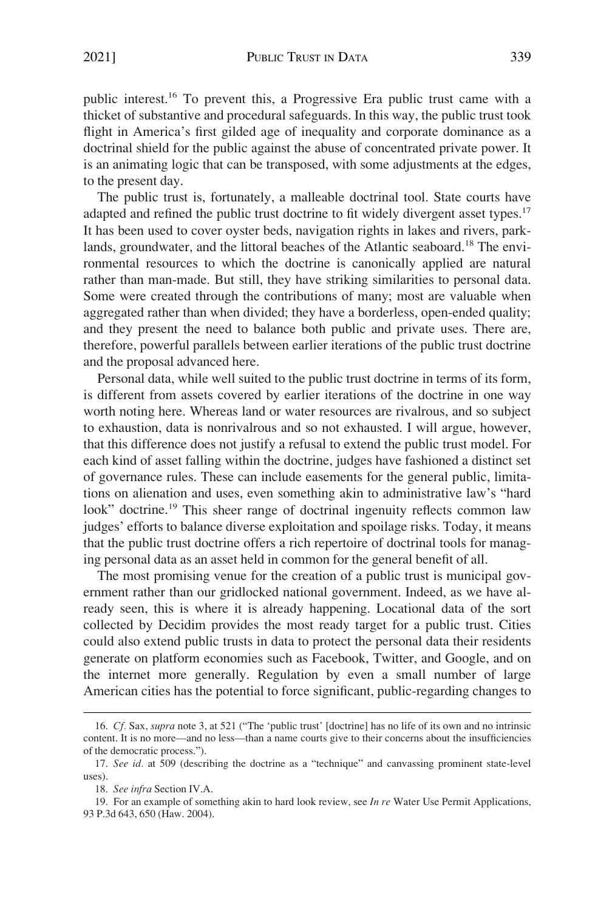public interest.[16] To prevent this, a Progressive Era public trust came with a thicket of substantive and procedural safeguards. In this way, the public trust took flight in America's first gilded age of inequality and corporate dominance as a doctrinal shield for the public against the abuse of concentrated private power. It is an animating logic that can be transposed, with some adjustments at the edges, to the present day.

The public trust is, fortunately, a malleable doctrinal tool. State courts have adapted and refined the public trust doctrine to fit widely divergent asset types.[17] It has been used to cover oyster beds, navigation rights in lakes and rivers, parklands, groundwater, and the littoral beaches of the Atlantic seaboard.[18] The environmental resources to which the doctrine is canonically applied are natural rather than man-made. But still, they have striking similarities to personal data. Some were created through the contributions of many; most are valuable when aggregated rather than when divided; they have a borderless, open-ended quality; and they present the need to balance both public and private uses. There are, therefore, powerful parallels between earlier iterations of the public trust doctrine and the proposal advanced here.

Personal data, while well suited to the public trust doctrine in terms of its form, is different from assets covered by earlier iterations of the doctrine in one way worth noting here. Whereas land or water resources are rivalrous, and so subject to exhaustion, data is nonrivalrous and so not exhausted. I will argue, however, that this difference does not justify a refusal to extend the public trust model. For each kind of asset falling within the doctrine, judges have fashioned a distinct set of governance rules. These can include easements for the general public, limitations on alienation and uses, even something akin to administrative law's "hard look" doctrine.[19] This sheer range of doctrinal ingenuity reflects common law judges' efforts to balance diverse exploitation and spoilage risks. Today, it means that the public trust doctrine offers a rich repertoire of doctrinal tools for managing personal data as an asset held in common for the general benefit of all.

The most promising venue for the creation of a public trust is municipal government rather than our gridlocked national government. Indeed, as we have already seen, this is where it is already happening. Locational data of the sort collected by Decidim provides the most ready target for a public trust. Cities could also extend public trusts in data to protect the personal data their residents generate on platform economies such as Facebook, Twitter, and Google, and on the internet more generally. Regulation by even a small number of large American cities has the potential to force significant, public-regarding changes to

---

16. *Cf.* Sax, *supra* note 3, at 521 ("The 'public trust' [doctrine] has no life of its own and no intrinsic content. It is no more—and no less—than a name courts give to their concerns about the insufficiencies of the democratic process.").

17. *See id.* at 509 (describing the doctrine as a "technique" and canvassing prominent state-level uses).

18. *See infra* Section IV.A.

19. For an example of something akin to hard look review, see *In re* Water Use Permit Applications, 93 P.3d 643, 650 (Haw. 2004).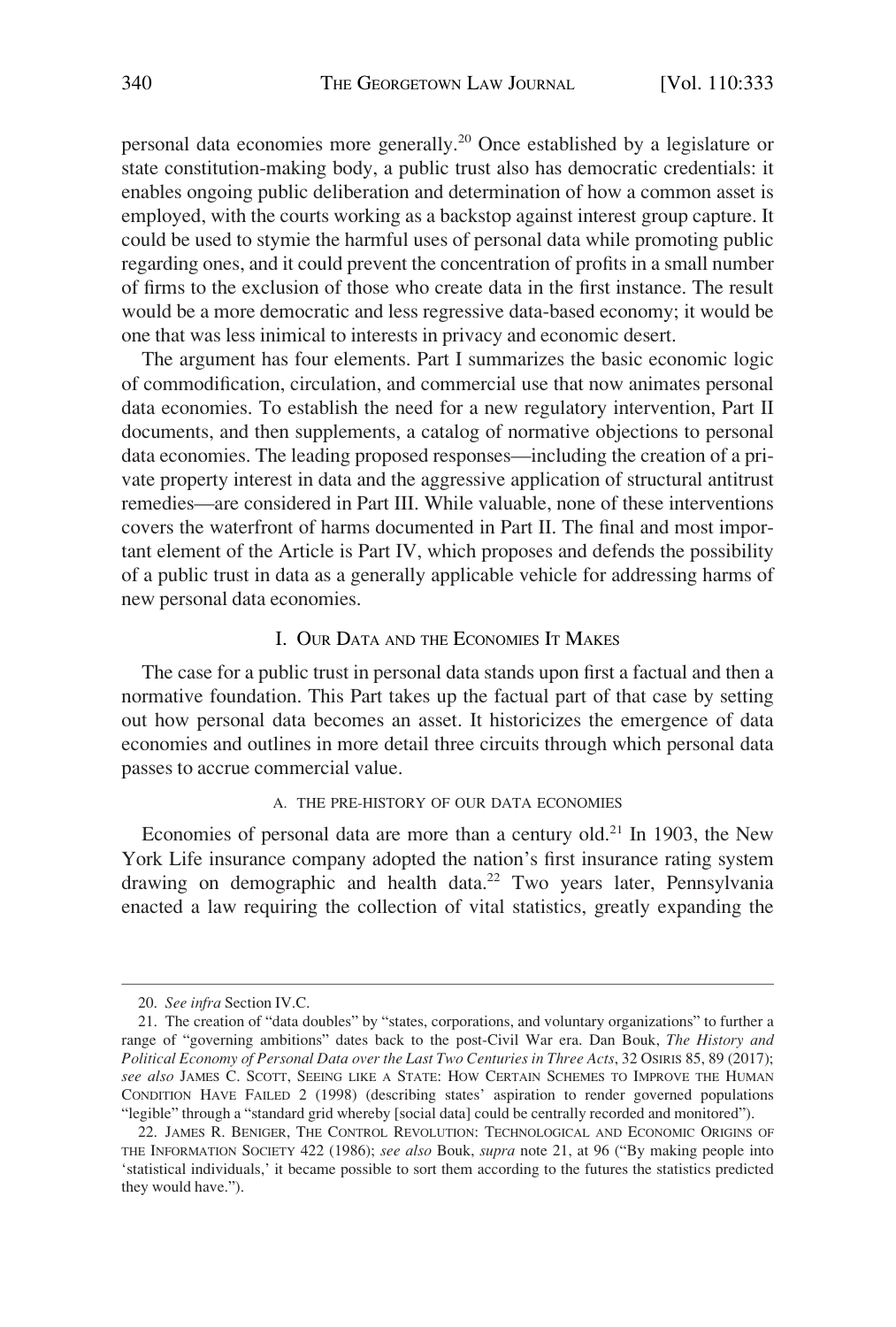personal data economies more generally.[20] Once established by a legislature or state constitution-making body, a public trust also has democratic credentials: it enables ongoing public deliberation and determination of how a common asset is employed, with the courts working as a backstop against interest group capture. It could be used to stymie the harmful uses of personal data while promoting public regarding ones, and it could prevent the concentration of profits in a small number of firms to the exclusion of those who create data in the first instance. The result would be a more democratic and less regressive data-based economy; it would be one that was less inimical to interests in privacy and economic desert.

The argument has four elements. Part I summarizes the basic economic logic of commodification, circulation, and commercial use that now animates personal data economies. To establish the need for a new regulatory intervention, Part II documents, and then supplements, a catalog of normative objections to personal data economies. The leading proposed responses—including the creation of a private property interest in data and the aggressive application of structural antitrust remedies—are considered in Part III. While valuable, none of these interventions covers the waterfront of harms documented in Part II. The final and most important element of the Article is Part IV, which proposes and defends the possibility of a public trust in data as a generally applicable vehicle for addressing harms of new personal data economies.

## I. Our Data and the Economies It Makes

The case for a public trust in personal data stands upon first a factual and then a normative foundation. This Part takes up the factual part of that case by setting out how personal data becomes an asset. It historicizes the emergence of data economies and outlines in more detail three circuits through which personal data passes to accrue commercial value.

### A. The Pre-History of Our Data Economies

Economies of personal data are more than a century old.[21] In 1903, the New York Life insurance company adopted the nation's first insurance rating system drawing on demographic and health data.[22] Two years later, Pennsylvania enacted a law requiring the collection of vital statistics, greatly expanding the

---

20. *See infra* Section IV.C.

21. The creation of "data doubles" by "states, corporations, and voluntary organizations" to further a range of "governing ambitions" dates back to the post-Civil War era. Dan Bouk, *The History and Political Economy of Personal Data over the Last Two Centuries in Three Acts*, 32 OSIRIS 85, 89 (2017); *see also* JAMES C. SCOTT, SEEING LIKE A STATE: HOW CERTAIN SCHEMES TO IMPROVE THE HUMAN CONDITION HAVE FAILED 2 (1998) (describing states' aspiration to render governed populations "legible" through a "standard grid whereby [social data] could be centrally recorded and monitored").

22. JAMES R. BENIGER, THE CONTROL REVOLUTION: TECHNOLOGICAL AND ECONOMIC ORIGINS OF THE INFORMATION SOCIETY 422 (1986); *see also* Bouk, *supra* note 21, at 96 ("By making people into 'statistical individuals,' it became possible to sort them according to the futures the statistics predicted they would have.").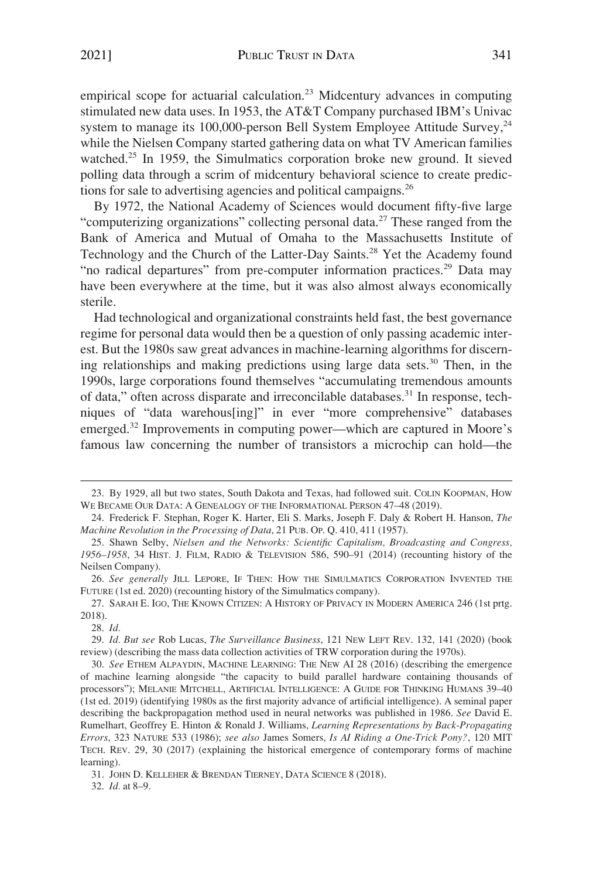empirical scope for actuarial calculation.[23] Midcentury advances in computing stimulated new data uses. In 1953, the AT&T Company purchased IBM's Univac system to manage its 100,000-person Bell System Employee Attitude Survey,[24] while the Nielsen Company started gathering data on what TV American families watched.[25] In 1959, the Simulmatics corporation broke new ground. It sieved polling data through a scrim of midcentury behavioral science to create predictions for sale to advertising agencies and political campaigns.[26]

By 1972, the National Academy of Sciences would document fifty-five large "computerizing organizations" collecting personal data.[27] These ranged from the Bank of America and Mutual of Omaha to the Massachusetts Institute of Technology and the Church of the Latter-Day Saints.[28] Yet the Academy found "no radical departures" from pre-computer information practices.[29] Data may have been everywhere at the time, but it was also almost always economically sterile.

Had technological and organizational constraints held fast, the best governance regime for personal data would then be a question of only passing academic interest. But the 1980s saw great advances in machine-learning algorithms for discerning relationships and making predictions using large data sets.[30] Then, in the 1990s, large corporations found themselves "accumulating tremendous amounts of data," often across disparate and irreconcilable databases.[31] In response, techniques of "data warehous[ing]" in ever "more comprehensive" databases emerged.[32] Improvements in computing power—which are captured in Moore's famous law concerning the number of transistors a microchip can hold—the

---

23. By 1929, all but two states, South Dakota and Texas, had followed suit. COLIN KOOPMAN, HOW WE BECAME OUR DATA: A GENEALOGY OF THE INFORMATIONAL PERSON 47–48 (2019).

24. Frederick F. Stephan, Roger K. Harter, Eli S. Marks, Joseph F. Daly & Robert H. Hanson, *The Machine Revolution in the Processing of Data*, 21 PUB. OP. Q. 410, 411 (1957).

25. Shawn Selby, *Nielsen and the Networks: Scientific Capitalism, Broadcasting and Congress, 1956–1958*, 34 HIST. J. FILM, RADIO & TELEVISION 586, 590–91 (2014) (recounting history of the Neilsen Company).

26. *See generally* JILL LEPORE, IF THEN: HOW THE SIMULMATICS CORPORATION INVENTED THE FUTURE (1st ed. 2020) (recounting history of the Simulmatics company).

27. SARAH E. IGO, THE KNOWN CITIZEN: A HISTORY OF PRIVACY IN MODERN AMERICA 246 (1st prtg. 2018).

28. *Id.*

29. *Id. But see* Rob Lucas, *The Surveillance Business*, 121 NEW LEFT REV. 132, 141 (2020) (book review) (describing the mass data collection activities of TRW corporation during the 1970s).

30. *See* ETHEM ALPAYDIN, MACHINE LEARNING: THE NEW AI 28 (2016) (describing the emergence of machine learning alongside "the capacity to build parallel hardware containing thousands of processors"); MELANIE MITCHELL, ARTIFICIAL INTELLIGENCE: A GUIDE FOR THINKING HUMANS 39–40 (1st ed. 2019) (identifying 1980s as the first majority advance of artificial intelligence). A seminal paper describing the backpropagation method used in neural networks was published in 1986. *See* David E. Rumelhart, Geoffrey E. Hinton & Ronald J. Williams, *Learning Representations by Back-Propagating Errors*, 323 NATURE 533 (1986); *see also* James Somers, *Is AI Riding a One-Trick Pony?*, 120 MIT TECH. REV. 29, 30 (2017) (explaining the historical emergence of contemporary forms of machine learning).

31. JOHN D. KELLEHER & BRENDAN TIERNEY, DATA SCIENCE 8 (2018).

32. *Id.* at 8–9.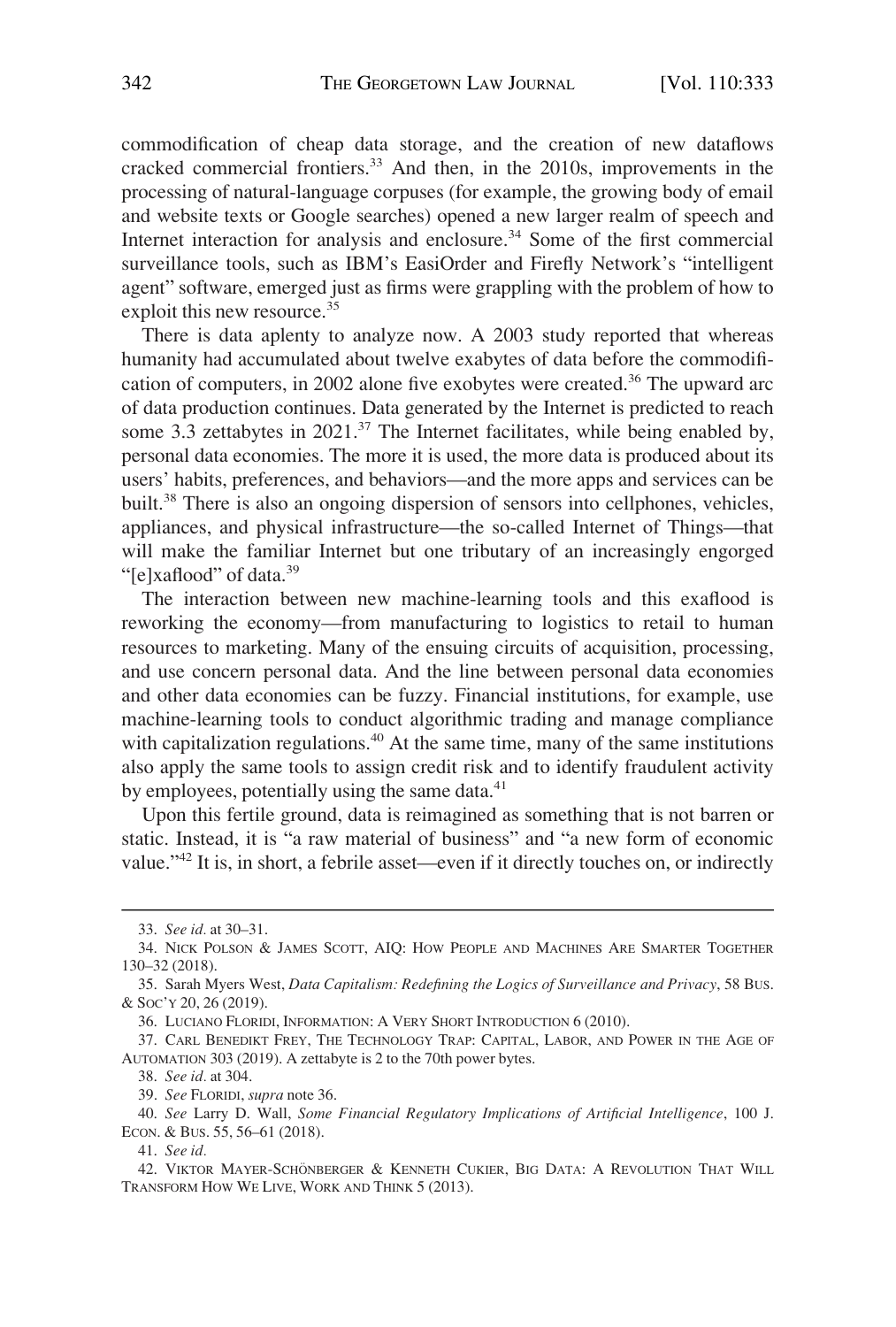commodification of cheap data storage, and the creation of new dataflows cracked commercial frontiers.[33] And then, in the 2010s, improvements in the processing of natural-language corpuses (for example, the growing body of email and website texts or Google searches) opened a new larger realm of speech and Internet interaction for analysis and enclosure.[34] Some of the first commercial surveillance tools, such as IBM's EasiOrder and Firefly Network's "intelligent agent" software, emerged just as firms were grappling with the problem of how to exploit this new resource.[35]

There is data aplenty to analyze now. A 2003 study reported that whereas humanity had accumulated about twelve exabytes of data before the commodification of computers, in 2002 alone five exobytes were created.[36] The upward arc of data production continues. Data generated by the Internet is predicted to reach some 3.3 zettabytes in 2021.[37] The Internet facilitates, while being enabled by, personal data economies. The more it is used, the more data is produced about its users' habits, preferences, and behaviors—and the more apps and services can be built.[38] There is also an ongoing dispersion of sensors into cellphones, vehicles, appliances, and physical infrastructure—the so-called Internet of Things—that will make the familiar Internet but one tributary of an increasingly engorged "[e]xaflood" of data.[39]

The interaction between new machine-learning tools and this exaflood is reworking the economy—from manufacturing to logistics to retail to human resources to marketing. Many of the ensuing circuits of acquisition, processing, and use concern personal data. And the line between personal data economies and other data economies can be fuzzy. Financial institutions, for example, use machine-learning tools to conduct algorithmic trading and manage compliance with capitalization regulations.[40] At the same time, many of the same institutions also apply the same tools to assign credit risk and to identify fraudulent activity by employees, potentially using the same data.[41]

Upon this fertile ground, data is reimagined as something that is not barren or static. Instead, it is "a raw material of business" and "a new form of economic value."[42] It is, in short, a febrile asset—even if it directly touches on, or indirectly

---

33. *See id.* at 30–31.

34. NICK POLSON & JAMES SCOTT, AIQ: HOW PEOPLE AND MACHINES ARE SMARTER TOGETHER 130–32 (2018).

35. Sarah Myers West, *Data Capitalism: Redefining the Logics of Surveillance and Privacy*, 58 BUS. & SOC'Y 20, 26 (2019).

36. LUCIANO FLORIDI, INFORMATION: A VERY SHORT INTRODUCTION 6 (2010).

37. CARL BENEDIKT FREY, THE TECHNOLOGY TRAP: CAPITAL, LABOR, AND POWER IN THE AGE OF AUTOMATION 303 (2019). A zettabyte is 2 to the 70th power bytes.

38. *See id.* at 304.

39. *See* FLORIDI, *supra* note 36.

40. *See* Larry D. Wall, *Some Financial Regulatory Implications of Artificial Intelligence*, 100 J. ECON. & BUS. 55, 56–61 (2018).

41. *See id.*

42. VIKTOR MAYER-SCHÖNBERGER & KENNETH CUKIER, BIG DATA: A REVOLUTION THAT WILL TRANSFORM HOW WE LIVE, WORK AND THINK 5 (2013).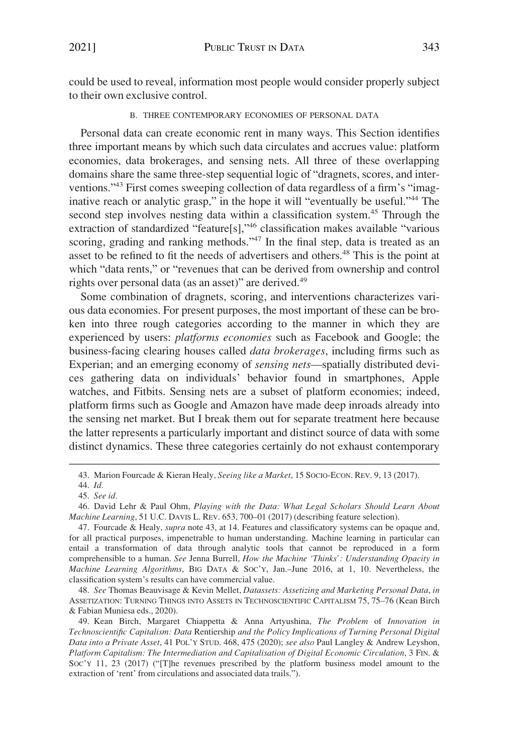could be used to reveal, information most people would consider properly subject to their own exclusive control.

### B. THREE CONTEMPORARY ECONOMIES OF PERSONAL DATA

Personal data can create economic rent in many ways. This Section identifies three important means by which such data circulates and accrues value: platform economies, data brokerages, and sensing nets. All three of these overlapping domains share the same three-step sequential logic of "dragnets, scores, and interventions."[43] First comes sweeping collection of data regardless of a firm's "imaginative reach or analytic grasp," in the hope it will "eventually be useful."[44] The second step involves nesting data within a classification system.[45] Through the extraction of standardized "feature[s],"[46] classification makes available "various scoring, grading and ranking methods."[47] In the final step, data is treated as an asset to be refined to fit the needs of advertisers and others.[48] This is the point at which "data rents," or "revenues that can be derived from ownership and control rights over personal data (as an asset)" are derived.[49]

Some combination of dragnets, scoring, and interventions characterizes various data economies. For present purposes, the most important of these can be broken into three rough categories according to the manner in which they are experienced by users: *platforms economies* such as Facebook and Google; the business-facing clearing houses called *data brokerages*, including firms such as Experian; and an emerging economy of *sensing nets*—spatially distributed devices gathering data on individuals' behavior found in smartphones, Apple watches, and Fitbits. Sensing nets are a subset of platform economies; indeed, platform firms such as Google and Amazon have made deep inroads already into the sensing net market. But I break them out for separate treatment here because the latter represents a particularly important and distinct source of data with some distinct dynamics. These three categories certainly do not exhaust contemporary

---

43. Marion Fourcade & Kieran Healy, *Seeing like a Market*, 15 SOCIO-ECON. REV. 9, 13 (2017).

44. *Id.*

45. *See id.*

46. David Lehr & Paul Ohm, *Playing with the Data: What Legal Scholars Should Learn About Machine Learning*, 51 U.C. DAVIS L. REV. 653, 700–01 (2017) (describing feature selection).

47. Fourcade & Healy, *supra* note 43, at 14. Features and classificatory systems can be opaque and, for all practical purposes, impenetrable to human understanding. Machine learning in particular can entail a transformation of data through analytic tools that cannot be reproduced in a form comprehensible to a human. *See* Jenna Burrell, *How the Machine 'Thinks': Understanding Opacity in Machine Learning Algorithms*, BIG DATA & SOC'Y, Jan.–June 2016, at 1, 10. Nevertheless, the classification system's results can have commercial value.

48. *See* Thomas Beauvisage & Kevin Mellet, *Datassets: Assetizing and Marketing Personal Data*, *in* ASSETIZATION: TURNING THINGS INTO ASSETS IN TECHNOSCIENTIFIC CAPITALISM 75, 75–76 (Kean Birch & Fabian Muniesa eds., 2020).

49. Kean Birch, Margaret Chiappetta & Anna Artyushina, *The Problem* of *Innovation in Technoscientific Capitalism: Data* Rentiership *and the Policy Implications of Turning Personal Digital Data into a Private Asset*, 41 POL'Y STUD. 468, 475 (2020); *see also* Paul Langley & Andrew Leyshon, *Platform Capitalism: The Intermediation and Capitalisation of Digital Economic Circulation*, 3 FIN. & SOC'Y 11, 23 (2017) ("[T]he revenues prescribed by the platform business model amount to the extraction of 'rent' from circulations and associated data trails.").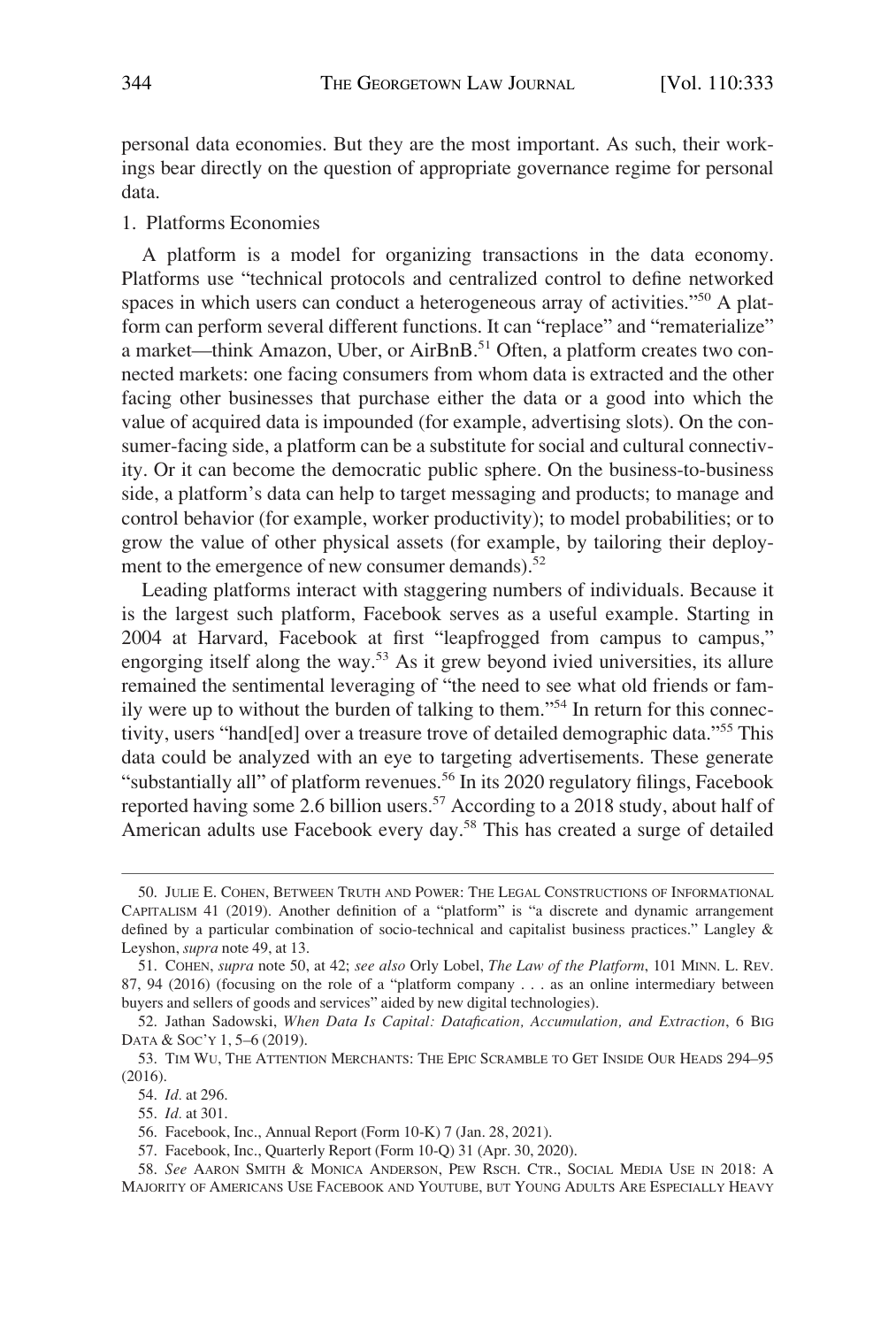personal data economies. But they are the most important. As such, their workings bear directly on the question of appropriate governance regime for personal data.

### 1. Platforms Economies

A platform is a model for organizing transactions in the data economy. Platforms use "technical protocols and centralized control to define networked spaces in which users can conduct a heterogeneous array of activities."[50] A platform can perform several different functions. It can "replace" and "rematerialize" a market—think Amazon, Uber, or AirBnB.[51] Often, a platform creates two connected markets: one facing consumers from whom data is extracted and the other facing other businesses that purchase either the data or a good into which the value of acquired data is impounded (for example, advertising slots). On the consumer-facing side, a platform can be a substitute for social and cultural connectivity. Or it can become the democratic public sphere. On the business-to-business side, a platform's data can help to target messaging and products; to manage and control behavior (for example, worker productivity); to model probabilities; or to grow the value of other physical assets (for example, by tailoring their deployment to the emergence of new consumer demands).[52]

Leading platforms interact with staggering numbers of individuals. Because it is the largest such platform, Facebook serves as a useful example. Starting in 2004 at Harvard, Facebook at first "leapfrogged from campus to campus," engorging itself along the way.[53] As it grew beyond ivied universities, its allure remained the sentimental leveraging of "the need to see what old friends or family were up to without the burden of talking to them."[54] In return for this connectivity, users "hand[ed] over a treasure trove of detailed demographic data."[55] This data could be analyzed with an eye to targeting advertisements. These generate "substantially all" of platform revenues.[56] In its 2020 regulatory filings, Facebook reported having some 2.6 billion users.[57] According to a 2018 study, about half of American adults use Facebook every day.[58] This has created a surge of detailed

---

50. JULIE E. COHEN, BETWEEN TRUTH AND POWER: THE LEGAL CONSTRUCTIONS OF INFORMATIONAL CAPITALISM 41 (2019). Another definition of a "platform" is "a discrete and dynamic arrangement defined by a particular combination of socio-technical and capitalist business practices." Langley & Leyshon, *supra* note 49, at 13.

51. COHEN, *supra* note 50, at 42; *see also* Orly Lobel, *The Law of the Platform*, 101 MINN. L. REV. 87, 94 (2016) (focusing on the role of a "platform company . . . as an online intermediary between buyers and sellers of goods and services" aided by new digital technologies).

52. Jathan Sadowski, *When Data Is Capital: Datafication, Accumulation, and Extraction*, 6 BIG DATA & SOC'Y 1, 5–6 (2019).

53. TIM WU, THE ATTENTION MERCHANTS: THE EPIC SCRAMBLE TO GET INSIDE OUR HEADS 294–95 (2016).

54. *Id.* at 296.

55. *Id.* at 301.

56. Facebook, Inc., Annual Report (Form 10-K) 7 (Jan. 28, 2021).

57. Facebook, Inc., Quarterly Report (Form 10-Q) 31 (Apr. 30, 2020).

58. *See* AARON SMITH & MONICA ANDERSON, PEW RSCH. CTR., SOCIAL MEDIA USE IN 2018: A MAJORITY OF AMERICANS USE FACEBOOK AND YOUTUBE, BUT YOUNG ADULTS ARE ESPECIALLY HEAVY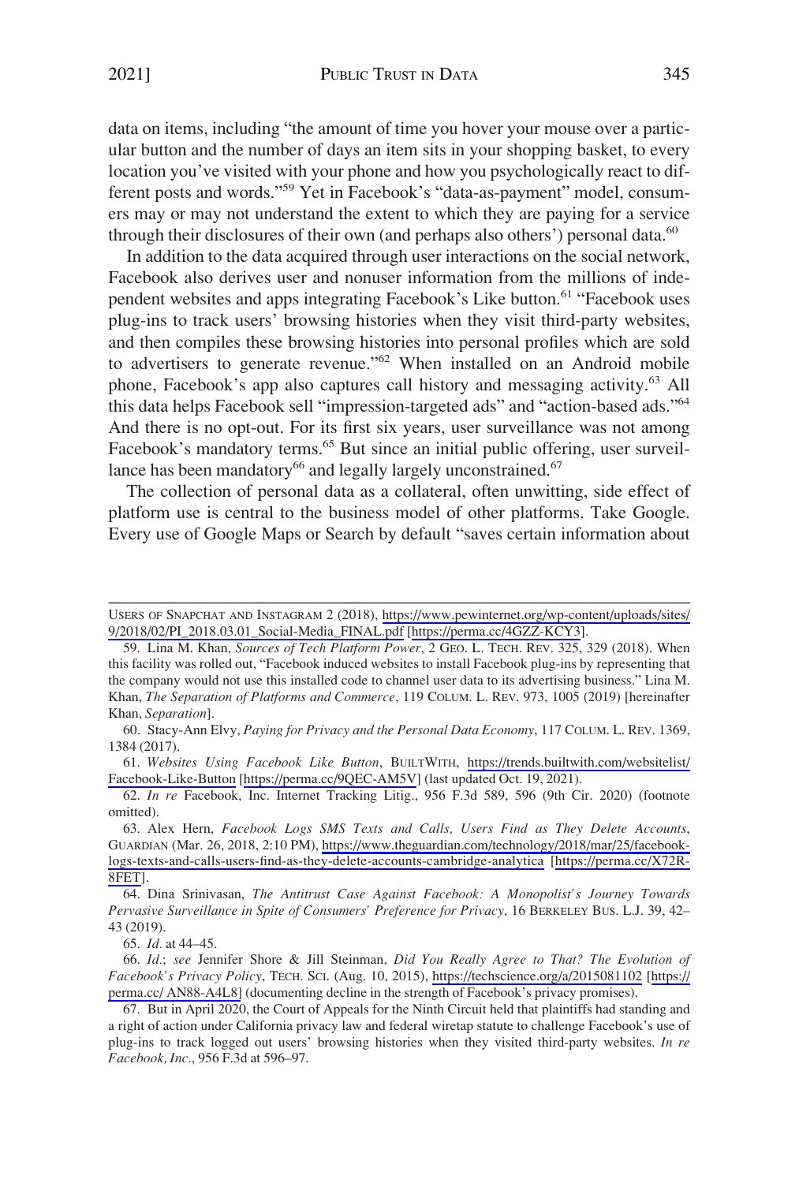data on items, including "the amount of time you hover your mouse over a particular button and the number of days an item sits in your shopping basket, to every location you've visited with your phone and how you psychologically react to different posts and words."[59] Yet in Facebook's "data-as-payment" model, consumers may or may not understand the extent to which they are paying for a service through their disclosures of their own (and perhaps also others') personal data.[60]

In addition to the data acquired through user interactions on the social network, Facebook also derives user and nonuser information from the millions of independent websites and apps integrating Facebook's Like button.[61] "Facebook uses plug-ins to track users' browsing histories when they visit third-party websites, and then compiles these browsing histories into personal profiles which are sold to advertisers to generate revenue."[62] When installed on an Android mobile phone, Facebook's app also captures call history and messaging activity.[63] All this data helps Facebook sell "impression-targeted ads" and "action-based ads."[64] And there is no opt-out. For its first six years, user surveillance was not among Facebook's mandatory terms.[65] But since an initial public offering, user surveillance has been mandatory[66] and legally largely unconstrained.[67]

The collection of personal data as a collateral, often unwitting, side effect of platform use is central to the business model of other platforms. Take Google. Every use of Google Maps or Search by default "saves certain information about

---

USERS OF SNAPCHAT AND INSTAGRAM 2 (2018), https://www.pewinternet.org/wp-content/uploads/sites/9/2018/02/PI_2018.03.01_Social-Media_FINAL.pdf [https://perma.cc/4GZZ-KCY3].

59. Lina M. Khan, *Sources of Tech Platform Power*, 2 GEO. L. TECH. REV. 325, 329 (2018). When this facility was rolled out, "Facebook induced websites to install Facebook plug-ins by representing that the company would not use this installed code to channel user data to its advertising business." Lina M. Khan, *The Separation of Platforms and Commerce*, 119 COLUM. L. REV. 973, 1005 (2019) [hereinafter Khan, *Separation*].

60. Stacy-Ann Elvy, *Paying for Privacy and the Personal Data Economy*, 117 COLUM. L. REV. 1369, 1384 (2017).

61. *Websites Using Facebook Like Button*, BUILTWITH, https://trends.builtwith.com/websitelist/Facebook-Like-Button [https://perma.cc/9QEC-AM5V] (last updated Oct. 19, 2021).

62. *In re* Facebook, Inc. Internet Tracking Litig., 956 F.3d 589, 596 (9th Cir. 2020) (footnote omitted).

63. Alex Hern, *Facebook Logs SMS Texts and Calls, Users Find as They Delete Accounts*, GUARDIAN (Mar. 26, 2018, 2:10 PM), https://www.theguardian.com/technology/2018/mar/25/facebook-logs-texts-and-calls-users-find-as-they-delete-accounts-cambridge-analytica [https://perma.cc/X72R-8FET].

64. Dina Srinivasan, *The Antitrust Case Against Facebook: A Monopolist's Journey Towards Pervasive Surveillance in Spite of Consumers' Preference for Privacy*, 16 BERKELEY BUS. L.J. 39, 42–43 (2019).

65. *Id.* at 44–45.

66. *Id.*; *see* Jennifer Shore & Jill Steinman, *Did You Really Agree to That? The Evolution of Facebook's Privacy Policy*, TECH. SCI. (Aug. 10, 2015), https://techscience.org/a/2015081102 [https://perma.cc/ AN88-A4L8] (documenting decline in the strength of Facebook's privacy promises).

67. But in April 2020, the Court of Appeals for the Ninth Circuit held that plaintiffs had standing and a right of action under California privacy law and federal wiretap statute to challenge Facebook's use of plug-ins to track logged out users' browsing histories when they visited third-party websites. *In re Facebook, Inc.*, 956 F.3d at 596–97.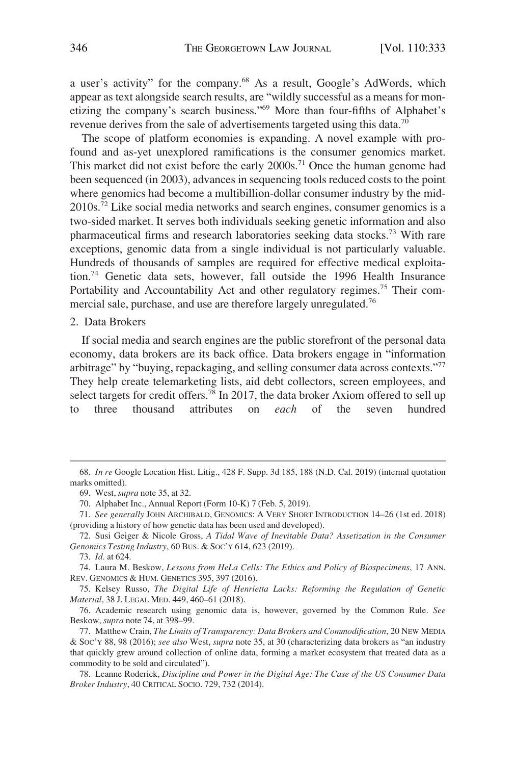a user's activity" for the company.[68] As a result, Google's AdWords, which appear as text alongside search results, are "wildly successful as a means for monetizing the company's search business."[69] More than four-fifths of Alphabet's revenue derives from the sale of advertisements targeted using this data.[70]

The scope of platform economies is expanding. A novel example with profound and as-yet unexplored ramifications is the consumer genomics market. This market did not exist before the early 2000s.[71] Once the human genome had been sequenced (in 2003), advances in sequencing tools reduced costs to the point where genomics had become a multibillion-dollar consumer industry by the mid-2010s.[72] Like social media networks and search engines, consumer genomics is a two-sided market. It serves both individuals seeking genetic information and also pharmaceutical firms and research laboratories seeking data stocks.[73] With rare exceptions, genomic data from a single individual is not particularly valuable. Hundreds of thousands of samples are required for effective medical exploitation.[74] Genetic data sets, however, fall outside the 1996 Health Insurance Portability and Accountability Act and other regulatory regimes.[75] Their commercial sale, purchase, and use are therefore largely unregulated.[76]

2. Data Brokers

If social media and search engines are the public storefront of the personal data economy, data brokers are its back office. Data brokers engage in "information arbitrage" by "buying, repackaging, and selling consumer data across contexts."[77] They help create telemarketing lists, aid debt collectors, screen employees, and select targets for credit offers.[78] In 2017, the data broker Axiom offered to sell up to three thousand attributes on *each* of the seven hundred

---

68. *In re* Google Location Hist. Litig., 428 F. Supp. 3d 185, 188 (N.D. Cal. 2019) (internal quotation marks omitted).

69. West, *supra* note 35, at 32.

70. Alphabet Inc., Annual Report (Form 10-K) 7 (Feb. 5, 2019).

71. *See generally* JOHN ARCHIBALD, GENOMICS: A VERY SHORT INTRODUCTION 14–26 (1st ed. 2018) (providing a history of how genetic data has been used and developed).

72. Susi Geiger & Nicole Gross, *A Tidal Wave of Inevitable Data? Assetization in the Consumer Genomics Testing Industry*, 60 BUS. & SOC'Y 614, 623 (2019).

73. *Id.* at 624.

74. Laura M. Beskow, *Lessons from HeLa Cells: The Ethics and Policy of Biospecimens*, 17 ANN. REV. GENOMICS & HUM. GENETICS 395, 397 (2016).

75. Kelsey Russo, *The Digital Life of Henrietta Lacks: Reforming the Regulation of Genetic Material*, 38 J. LEGAL MED. 449, 460–61 (2018).

76. Academic research using genomic data is, however, governed by the Common Rule. *See* Beskow, *supra* note 74, at 398–99.

77. Matthew Crain, *The Limits of Transparency: Data Brokers and Commodification*, 20 NEW MEDIA & SOC'Y 88, 98 (2016); *see also* West, *supra* note 35, at 30 (characterizing data brokers as "an industry that quickly grew around collection of online data, forming a market ecosystem that treated data as a commodity to be sold and circulated").

78. Leanne Roderick, *Discipline and Power in the Digital Age: The Case of the US Consumer Data Broker Industry*, 40 CRITICAL SOCIO. 729, 732 (2014).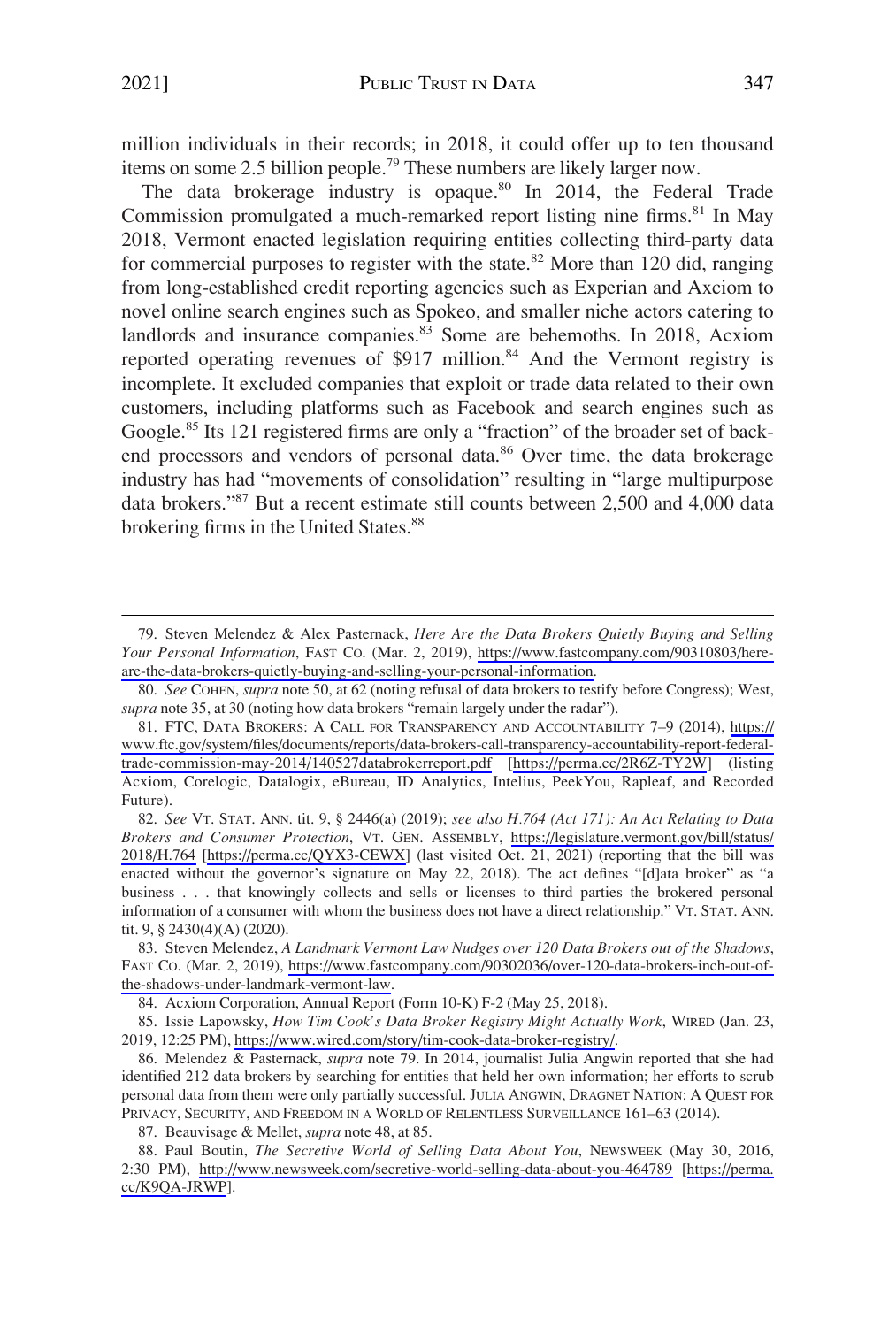million individuals in their records; in 2018, it could offer up to ten thousand items on some 2.5 billion people.[79] These numbers are likely larger now.

The data brokerage industry is opaque.[80] In 2014, the Federal Trade Commission promulgated a much-remarked report listing nine firms.[81] In May 2018, Vermont enacted legislation requiring entities collecting third-party data for commercial purposes to register with the state.[82] More than 120 did, ranging from long-established credit reporting agencies such as Experian and Axciom to novel online search engines such as Spokeo, and smaller niche actors catering to landlords and insurance companies.[83] Some are behemoths. In 2018, Acxiom reported operating revenues of $917 million.[84] And the Vermont registry is incomplete. It excluded companies that exploit or trade data related to their own customers, including platforms such as Facebook and search engines such as Google.[85] Its 121 registered firms are only a "fraction" of the broader set of back-end processors and vendors of personal data.[86] Over time, the data brokerage industry has had "movements of consolidation" resulting in "large multipurpose data brokers."[87] But a recent estimate still counts between 2,500 and 4,000 data brokering firms in the United States.[88]

---

79. Steven Melendez & Alex Pasternack, *Here Are the Data Brokers Quietly Buying and Selling Your Personal Information*, FAST CO. (Mar. 2, 2019), https://www.fastcompany.com/90310803/here-are-the-data-brokers-quietly-buying-and-selling-your-personal-information.

80. *See* COHEN, *supra* note 50, at 62 (noting refusal of data brokers to testify before Congress); West, *supra* note 35, at 30 (noting how data brokers "remain largely under the radar").

81. FTC, DATA BROKERS: A CALL FOR TRANSPARENCY AND ACCOUNTABILITY 7–9 (2014), https://www.ftc.gov/system/files/documents/reports/data-brokers-call-transparency-accountability-report-federal-trade-commission-may-2014/140527databrokerreport.pdf [https://perma.cc/2R6Z-TY2W] (listing Acxiom, Corelogic, Datalogix, eBureau, ID Analytics, Intelius, PeekYou, Rapleaf, and Recorded Future).

82. *See* VT. STAT. ANN. tit. 9, § 2446(a) (2019); *see also H.764 (Act 171): An Act Relating to Data Brokers and Consumer Protection*, VT. GEN. ASSEMBLY, https://legislature.vermont.gov/bill/status/2018/H.764 [https://perma.cc/QYX3-CEWX] (last visited Oct. 21, 2021) (reporting that the bill was enacted without the governor's signature on May 22, 2018). The act defines "[d]ata broker" as "a business . . . that knowingly collects and sells or licenses to third parties the brokered personal information of a consumer with whom the business does not have a direct relationship." VT. STAT. ANN. tit. 9, § 2430(4)(A) (2020).

83. Steven Melendez, *A Landmark Vermont Law Nudges over 120 Data Brokers out of the Shadows*, FAST CO. (Mar. 2, 2019), https://www.fastcompany.com/90302036/over-120-data-brokers-inch-out-of-the-shadows-under-landmark-vermont-law.

84. Acxiom Corporation, Annual Report (Form 10-K) F-2 (May 25, 2018).

85. Issie Lapowsky, *How Tim Cook's Data Broker Registry Might Actually Work*, WIRED (Jan. 23, 2019, 12:25 PM), https://www.wired.com/story/tim-cook-data-broker-registry/.

86. Melendez & Pasternack, *supra* note 79. In 2014, journalist Julia Angwin reported that she had identified 212 data brokers by searching for entities that held her own information; her efforts to scrub personal data from them were only partially successful. JULIA ANGWIN, DRAGNET NATION: A QUEST FOR PRIVACY, SECURITY, AND FREEDOM IN A WORLD OF RELENTLESS SURVEILLANCE 161–63 (2014).

87. Beauvisage & Mellet, *supra* note 48, at 85.

88. Paul Boutin, *The Secretive World of Selling Data About You*, NEWSWEEK (May 30, 2016, 2:30 PM), http://www.newsweek.com/secretive-world-selling-data-about-you-464789 [https://perma.cc/K9QA-JRWP].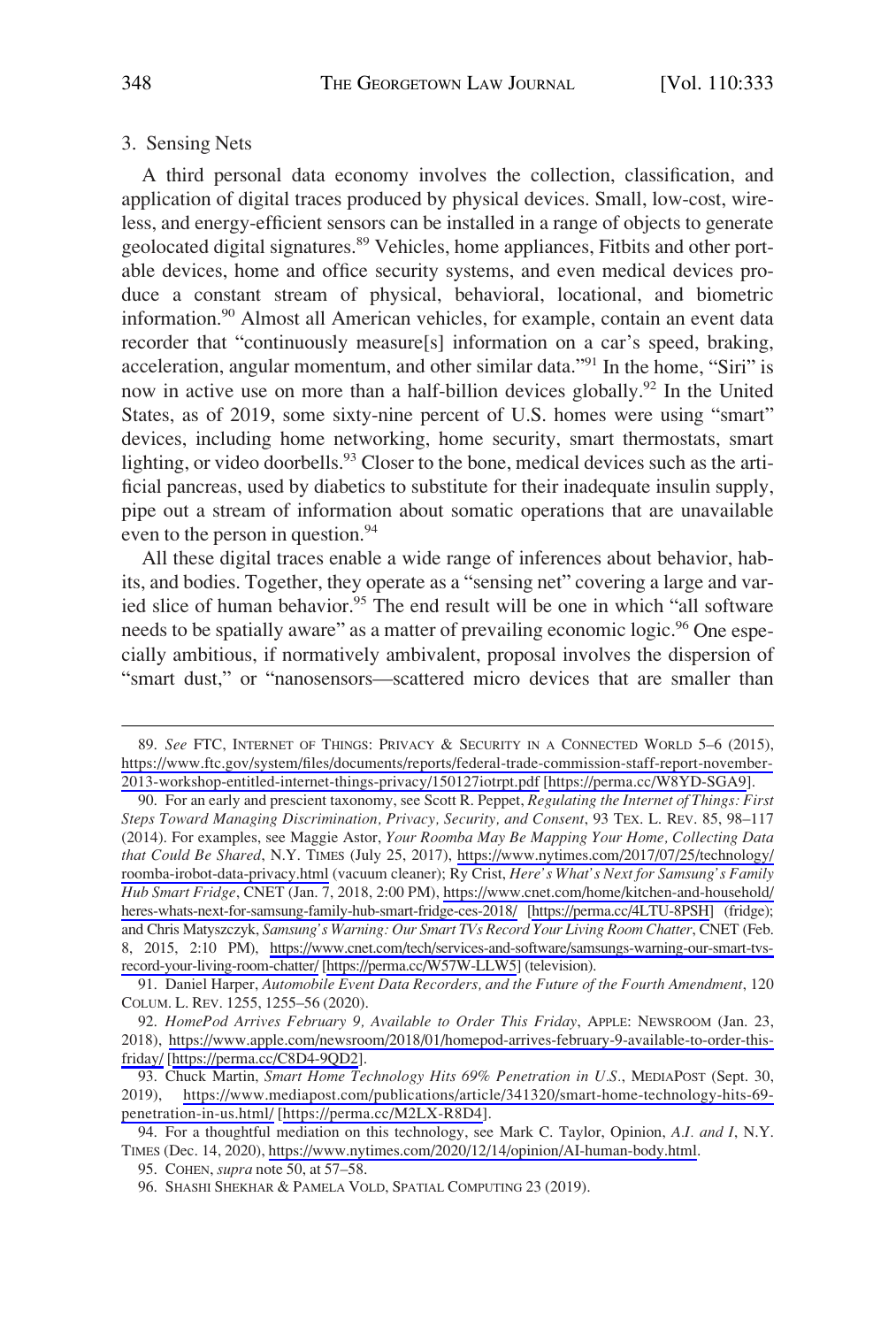### 3. Sensing Nets

A third personal data economy involves the collection, classification, and application of digital traces produced by physical devices. Small, low-cost, wireless, and energy-efficient sensors can be installed in a range of objects to generate geolocated digital signatures.[89] Vehicles, home appliances, Fitbits and other portable devices, home and office security systems, and even medical devices produce a constant stream of physical, behavioral, locational, and biometric information.[90] Almost all American vehicles, for example, contain an event data recorder that "continuously measure[s] information on a car's speed, braking, acceleration, angular momentum, and other similar data."[91] In the home, "Siri" is now in active use on more than a half-billion devices globally.[92] In the United States, as of 2019, some sixty-nine percent of U.S. homes were using "smart" devices, including home networking, home security, smart thermostats, smart lighting, or video doorbells.[93] Closer to the bone, medical devices such as the artificial pancreas, used by diabetics to substitute for their inadequate insulin supply, pipe out a stream of information about somatic operations that are unavailable even to the person in question.[94]

All these digital traces enable a wide range of inferences about behavior, habits, and bodies. Together, they operate as a "sensing net" covering a large and varied slice of human behavior.[95] The end result will be one in which "all software needs to be spatially aware" as a matter of prevailing economic logic.[96] One especially ambitious, if normatively ambivalent, proposal involves the dispersion of "smart dust," or "nanosensors—scattered micro devices that are smaller than

---

89. *See* FTC, INTERNET OF THINGS: PRIVACY & SECURITY IN A CONNECTED WORLD 5–6 (2015), https://www.ftc.gov/system/files/documents/reports/federal-trade-commission-staff-report-november-2013-workshop-entitled-internet-things-privacy/150127iotrpt.pdf [https://perma.cc/W8YD-SGA9].

90. For an early and prescient taxonomy, see Scott R. Peppet, *Regulating the Internet of Things: First Steps Toward Managing Discrimination, Privacy, Security, and Consent*, 93 TEX. L. REV. 85, 98–117 (2014). For examples, see Maggie Astor, *Your Roomba May Be Mapping Your Home, Collecting Data that Could Be Shared*, N.Y. TIMES (July 25, 2017), https://www.nytimes.com/2017/07/25/technology/roomba-irobot-data-privacy.html (vacuum cleaner); Ry Crist, *Here's What's Next for Samsung's Family Hub Smart Fridge*, CNET (Jan. 7, 2018, 2:00 PM), https://www.cnet.com/home/kitchen-and-household/heres-whats-next-for-samsung-family-hub-smart-fridge-ces-2018/ [https://perma.cc/4LTU-8PSH] (fridge); and Chris Matyszczyk, *Samsung's Warning: Our Smart TVs Record Your Living Room Chatter*, CNET (Feb. 8, 2015, 2:10 PM), https://www.cnet.com/tech/services-and-software/samsungs-warning-our-smart-tvs-record-your-living-room-chatter/ [https://perma.cc/W57W-LLW5] (television).

91. Daniel Harper, *Automobile Event Data Recorders, and the Future of the Fourth Amendment*, 120 COLUM. L. REV. 1255, 1255–56 (2020).

92. *HomePod Arrives February 9, Available to Order This Friday*, APPLE: NEWSROOM (Jan. 23, 2018), https://www.apple.com/newsroom/2018/01/homepod-arrives-february-9-available-to-order-this-friday/ [https://perma.cc/C8D4-9QD2].

93. Chuck Martin, *Smart Home Technology Hits 69% Penetration in U.S.*, MEDIAPOST (Sept. 30, 2019), https://www.mediapost.com/publications/article/341320/smart-home-technology-hits-69-penetration-in-us.html/ [https://perma.cc/M2LX-R8D4].

94. For a thoughtful mediation on this technology, see Mark C. Taylor, Opinion, *A.I. and I*, N.Y. TIMES (Dec. 14, 2020), https://www.nytimes.com/2020/12/14/opinion/AI-human-body.html.

95. COHEN, *supra* note 50, at 57–58.

96. SHASHI SHEKHAR & PAMELA VOLD, SPATIAL COMPUTING 23 (2019).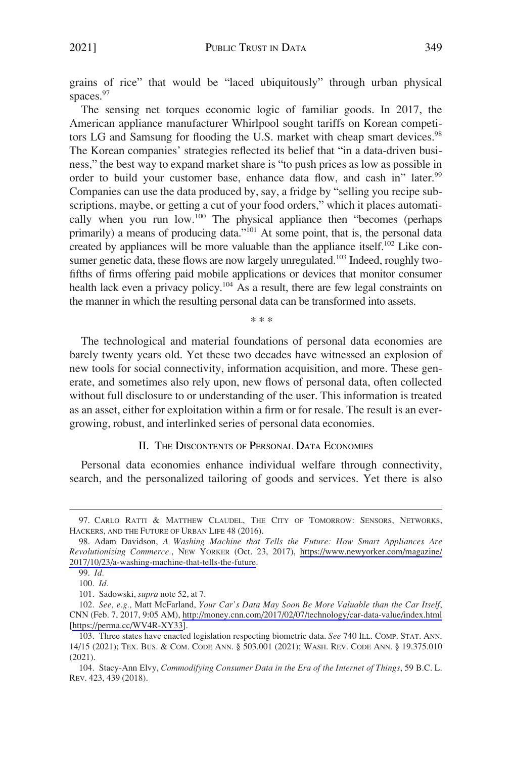grains of rice" that would be "laced ubiquitously" through urban physical spaces.[97]

The sensing net torques economic logic of familiar goods. In 2017, the American appliance manufacturer Whirlpool sought tariffs on Korean competitors LG and Samsung for flooding the U.S. market with cheap smart devices.[98] The Korean companies' strategies reflected its belief that "in a data-driven business," the best way to expand market share is "to push prices as low as possible in order to build your customer base, enhance data flow, and cash in" later.[99] Companies can use the data produced by, say, a fridge by "selling you recipe subscriptions, maybe, or getting a cut of your food orders," which it places automatically when you run low.[100] The physical appliance then "becomes (perhaps primarily) a means of producing data."[101] At some point, that is, the personal data created by appliances will be more valuable than the appliance itself.[102] Like consumer genetic data, these flows are now largely unregulated.[103] Indeed, roughly two-fifths of firms offering paid mobile applications or devices that monitor consumer health lack even a privacy policy.[104] As a result, there are few legal constraints on the manner in which the resulting personal data can be transformed into assets.

\* \* \*

The technological and material foundations of personal data economies are barely twenty years old. Yet these two decades have witnessed an explosion of new tools for social connectivity, information acquisition, and more. These generate, and sometimes also rely upon, new flows of personal data, often collected without full disclosure to or understanding of the user. This information is treated as an asset, either for exploitation within a firm or for resale. The result is an ever-growing, robust, and interlinked series of personal data economies.

## II. The Discontents of Personal Data Economies

Personal data economies enhance individual welfare through connectivity, search, and the personalized tailoring of goods and services. Yet there is also

97. Carlo Ratti & Matthew Claudel, The City of Tomorrow: Sensors, Networks, Hackers, and the Future of Urban Life 48 (2016).

98. Adam Davidson, *A Washing Machine that Tells the Future: How Smart Appliances Are Revolutionizing Commerce*., New Yorker (Oct. 23, 2017), https://www.newyorker.com/magazine/2017/10/23/a-washing-machine-that-tells-the-future.

99. *Id.*

100. *Id.*

101. Sadowski, *supra* note 52, at 7.

102. *See, e.g.,* Matt McFarland, *Your Car's Data May Soon Be More Valuable than the Car Itself*, CNN (Feb. 7, 2017, 9:05 AM), http://money.cnn.com/2017/02/07/technology/car-data-value/index.html [https://perma.cc/WV4R-XY33].

103. Three states have enacted legislation respecting biometric data. *See* 740 Ill. Comp. Stat. Ann. 14/15 (2021); Tex. Bus. & Com. Code Ann. § 503.001 (2021); Wash. Rev. Code Ann. § 19.375.010 (2021).

104. Stacy-Ann Elvy, *Commodifying Consumer Data in the Era of the Internet of Things*, 59 B.C. L. Rev. 423, 439 (2018).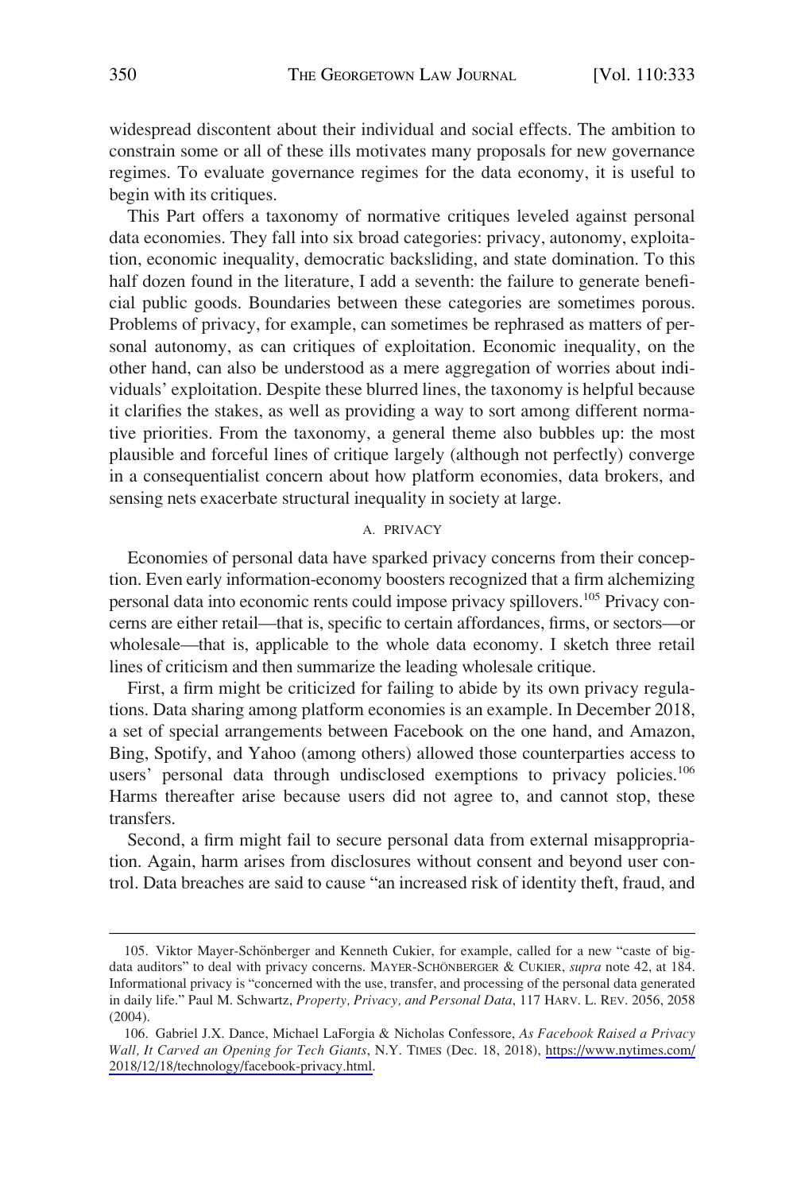widespread discontent about their individual and social effects. The ambition to constrain some or all of these ills motivates many proposals for new governance regimes. To evaluate governance regimes for the data economy, it is useful to begin with its critiques.

This Part offers a taxonomy of normative critiques leveled against personal data economies. They fall into six broad categories: privacy, autonomy, exploitation, economic inequality, democratic backsliding, and state domination. To this half dozen found in the literature, I add a seventh: the failure to generate beneficial public goods. Boundaries between these categories are sometimes porous. Problems of privacy, for example, can sometimes be rephrased as matters of personal autonomy, as can critiques of exploitation. Economic inequality, on the other hand, can also be understood as a mere aggregation of worries about individuals' exploitation. Despite these blurred lines, the taxonomy is helpful because it clarifies the stakes, as well as providing a way to sort among different normative priorities. From the taxonomy, a general theme also bubbles up: the most plausible and forceful lines of critique largely (although not perfectly) converge in a consequentialist concern about how platform economies, data brokers, and sensing nets exacerbate structural inequality in society at large.

### A. PRIVACY

Economies of personal data have sparked privacy concerns from their conception. Even early information-economy boosters recognized that a firm alchemizing personal data into economic rents could impose privacy spillovers.[105] Privacy concerns are either retail—that is, specific to certain affordances, firms, or sectors—or wholesale—that is, applicable to the whole data economy. I sketch three retail lines of criticism and then summarize the leading wholesale critique.

First, a firm might be criticized for failing to abide by its own privacy regulations. Data sharing among platform economies is an example. In December 2018, a set of special arrangements between Facebook on the one hand, and Amazon, Bing, Spotify, and Yahoo (among others) allowed those counterparties access to users' personal data through undisclosed exemptions to privacy policies.[106] Harms thereafter arise because users did not agree to, and cannot stop, these transfers.

Second, a firm might fail to secure personal data from external misappropriation. Again, harm arises from disclosures without consent and beyond user control. Data breaches are said to cause "an increased risk of identity theft, fraud, and

---

105. Viktor Mayer-Schönberger and Kenneth Cukier, for example, called for a new "caste of big-data auditors" to deal with privacy concerns. MAYER-SCHÖNBERGER & CUKIER, *supra* note 42, at 184. Informational privacy is "concerned with the use, transfer, and processing of the personal data generated in daily life." Paul M. Schwartz, *Property, Privacy, and Personal Data*, 117 HARV. L. REV. 2056, 2058 (2004).

106. Gabriel J.X. Dance, Michael LaForgia & Nicholas Confessore, *As Facebook Raised a Privacy Wall, It Carved an Opening for Tech Giants*, N.Y. TIMES (Dec. 18, 2018), https://www.nytimes.com/2018/12/18/technology/facebook-privacy.html.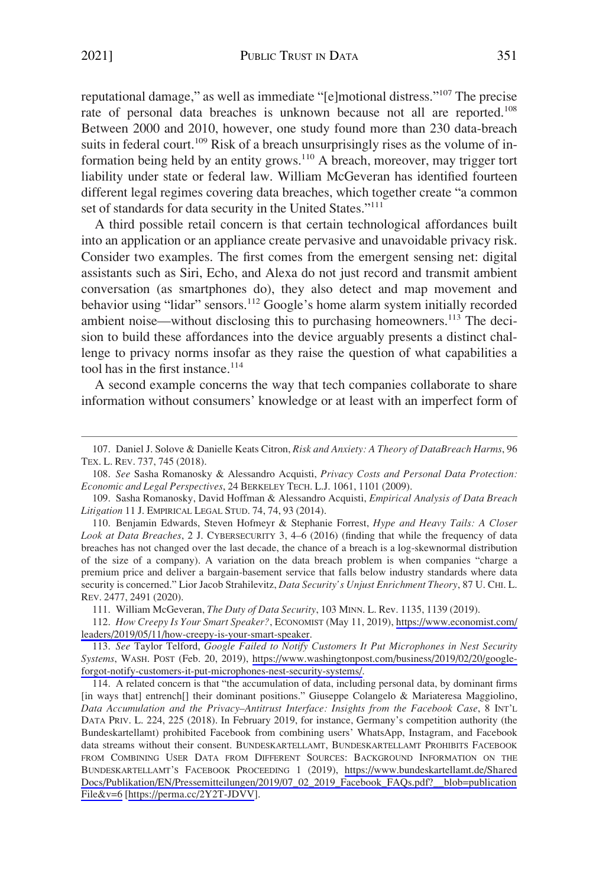reputational damage," as well as immediate "[e]motional distress."[107] The precise rate of personal data breaches is unknown because not all are reported.[108] Between 2000 and 2010, however, one study found more than 230 data-breach suits in federal court.[109] Risk of a breach unsurprisingly rises as the volume of information being held by an entity grows.[110] A breach, moreover, may trigger tort liability under state or federal law. William McGeveran has identified fourteen different legal regimes covering data breaches, which together create "a common set of standards for data security in the United States."[111]

A third possible retail concern is that certain technological affordances built into an application or an appliance create pervasive and unavoidable privacy risk. Consider two examples. The first comes from the emergent sensing net: digital assistants such as Siri, Echo, and Alexa do not just record and transmit ambient conversation (as smartphones do), they also detect and map movement and behavior using "lidar" sensors.[112] Google's home alarm system initially recorded ambient noise—without disclosing this to purchasing homeowners.[113] The decision to build these affordances into the device arguably presents a distinct challenge to privacy norms insofar as they raise the question of what capabilities a tool has in the first instance.[114]

A second example concerns the way that tech companies collaborate to share information without consumers' knowledge or at least with an imperfect form of

---

107. Daniel J. Solove & Danielle Keats Citron, *Risk and Anxiety: A Theory of DataBreach Harms*, 96 TEX. L. REV. 737, 745 (2018).

108. *See* Sasha Romanosky & Alessandro Acquisti, *Privacy Costs and Personal Data Protection: Economic and Legal Perspectives*, 24 BERKELEY TECH. L.J. 1061, 1101 (2009).

109. Sasha Romanosky, David Hoffman & Alessandro Acquisti, *Empirical Analysis of Data Breach Litigation* 11 J. EMPIRICAL LEGAL STUD. 74, 74, 93 (2014).

110. Benjamin Edwards, Steven Hofmeyr & Stephanie Forrest, *Hype and Heavy Tails: A Closer Look at Data Breaches*, 2 J. CYBERSECURITY 3, 4–6 (2016) (finding that while the frequency of data breaches has not changed over the last decade, the chance of a breach is a log-skewnormal distribution of the size of a company). A variation on the data breach problem is when companies "charge a premium price and deliver a bargain-basement service that falls below industry standards where data security is concerned." Lior Jacob Strahilevitz, *Data Security's Unjust Enrichment Theory*, 87 U. CHI. L. REV. 2477, 2491 (2020).

111. William McGeveran, *The Duty of Data Security*, 103 MINN. L. Rev. 1135, 1139 (2019).

112. *How Creepy Is Your Smart Speaker?*, ECONOMIST (May 11, 2019), https://www.economist.com/leaders/2019/05/11/how-creepy-is-your-smart-speaker.

113. *See* Taylor Telford, *Google Failed to Notify Customers It Put Microphones in Nest Security Systems*, WASH. POST (Feb. 20, 2019), https://www.washingtonpost.com/business/2019/02/20/google-forgot-notify-customers-it-put-microphones-nest-security-systems/.

114. A related concern is that "the accumulation of data, including personal data, by dominant firms [in ways that] entrench[] their dominant positions." Giuseppe Colangelo & Mariateresa Maggiolino, *Data Accumulation and the Privacy–Antitrust Interface: Insights from the Facebook Case*, 8 INT'L DATA PRIV. L. 224, 225 (2018). In February 2019, for instance, Germany's competition authority (the Bundeskartellamt) prohibited Facebook from combining users' WhatsApp, Instagram, and Facebook data streams without their consent. BUNDESKARTELLAMT, BUNDESKARTELLAMT PROHIBITS FACEBOOK FROM COMBINING USER DATA FROM DIFFERENT SOURCES: BACKGROUND INFORMATION ON THE BUNDESKARTELLAMT'S FACEBOOK PROCEEDING 1 (2019), https://www.bundeskartellamt.de/SharedDocs/Publikation/EN/Pressemitteilungen/2019/07_02_2019_Facebook_FAQs.pdf?__blob=publicationFile&v=6 [https://perma.cc/2Y2T-JDVV].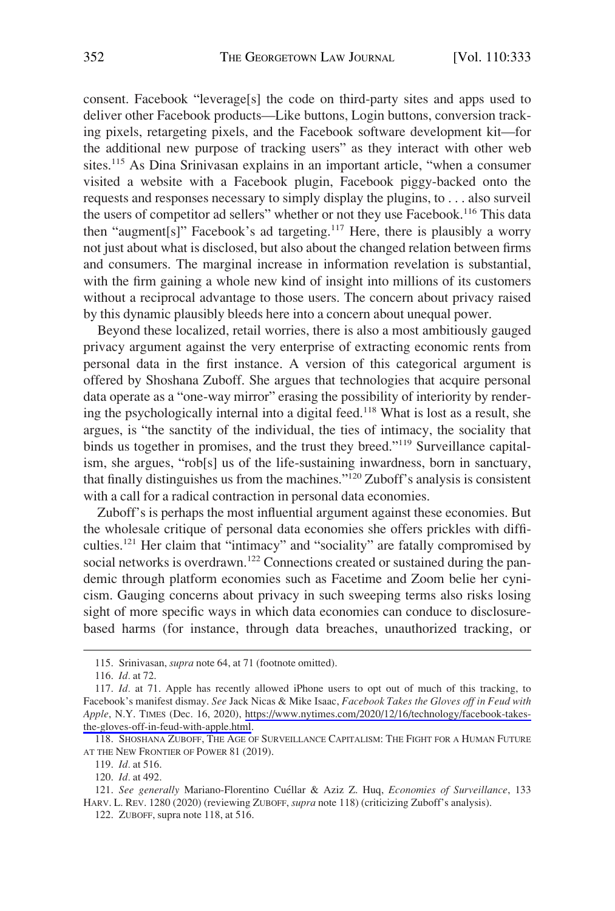consent. Facebook "leverage[s] the code on third-party sites and apps used to deliver other Facebook products—Like buttons, Login buttons, conversion tracking pixels, retargeting pixels, and the Facebook software development kit—for the additional new purpose of tracking users" as they interact with other web sites.[115] As Dina Srinivasan explains in an important article, "when a consumer visited a website with a Facebook plugin, Facebook piggy-backed onto the requests and responses necessary to simply display the plugins, to . . . also surveil the users of competitor ad sellers" whether or not they use Facebook.[116] This data then "augment[s]" Facebook's ad targeting.[117] Here, there is plausibly a worry not just about what is disclosed, but also about the changed relation between firms and consumers. The marginal increase in information revelation is substantial, with the firm gaining a whole new kind of insight into millions of its customers without a reciprocal advantage to those users. The concern about privacy raised by this dynamic plausibly bleeds here into a concern about unequal power.

Beyond these localized, retail worries, there is also a most ambitiously gauged privacy argument against the very enterprise of extracting economic rents from personal data in the first instance. A version of this categorical argument is offered by Shoshana Zuboff. She argues that technologies that acquire personal data operate as a "one-way mirror" erasing the possibility of interiority by rendering the psychologically internal into a digital feed.[118] What is lost as a result, she argues, is "the sanctity of the individual, the ties of intimacy, the sociality that binds us together in promises, and the trust they breed."[119] Surveillance capitalism, she argues, "rob[s] us of the life-sustaining inwardness, born in sanctuary, that finally distinguishes us from the machines."[120] Zuboff's analysis is consistent with a call for a radical contraction in personal data economies.

Zuboff's is perhaps the most influential argument against these economies. But the wholesale critique of personal data economies she offers prickles with difficulties.[121] Her claim that "intimacy" and "sociality" are fatally compromised by social networks is overdrawn.[122] Connections created or sustained during the pandemic through platform economies such as Facetime and Zoom belie her cynicism. Gauging concerns about privacy in such sweeping terms also risks losing sight of more specific ways in which data economies can conduce to disclosure-based harms (for instance, through data breaches, unauthorized tracking, or

---

115. Srinivasan, *supra* note 64, at 71 (footnote omitted).

116. *Id.* at 72.

117. *Id.* at 71. Apple has recently allowed iPhone users to opt out of much of this tracking, to Facebook's manifest dismay. *See* Jack Nicas & Mike Isaac, *Facebook Takes the Gloves off in Feud with Apple*, N.Y. TIMES (Dec. 16, 2020), https://www.nytimes.com/2020/12/16/technology/facebook-takes-the-gloves-off-in-feud-with-apple.html.

118. SHOSHANA ZUBOFF, THE AGE OF SURVEILLANCE CAPITALISM: THE FIGHT FOR A HUMAN FUTURE AT THE NEW FRONTIER OF POWER 81 (2019).

119. *Id.* at 516.

120. *Id.* at 492.

121. *See generally* Mariano-Florentino Cuéllar & Aziz Z. Huq, *Economies of Surveillance*, 133 HARV. L. REV. 1280 (2020) (reviewing ZUBOFF, *supra* note 118) (criticizing Zuboff's analysis).

122. ZUBOFF, supra note 118, at 516.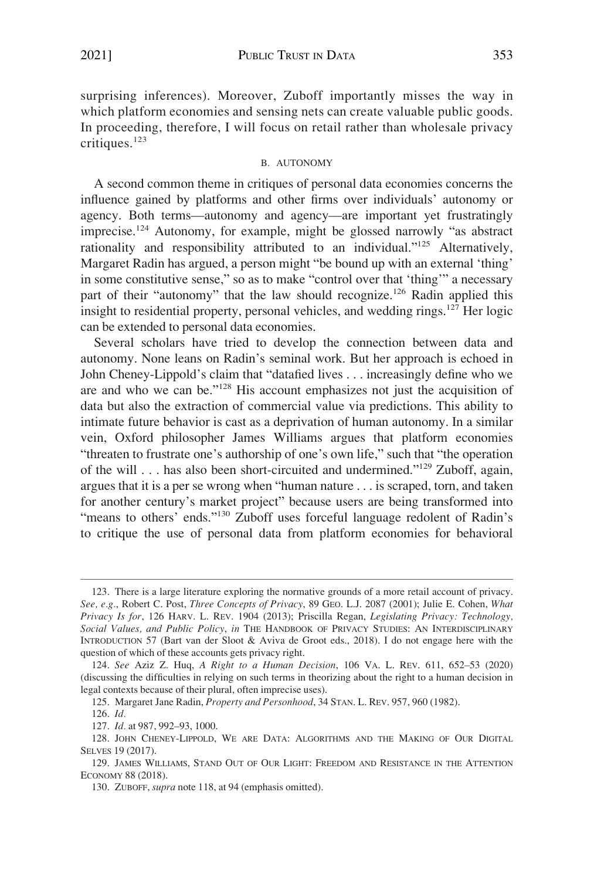surprising inferences). Moreover, Zuboff importantly misses the way in which platform economies and sensing nets can create valuable public goods. In proceeding, therefore, I will focus on retail rather than wholesale privacy critiques.[123]

### B. AUTONOMY

A second common theme in critiques of personal data economies concerns the influence gained by platforms and other firms over individuals' autonomy or agency. Both terms—autonomy and agency—are important yet frustratingly imprecise.[124] Autonomy, for example, might be glossed narrowly "as abstract rationality and responsibility attributed to an individual."[125] Alternatively, Margaret Radin has argued, a person might "be bound up with an external 'thing' in some constitutive sense," so as to make "control over that 'thing'" a necessary part of their "autonomy" that the law should recognize.[126] Radin applied this insight to residential property, personal vehicles, and wedding rings.[127] Her logic can be extended to personal data economies.

Several scholars have tried to develop the connection between data and autonomy. None leans on Radin's seminal work. But her approach is echoed in John Cheney-Lippold's claim that "datafied lives . . . increasingly define who we are and who we can be."[128] His account emphasizes not just the acquisition of data but also the extraction of commercial value via predictions. This ability to intimate future behavior is cast as a deprivation of human autonomy. In a similar vein, Oxford philosopher James Williams argues that platform economies "threaten to frustrate one's authorship of one's own life," such that "the operation of the will . . . has also been short-circuited and undermined."[129] Zuboff, again, argues that it is a per se wrong when "human nature . . . is scraped, torn, and taken for another century's market project" because users are being transformed into "means to others' ends."[130] Zuboff uses forceful language redolent of Radin's to critique the use of personal data from platform economies for behavioral

---

123. There is a large literature exploring the normative grounds of a more retail account of privacy. *See, e.g.*, Robert C. Post, *Three Concepts of Privacy*, 89 GEO. L.J. 2087 (2001); Julie E. Cohen, *What Privacy Is for*, 126 HARV. L. REV. 1904 (2013); Priscilla Regan, *Legislating Privacy: Technology, Social Values, and Public Policy*, *in* THE HANDBOOK OF PRIVACY STUDIES: AN INTERDISCIPLINARY INTRODUCTION 57 (Bart van der Sloot & Aviva de Groot eds., 2018). I do not engage here with the question of which of these accounts gets privacy right.

124. *See* Aziz Z. Huq, *A Right to a Human Decision*, 106 VA. L. REV. 611, 652–53 (2020) (discussing the difficulties in relying on such terms in theorizing about the right to a human decision in legal contexts because of their plural, often imprecise uses).

125. Margaret Jane Radin, *Property and Personhood*, 34 STAN. L. REV. 957, 960 (1982).

126. *Id.*

127. *Id.* at 987, 992–93, 1000.

128. JOHN CHENEY-LIPPOLD, WE ARE DATA: ALGORITHMS AND THE MAKING OF OUR DIGITAL SELVES 19 (2017).

129. JAMES WILLIAMS, STAND OUT OF OUR LIGHT: FREEDOM AND RESISTANCE IN THE ATTENTION ECONOMY 88 (2018).

130. ZUBOFF, *supra* note 118, at 94 (emphasis omitted).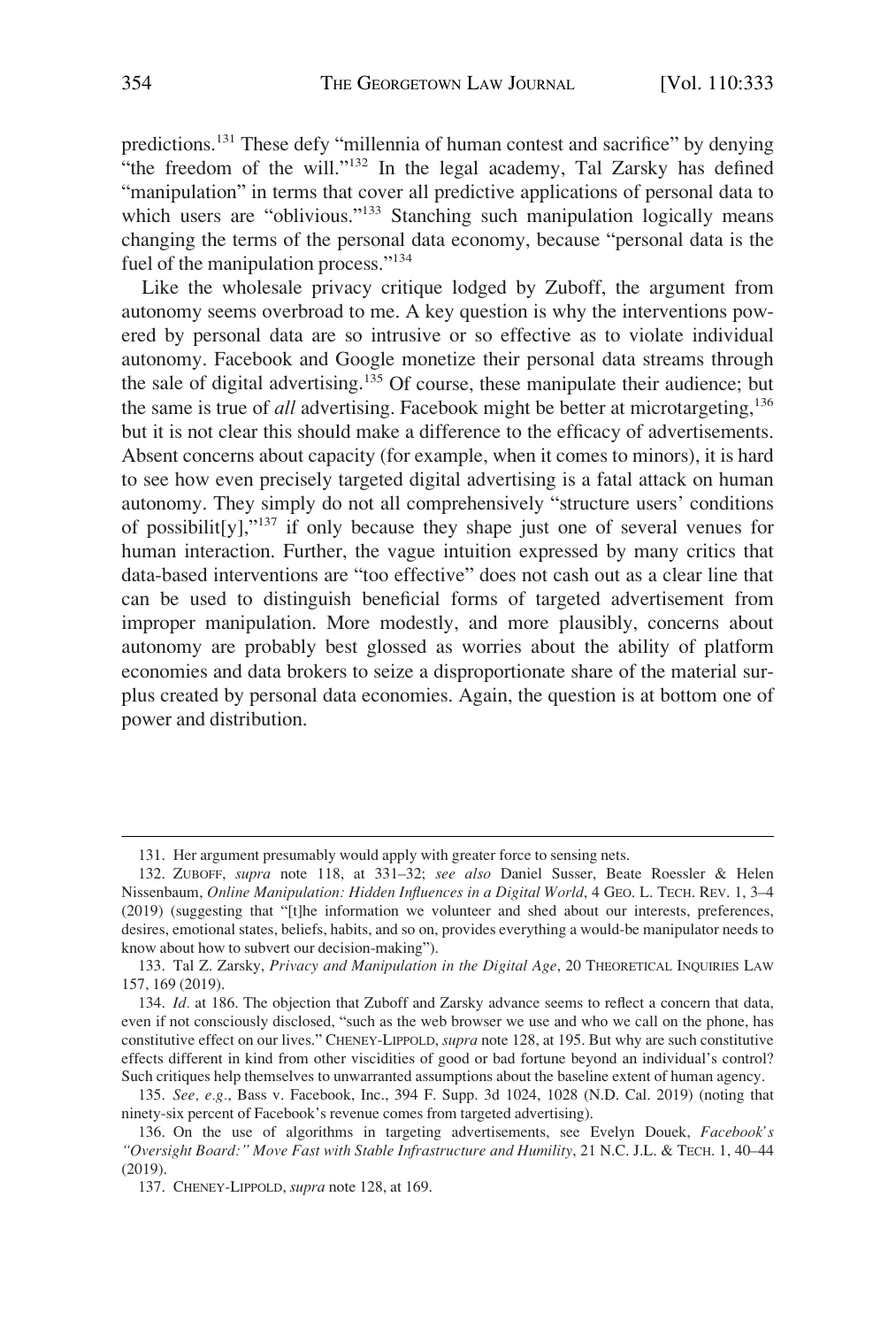predictions.[131] These defy "millennia of human contest and sacrifice" by denying "the freedom of the will."[132] In the legal academy, Tal Zarsky has defined "manipulation" in terms that cover all predictive applications of personal data to which users are "oblivious."[133] Stanching such manipulation logically means changing the terms of the personal data economy, because "personal data is the fuel of the manipulation process."[134]

Like the wholesale privacy critique lodged by Zuboff, the argument from autonomy seems overbroad to me. A key question is why the interventions powered by personal data are so intrusive or so effective as to violate individual autonomy. Facebook and Google monetize their personal data streams through the sale of digital advertising.[135] Of course, these manipulate their audience; but the same is true of *all* advertising. Facebook might be better at microtargeting,[136] but it is not clear this should make a difference to the efficacy of advertisements. Absent concerns about capacity (for example, when it comes to minors), it is hard to see how even precisely targeted digital advertising is a fatal attack on human autonomy. They simply do not all comprehensively "structure users' conditions of possibilit[y],"[137] if only because they shape just one of several venues for human interaction. Further, the vague intuition expressed by many critics that data-based interventions are "too effective" does not cash out as a clear line that can be used to distinguish beneficial forms of targeted advertisement from improper manipulation. More modestly, and more plausibly, concerns about autonomy are probably best glossed as worries about the ability of platform economies and data brokers to seize a disproportionate share of the material surplus created by personal data economies. Again, the question is at bottom one of power and distribution.

---

131. Her argument presumably would apply with greater force to sensing nets.

132. ZUBOFF, *supra* note 118, at 331–32; *see also* Daniel Susser, Beate Roessler & Helen Nissenbaum, *Online Manipulation: Hidden Influences in a Digital World*, 4 GEO. L. TECH. REV. 1, 3–4 (2019) (suggesting that "[t]he information we volunteer and shed about our interests, preferences, desires, emotional states, beliefs, habits, and so on, provides everything a would-be manipulator needs to know about how to subvert our decision-making").

133. Tal Z. Zarsky, *Privacy and Manipulation in the Digital Age*, 20 THEORETICAL INQUIRIES LAW 157, 169 (2019).

134. *Id.* at 186. The objection that Zuboff and Zarsky advance seems to reflect a concern that data, even if not consciously disclosed, "such as the web browser we use and who we call on the phone, has constitutive effect on our lives." CHENEY-LIPPOLD, *supra* note 128, at 195. But why are such constitutive effects different in kind from other viscidities of good or bad fortune beyond an individual's control? Such critiques help themselves to unwarranted assumptions about the baseline extent of human agency.

135. *See, e.g.*, Bass v. Facebook, Inc., 394 F. Supp. 3d 1024, 1028 (N.D. Cal. 2019) (noting that ninety-six percent of Facebook's revenue comes from targeted advertising).

136. On the use of algorithms in targeting advertisements, see Evelyn Douek, *Facebook's "Oversight Board:" Move Fast with Stable Infrastructure and Humility*, 21 N.C. J.L. & TECH. 1, 40–44 (2019).

137. CHENEY-LIPPOLD, *supra* note 128, at 169.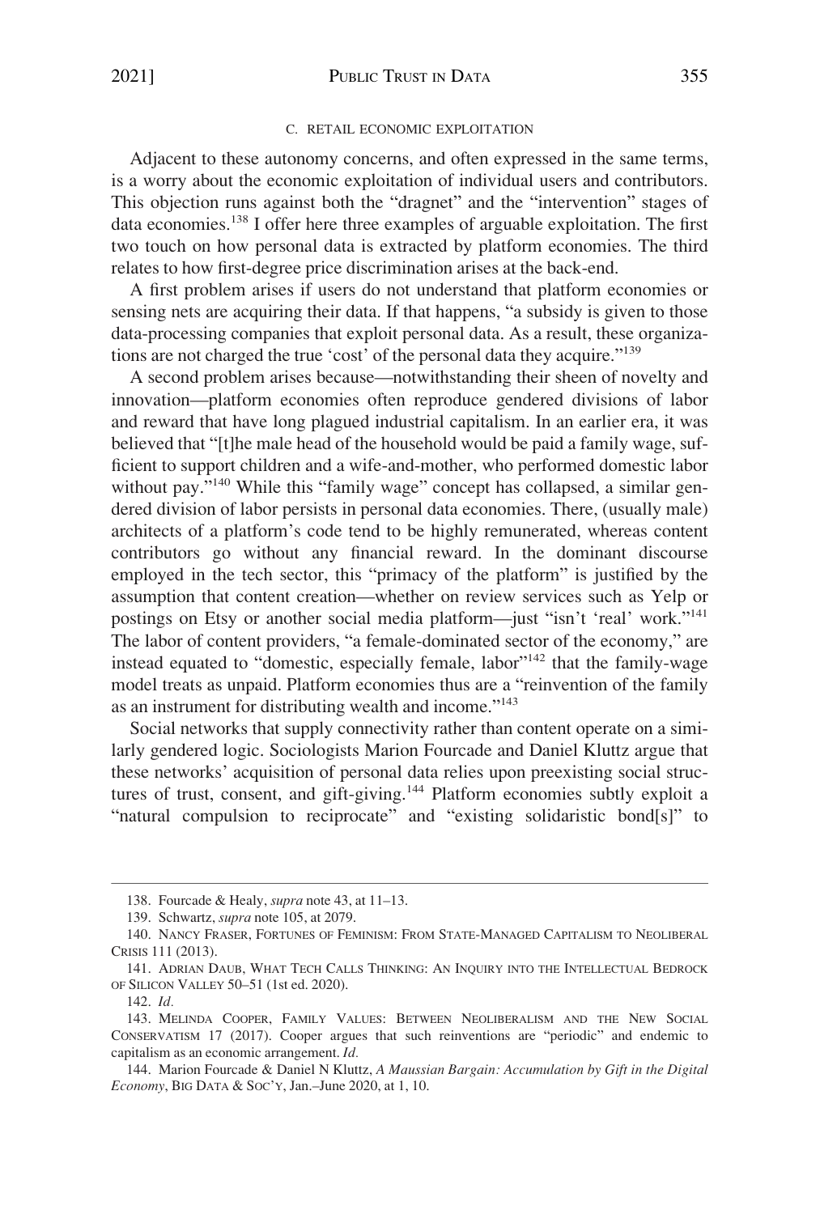### C. RETAIL ECONOMIC EXPLOITATION

Adjacent to these autonomy concerns, and often expressed in the same terms, is a worry about the economic exploitation of individual users and contributors. This objection runs against both the "dragnet" and the "intervention" stages of data economies.[138] I offer here three examples of arguable exploitation. The first two touch on how personal data is extracted by platform economies. The third relates to how first-degree price discrimination arises at the back-end.

A first problem arises if users do not understand that platform economies or sensing nets are acquiring their data. If that happens, "a subsidy is given to those data-processing companies that exploit personal data. As a result, these organizations are not charged the true 'cost' of the personal data they acquire."[139]

A second problem arises because—notwithstanding their sheen of novelty and innovation—platform economies often reproduce gendered divisions of labor and reward that have long plagued industrial capitalism. In an earlier era, it was believed that "[t]he male head of the household would be paid a family wage, sufficient to support children and a wife-and-mother, who performed domestic labor without pay."[140] While this "family wage" concept has collapsed, a similar gendered division of labor persists in personal data economies. There, (usually male) architects of a platform's code tend to be highly remunerated, whereas content contributors go without any financial reward. In the dominant discourse employed in the tech sector, this "primacy of the platform" is justified by the assumption that content creation—whether on review services such as Yelp or postings on Etsy or another social media platform—just "isn't 'real' work."[141] The labor of content providers, "a female-dominated sector of the economy," are instead equated to "domestic, especially female, labor"[142] that the family-wage model treats as unpaid. Platform economies thus are a "reinvention of the family as an instrument for distributing wealth and income."[143]

Social networks that supply connectivity rather than content operate on a similarly gendered logic. Sociologists Marion Fourcade and Daniel Kluttz argue that these networks' acquisition of personal data relies upon preexisting social structures of trust, consent, and gift-giving.[144] Platform economies subtly exploit a "natural compulsion to reciprocate" and "existing solidaristic bond[s]" to

---

138. Fourcade & Healy, *supra* note 43, at 11–13.

139. Schwartz, *supra* note 105, at 2079.

140. NANCY FRASER, FORTUNES OF FEMINISM: FROM STATE-MANAGED CAPITALISM TO NEOLIBERAL CRISIS 111 (2013).

141. ADRIAN DAUB, WHAT TECH CALLS THINKING: AN INQUIRY INTO THE INTELLECTUAL BEDROCK OF SILICON VALLEY 50–51 (1st ed. 2020).

142. *Id.*

143. MELINDA COOPER, FAMILY VALUES: BETWEEN NEOLIBERALISM AND THE NEW SOCIAL CONSERVATISM 17 (2017). Cooper argues that such reinventions are "periodic" and endemic to capitalism as an economic arrangement. *Id.*

144. Marion Fourcade & Daniel N Kluttz, *A Maussian Bargain: Accumulation by Gift in the Digital Economy*, BIG DATA & SOC'Y, Jan.–June 2020, at 1, 10.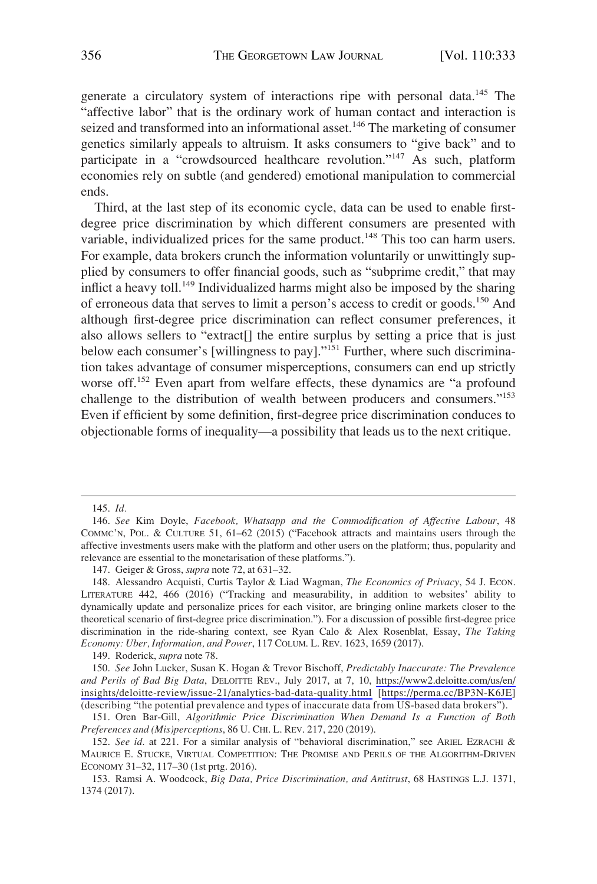generate a circulatory system of interactions ripe with personal data.[145] The "affective labor" that is the ordinary work of human contact and interaction is seized and transformed into an informational asset.[146] The marketing of consumer genetics similarly appeals to altruism. It asks consumers to "give back" and to participate in a "crowdsourced healthcare revolution."[147] As such, platform economies rely on subtle (and gendered) emotional manipulation to commercial ends.

Third, at the last step of its economic cycle, data can be used to enable first-degree price discrimination by which different consumers are presented with variable, individualized prices for the same product.[148] This too can harm users. For example, data brokers crunch the information voluntarily or unwittingly supplied by consumers to offer financial goods, such as "subprime credit," that may inflict a heavy toll.[149] Individualized harms might also be imposed by the sharing of erroneous data that serves to limit a person's access to credit or goods.[150] And although first-degree price discrimination can reflect consumer preferences, it also allows sellers to "extract[] the entire surplus by setting a price that is just below each consumer's [willingness to pay]."[151] Further, where such discrimination takes advantage of consumer misperceptions, consumers can end up strictly worse off.[152] Even apart from welfare effects, these dynamics are "a profound challenge to the distribution of wealth between producers and consumers."[153] Even if efficient by some definition, first-degree price discrimination conduces to objectionable forms of inequality—a possibility that leads us to the next critique.

---

145. *Id.*

146. *See* Kim Doyle, *Facebook, Whatsapp and the Commodification of Affective Labour*, 48 COMMC'N, POL. & CULTURE 51, 61–62 (2015) ("Facebook attracts and maintains users through the affective investments users make with the platform and other users on the platform; thus, popularity and relevance are essential to the monetarisation of these platforms.").

147. Geiger & Gross, *supra* note 72, at 631–32.

148. Alessandro Acquisti, Curtis Taylor & Liad Wagman, *The Economics of Privacy*, 54 J. ECON. LITERATURE 442, 466 (2016) ("Tracking and measurability, in addition to websites' ability to dynamically update and personalize prices for each visitor, are bringing online markets closer to the theoretical scenario of first-degree price discrimination."). For a discussion of possible first-degree price discrimination in the ride-sharing context, see Ryan Calo & Alex Rosenblat, Essay, *The Taking Economy: Uber, Information, and Power*, 117 COLUM. L. REV. 1623, 1659 (2017).

149. Roderick, *supra* note 78.

150. *See* John Lucker, Susan K. Hogan & Trevor Bischoff, *Predictably Inaccurate: The Prevalence and Perils of Bad Big Data*, DELOITTE REV., July 2017, at 7, 10, https://www2.deloitte.com/us/en/insights/deloitte-review/issue-21/analytics-bad-data-quality.html [https://perma.cc/BP3N-K6JE] (describing "the potential prevalence and types of inaccurate data from US-based data brokers").

151. Oren Bar-Gill, *Algorithmic Price Discrimination When Demand Is a Function of Both Preferences and (Mis)perceptions*, 86 U. CHI. L. REV. 217, 220 (2019).

152. *See id.* at 221. For a similar analysis of "behavioral discrimination," see ARIEL EZRACHI & MAURICE E. STUCKE, VIRTUAL COMPETITION: THE PROMISE AND PERILS OF THE ALGORITHM-DRIVEN ECONOMY 31–32, 117–30 (1st prtg. 2016).

153. Ramsi A. Woodcock, *Big Data, Price Discrimination, and Antitrust*, 68 HASTINGS L.J. 1371, 1374 (2017).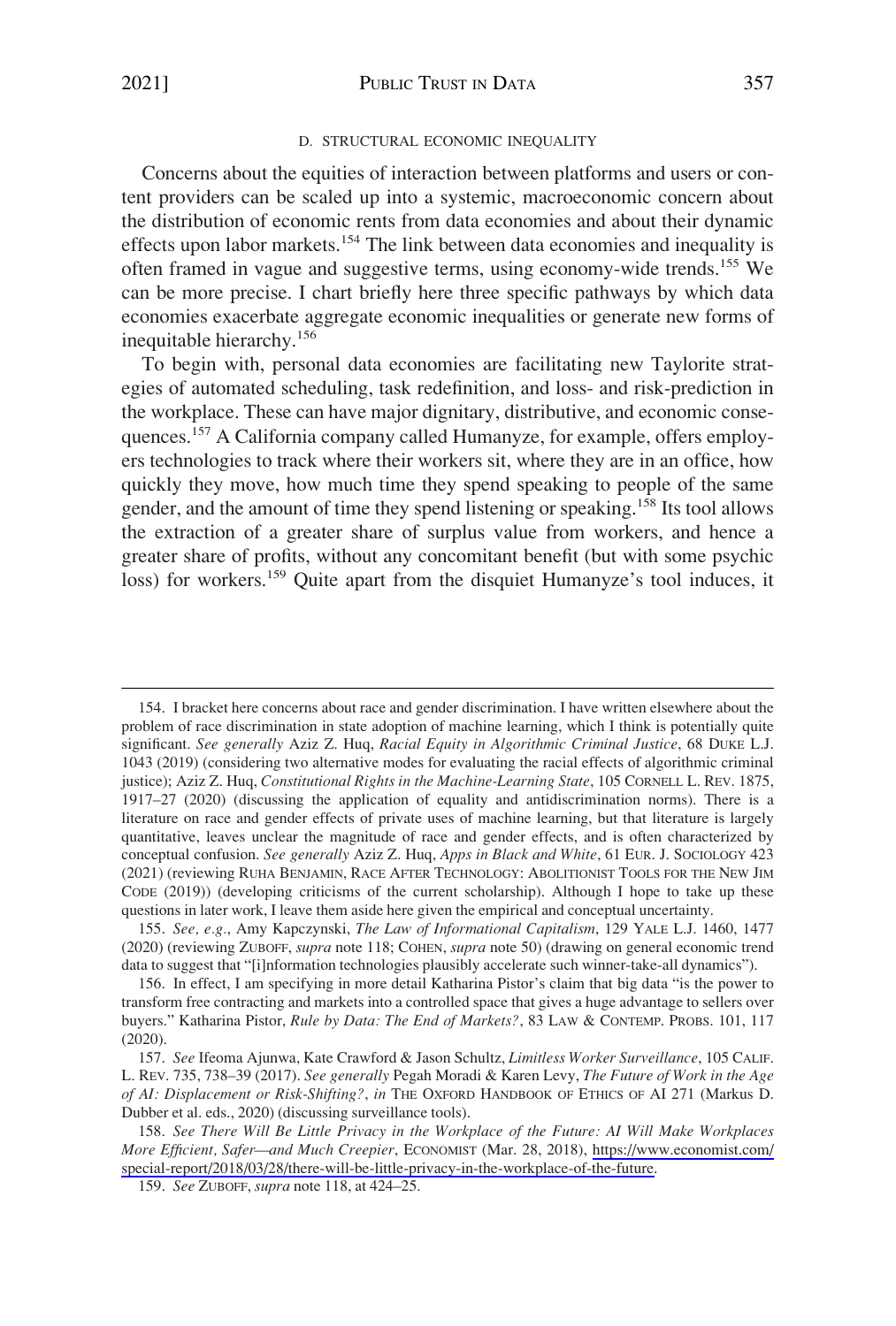### D. STRUCTURAL ECONOMIC INEQUALITY

Concerns about the equities of interaction between platforms and users or content providers can be scaled up into a systemic, macroeconomic concern about the distribution of economic rents from data economies and about their dynamic effects upon labor markets.[154] The link between data economies and inequality is often framed in vague and suggestive terms, using economy-wide trends.[155] We can be more precise. I chart briefly here three specific pathways by which data economies exacerbate aggregate economic inequalities or generate new forms of inequitable hierarchy.[156]

To begin with, personal data economies are facilitating new Taylorite strategies of automated scheduling, task redefinition, and loss- and risk-prediction in the workplace. These can have major dignitary, distributive, and economic consequences.[157] A California company called Humanyze, for example, offers employers technologies to track where their workers sit, where they are in an office, how quickly they move, how much time they spend speaking to people of the same gender, and the amount of time they spend listening or speaking.[158] Its tool allows the extraction of a greater share of surplus value from workers, and hence a greater share of profits, without any concomitant benefit (but with some psychic loss) for workers.[159] Quite apart from the disquiet Humanyze's tool induces, it

---

154. I bracket here concerns about race and gender discrimination. I have written elsewhere about the problem of race discrimination in state adoption of machine learning, which I think is potentially quite significant. *See generally* Aziz Z. Huq, *Racial Equity in Algorithmic Criminal Justice*, 68 DUKE L.J. 1043 (2019) (considering two alternative modes for evaluating the racial effects of algorithmic criminal justice); Aziz Z. Huq, *Constitutional Rights in the Machine-Learning State*, 105 CORNELL L. REV. 1875, 1917–27 (2020) (discussing the application of equality and antidiscrimination norms). There is a literature on race and gender effects of private uses of machine learning, but that literature is largely quantitative, leaves unclear the magnitude of race and gender effects, and is often characterized by conceptual confusion. *See generally* Aziz Z. Huq, *Apps in Black and White*, 61 EUR. J. SOCIOLOGY 423 (2021) (reviewing RUHA BENJAMIN, RACE AFTER TECHNOLOGY: ABOLITIONIST TOOLS FOR THE NEW JIM CODE (2019)) (developing criticisms of the current scholarship). Although I hope to take up these questions in later work, I leave them aside here given the empirical and conceptual uncertainty.

155. *See, e.g.*, Amy Kapczynski, *The Law of Informational Capitalism*, 129 YALE L.J. 1460, 1477 (2020) (reviewing ZUBOFF, *supra* note 118; COHEN, *supra* note 50) (drawing on general economic trend data to suggest that "[i]nformation technologies plausibly accelerate such winner-take-all dynamics").

156. In effect, I am specifying in more detail Katharina Pistor's claim that big data "is the power to transform free contracting and markets into a controlled space that gives a huge advantage to sellers over buyers." Katharina Pistor, *Rule by Data: The End of Markets?*, 83 LAW & CONTEMP. PROBS. 101, 117 (2020).

157. *See* Ifeoma Ajunwa, Kate Crawford & Jason Schultz, *Limitless Worker Surveillance*, 105 CALIF. L. REV. 735, 738–39 (2017). *See generally* Pegah Moradi & Karen Levy, *The Future of Work in the Age of AI: Displacement or Risk-Shifting?*, *in* THE OXFORD HANDBOOK OF ETHICS OF AI 271 (Markus D. Dubber et al. eds., 2020) (discussing surveillance tools).

158. *See There Will Be Little Privacy in the Workplace of the Future: AI Will Make Workplaces More Efficient, Safer—and Much Creepier*, ECONOMIST (Mar. 28, 2018), https://www.economist.com/special-report/2018/03/28/there-will-be-little-privacy-in-the-workplace-of-the-future.

159. *See* ZUBOFF, *supra* note 118, at 424–25.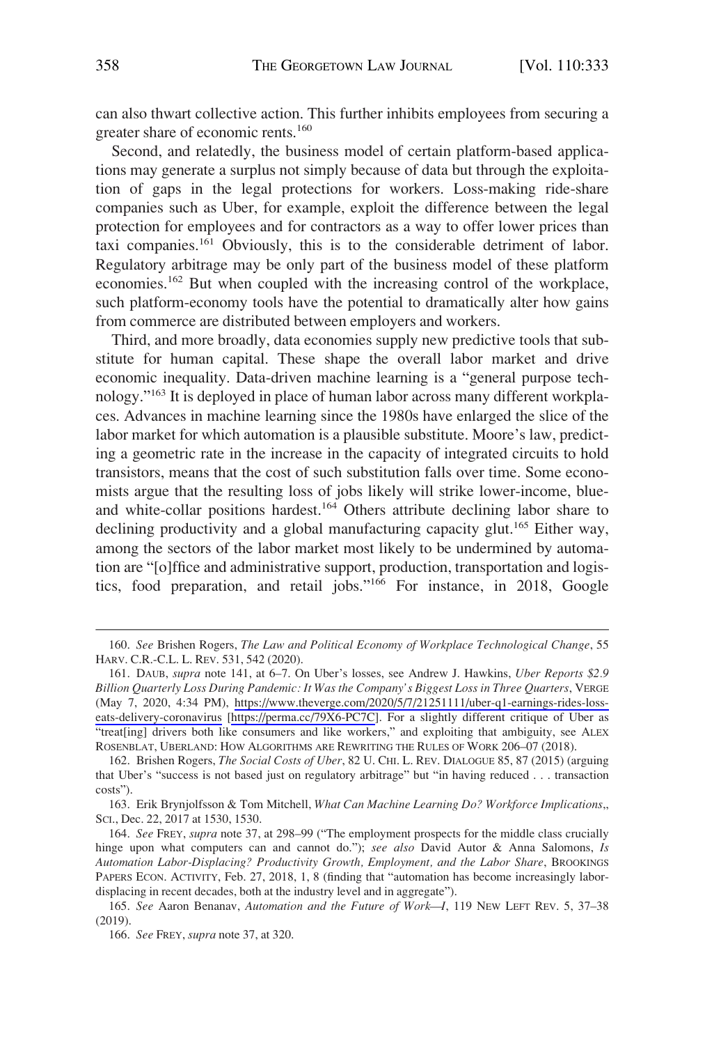can also thwart collective action. This further inhibits employees from securing a greater share of economic rents.[160]

Second, and relatedly, the business model of certain platform-based applications may generate a surplus not simply because of data but through the exploitation of gaps in the legal protections for workers. Loss-making ride-share companies such as Uber, for example, exploit the difference between the legal protection for employees and for contractors as a way to offer lower prices than taxi companies.[161] Obviously, this is to the considerable detriment of labor. Regulatory arbitrage may be only part of the business model of these platform economies.[162] But when coupled with the increasing control of the workplace, such platform-economy tools have the potential to dramatically alter how gains from commerce are distributed between employers and workers.

Third, and more broadly, data economies supply new predictive tools that substitute for human capital. These shape the overall labor market and drive economic inequality. Data-driven machine learning is a "general purpose technology."[163] It is deployed in place of human labor across many different workplaces. Advances in machine learning since the 1980s have enlarged the slice of the labor market for which automation is a plausible substitute. Moore's law, predicting a geometric rate in the increase in the capacity of integrated circuits to hold transistors, means that the cost of such substitution falls over time. Some economists argue that the resulting loss of jobs likely will strike lower-income, blue- and white-collar positions hardest.[164] Others attribute declining labor share to declining productivity and a global manufacturing capacity glut.[165] Either way, among the sectors of the labor market most likely to be undermined by automation are "[o]ffice and administrative support, production, transportation and logistics, food preparation, and retail jobs."[166] For instance, in 2018, Google

---

160. *See* Brishen Rogers, *The Law and Political Economy of Workplace Technological Change*, 55 HARV. C.R.-C.L. L. REV. 531, 542 (2020).

161. DAUB, *supra* note 141, at 6–7. On Uber's losses, see Andrew J. Hawkins, *Uber Reports $2.9 Billion Quarterly Loss During Pandemic: It Was the Company's Biggest Loss in Three Quarters*, VERGE (May 7, 2020, 4:34 PM), https://www.theverge.com/2020/5/7/21251111/uber-q1-earnings-rides-loss-eats-delivery-coronavirus [https://perma.cc/79X6-PC7C]. For a slightly different critique of Uber as "treat[ing] drivers both like consumers and like workers," and exploiting that ambiguity, see ALEX ROSENBLAT, UBERLAND: HOW ALGORITHMS ARE REWRITING THE RULES OF WORK 206–07 (2018).

162. Brishen Rogers, *The Social Costs of Uber*, 82 U. CHI. L. REV. DIALOGUE 85, 87 (2015) (arguing that Uber's "success is not based just on regulatory arbitrage" but "in having reduced . . . transaction costs").

163. Erik Brynjolfsson & Tom Mitchell, *What Can Machine Learning Do? Workforce Implications*,, SCI., Dec. 22, 2017 at 1530, 1530.

164. *See* FREY, *supra* note 37, at 298–99 ("The employment prospects for the middle class crucially hinge upon what computers can and cannot do."); *see also* David Autor & Anna Salomons, *Is Automation Labor-Displacing? Productivity Growth, Employment, and the Labor Share*, BROOKINGS PAPERS ECON. ACTIVITY, Feb. 27, 2018, 1, 8 (finding that "automation has become increasingly labor-displacing in recent decades, both at the industry level and in aggregate").

165. *See* Aaron Benanav, *Automation and the Future of Work—I*, 119 NEW LEFT REV. 5, 37–38 (2019).

166. *See* FREY, *supra* note 37, at 320.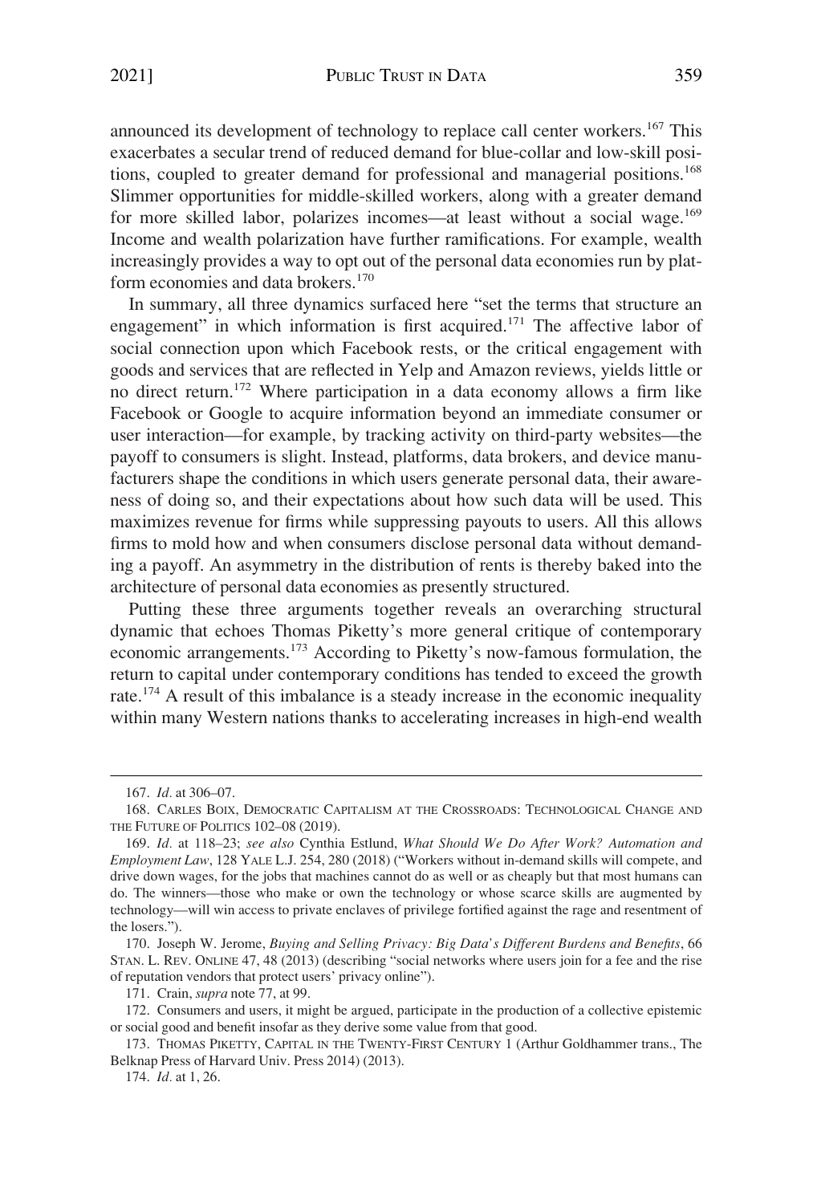announced its development of technology to replace call center workers.[167] This exacerbates a secular trend of reduced demand for blue-collar and low-skill positions, coupled to greater demand for professional and managerial positions.[168] Slimmer opportunities for middle-skilled workers, along with a greater demand for more skilled labor, polarizes incomes—at least without a social wage.[169] Income and wealth polarization have further ramifications. For example, wealth increasingly provides a way to opt out of the personal data economies run by platform economies and data brokers.[170]

In summary, all three dynamics surfaced here "set the terms that structure an engagement" in which information is first acquired.[171] The affective labor of social connection upon which Facebook rests, or the critical engagement with goods and services that are reflected in Yelp and Amazon reviews, yields little or no direct return.[172] Where participation in a data economy allows a firm like Facebook or Google to acquire information beyond an immediate consumer or user interaction—for example, by tracking activity on third-party websites—the payoff to consumers is slight. Instead, platforms, data brokers, and device manufacturers shape the conditions in which users generate personal data, their awareness of doing so, and their expectations about how such data will be used. This maximizes revenue for firms while suppressing payouts to users. All this allows firms to mold how and when consumers disclose personal data without demanding a payoff. An asymmetry in the distribution of rents is thereby baked into the architecture of personal data economies as presently structured.

Putting these three arguments together reveals an overarching structural dynamic that echoes Thomas Piketty's more general critique of contemporary economic arrangements.[173] According to Piketty's now-famous formulation, the return to capital under contemporary conditions has tended to exceed the growth rate.[174] A result of this imbalance is a steady increase in the economic inequality within many Western nations thanks to accelerating increases in high-end wealth

---

167. *Id.* at 306–07.

168. CARLES BOIX, DEMOCRATIC CAPITALISM AT THE CROSSROADS: TECHNOLOGICAL CHANGE AND THE FUTURE OF POLITICS 102–08 (2019).

169. *Id.* at 118–23; *see also* Cynthia Estlund, *What Should We Do After Work? Automation and Employment Law*, 128 YALE L.J. 254, 280 (2018) ("Workers without in-demand skills will compete, and drive down wages, for the jobs that machines cannot do as well or as cheaply but that most humans can do. The winners—those who make or own the technology or whose scarce skills are augmented by technology—will win access to private enclaves of privilege fortified against the rage and resentment of the losers.").

170. Joseph W. Jerome, *Buying and Selling Privacy: Big Data's Different Burdens and Benefits*, 66 STAN. L. REV. ONLINE 47, 48 (2013) (describing "social networks where users join for a fee and the rise of reputation vendors that protect users' privacy online").

171. Crain, *supra* note 77, at 99.

172. Consumers and users, it might be argued, participate in the production of a collective epistemic or social good and benefit insofar as they derive some value from that good.

173. THOMAS PIKETTY, CAPITAL IN THE TWENTY-FIRST CENTURY 1 (Arthur Goldhammer trans., The Belknap Press of Harvard Univ. Press 2014) (2013).

174. *Id.* at 1, 26.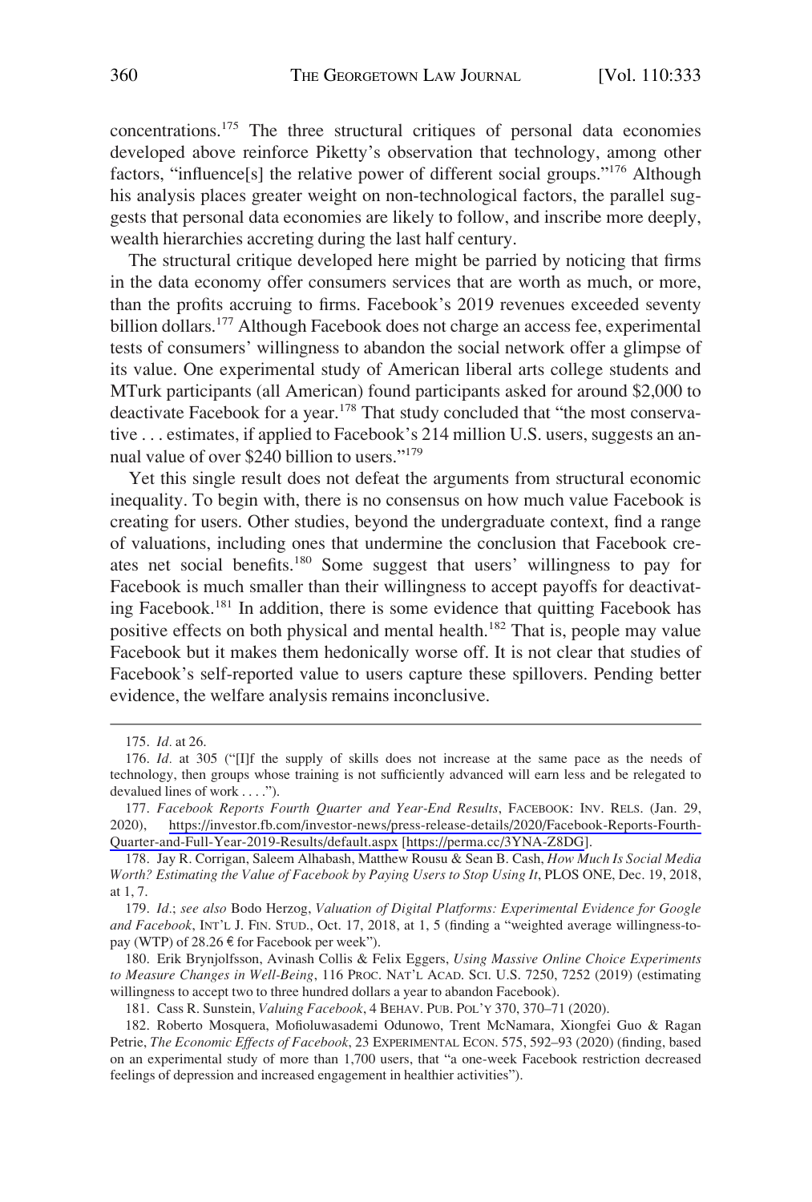concentrations.[175] The three structural critiques of personal data economies developed above reinforce Piketty's observation that technology, among other factors, "influence[s] the relative power of different social groups."[176] Although his analysis places greater weight on non-technological factors, the parallel suggests that personal data economies are likely to follow, and inscribe more deeply, wealth hierarchies accreting during the last half century.

The structural critique developed here might be parried by noticing that firms in the data economy offer consumers services that are worth as much, or more, than the profits accruing to firms. Facebook's 2019 revenues exceeded seventy billion dollars.[177] Although Facebook does not charge an access fee, experimental tests of consumers' willingness to abandon the social network offer a glimpse of its value. One experimental study of American liberal arts college students and MTurk participants (all American) found participants asked for around $2,000 to deactivate Facebook for a year.[178] That study concluded that "the most conservative . . . estimates, if applied to Facebook's 214 million U.S. users, suggests an annual value of over $240 billion to users."[179]

Yet this single result does not defeat the arguments from structural economic inequality. To begin with, there is no consensus on how much value Facebook is creating for users. Other studies, beyond the undergraduate context, find a range of valuations, including ones that undermine the conclusion that Facebook creates net social benefits.[180] Some suggest that users' willingness to pay for Facebook is much smaller than their willingness to accept payoffs for deactivating Facebook.[181] In addition, there is some evidence that quitting Facebook has positive effects on both physical and mental health.[182] That is, people may value Facebook but it makes them hedonically worse off. It is not clear that studies of Facebook's self-reported value to users capture these spillovers. Pending better evidence, the welfare analysis remains inconclusive.

---

175. *Id.* at 26.

176. *Id.* at 305 ("[I]f the supply of skills does not increase at the same pace as the needs of technology, then groups whose training is not sufficiently advanced will earn less and be relegated to devalued lines of work . . . .").

177. *Facebook Reports Fourth Quarter and Year-End Results*, FACEBOOK: INV. RELS. (Jan. 29, 2020), https://investor.fb.com/investor-news/press-release-details/2020/Facebook-Reports-Fourth-Quarter-and-Full-Year-2019-Results/default.aspx [https://perma.cc/3YNA-Z8DG].

178. Jay R. Corrigan, Saleem Alhabash, Matthew Rousu & Sean B. Cash, *How Much Is Social Media Worth? Estimating the Value of Facebook by Paying Users to Stop Using It*, PLOS ONE, Dec. 19, 2018, at 1, 7.

179. *Id.*; *see also* Bodo Herzog, *Valuation of Digital Platforms: Experimental Evidence for Google and Facebook*, INT'L J. FIN. STUD., Oct. 17, 2018, at 1, 5 (finding a "weighted average willingness-to-pay (WTP) of 28.26 € for Facebook per week").

180. Erik Brynjolfsson, Avinash Collis & Felix Eggers, *Using Massive Online Choice Experiments to Measure Changes in Well-Being*, 116 PROC. NAT'L ACAD. SCI. U.S. 7250, 7252 (2019) (estimating willingness to accept two to three hundred dollars a year to abandon Facebook).

181. Cass R. Sunstein, *Valuing Facebook*, 4 BEHAV. PUB. POL'Y 370, 370–71 (2020).

182. Roberto Mosquera, Mofioluwasademi Odunowo, Trent McNamara, Xiongfei Guo & Ragan Petrie, *The Economic Effects of Facebook*, 23 EXPERIMENTAL ECON. 575, 592–93 (2020) (finding, based on an experimental study of more than 1,700 users, that "a one-week Facebook restriction decreased feelings of depression and increased engagement in healthier activities").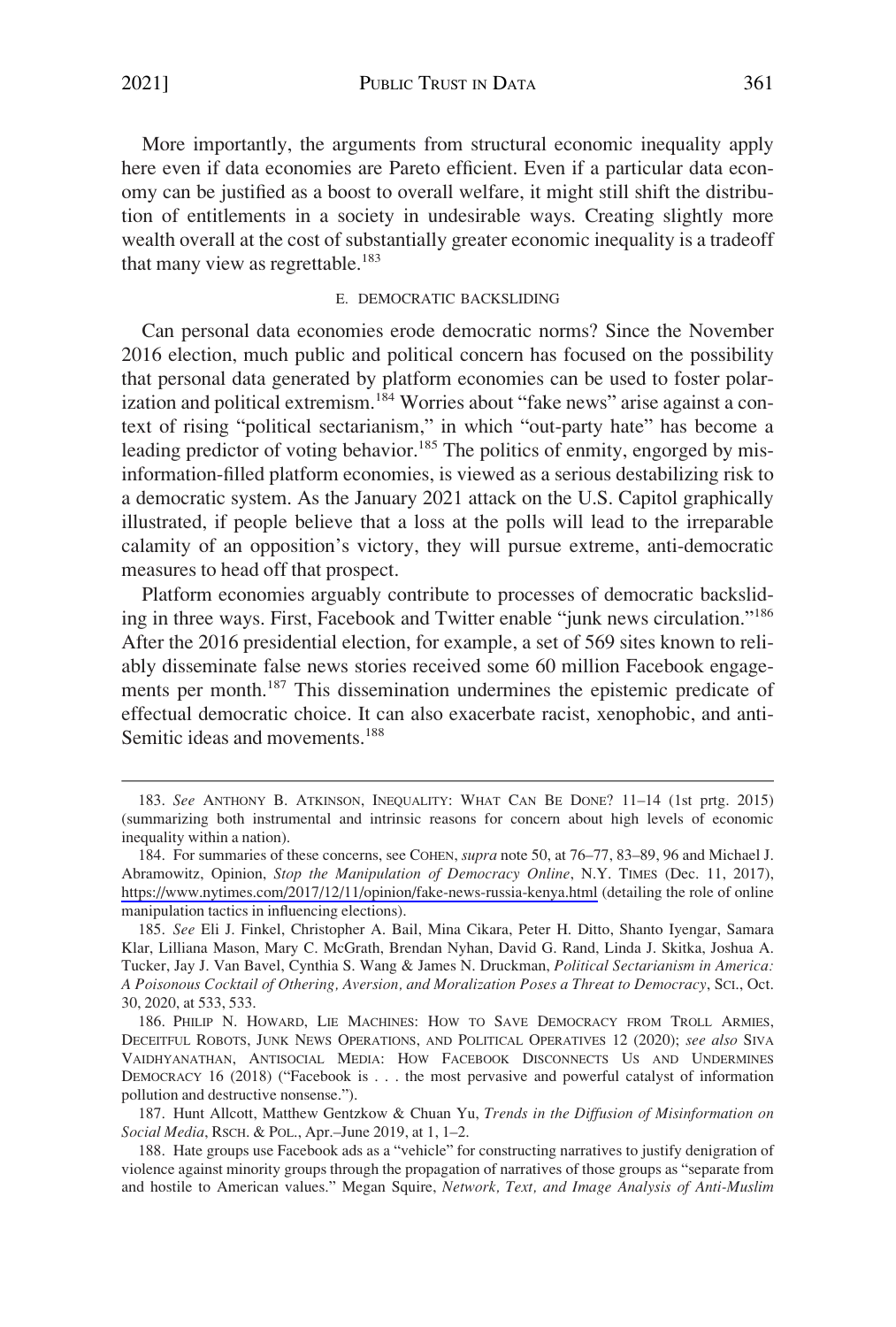More importantly, the arguments from structural economic inequality apply here even if data economies are Pareto efficient. Even if a particular data economy can be justified as a boost to overall welfare, it might still shift the distribution of entitlements in a society in undesirable ways. Creating slightly more wealth overall at the cost of substantially greater economic inequality is a tradeoff that many view as regrettable.[183]

### E. Democratic Backsliding

Can personal data economies erode democratic norms? Since the November 2016 election, much public and political concern has focused on the possibility that personal data generated by platform economies can be used to foster polarization and political extremism.[184] Worries about "fake news" arise against a context of rising "political sectarianism," in which "out-party hate" has become a leading predictor of voting behavior.[185] The politics of enmity, engorged by misinformation-filled platform economies, is viewed as a serious destabilizing risk to a democratic system. As the January 2021 attack on the U.S. Capitol graphically illustrated, if people believe that a loss at the polls will lead to the irreparable calamity of an opposition's victory, they will pursue extreme, anti-democratic measures to head off that prospect.

Platform economies arguably contribute to processes of democratic backsliding in three ways. First, Facebook and Twitter enable "junk news circulation."[186] After the 2016 presidential election, for example, a set of 569 sites known to reliably disseminate false news stories received some 60 million Facebook engagements per month.[187] This dissemination undermines the epistemic predicate of effectual democratic choice. It can also exacerbate racist, xenophobic, and anti-Semitic ideas and movements.[188]

---

183. *See* ANTHONY B. ATKINSON, INEQUALITY: WHAT CAN BE DONE? 11–14 (1st prtg. 2015) (summarizing both instrumental and intrinsic reasons for concern about high levels of economic inequality within a nation).

184. For summaries of these concerns, see COHEN, *supra* note 50, at 76–77, 83–89, 96 and Michael J. Abramowitz, Opinion, *Stop the Manipulation of Democracy Online*, N.Y. TIMES (Dec. 11, 2017), https://www.nytimes.com/2017/12/11/opinion/fake-news-russia-kenya.html (detailing the role of online manipulation tactics in influencing elections).

185. *See* Eli J. Finkel, Christopher A. Bail, Mina Cikara, Peter H. Ditto, Shanto Iyengar, Samara Klar, Lilliana Mason, Mary C. McGrath, Brendan Nyhan, David G. Rand, Linda J. Skitka, Joshua A. Tucker, Jay J. Van Bavel, Cynthia S. Wang & James N. Druckman, *Political Sectarianism in America: A Poisonous Cocktail of Othering, Aversion, and Moralization Poses a Threat to Democracy*, SCI., Oct. 30, 2020, at 533, 533.

186. PHILIP N. HOWARD, LIE MACHINES: HOW TO SAVE DEMOCRACY FROM TROLL ARMIES, DECEITFUL ROBOTS, JUNK NEWS OPERATIONS, AND POLITICAL OPERATIVES 12 (2020); *see also* SIVA VAIDHYANATHAN, ANTISOCIAL MEDIA: HOW FACEBOOK DISCONNECTS US AND UNDERMINES DEMOCRACY 16 (2018) ("Facebook is . . . the most pervasive and powerful catalyst of information pollution and destructive nonsense.").

187. Hunt Allcott, Matthew Gentzkow & Chuan Yu, *Trends in the Diffusion of Misinformation on Social Media*, RSCH. & POL., Apr.–June 2019, at 1, 1–2.

188. Hate groups use Facebook ads as a "vehicle" for constructing narratives to justify denigration of violence against minority groups through the propagation of narratives of those groups as "separate from and hostile to American values." Megan Squire, *Network, Text, and Image Analysis of Anti-Muslim*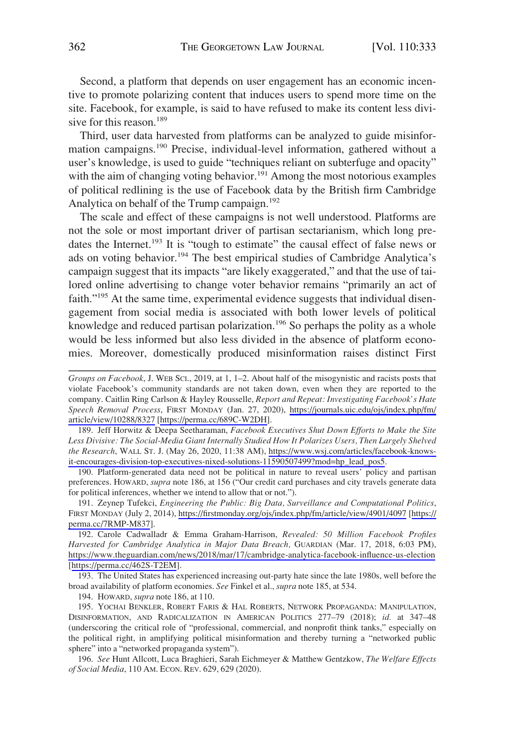Second, a platform that depends on user engagement has an economic incentive to promote polarizing content that induces users to spend more time on the site. Facebook, for example, is said to have refused to make its content less divisive for this reason.[189]

Third, user data harvested from platforms can be analyzed to guide misinformation campaigns.[190] Precise, individual-level information, gathered without a user's knowledge, is used to guide "techniques reliant on subterfuge and opacity" with the aim of changing voting behavior.[191] Among the most notorious examples of political redlining is the use of Facebook data by the British firm Cambridge Analytica on behalf of the Trump campaign.[192]

The scale and effect of these campaigns is not well understood. Platforms are not the sole or most important driver of partisan sectarianism, which long predates the Internet.[193] It is "tough to estimate" the causal effect of false news or ads on voting behavior.[194] The best empirical studies of Cambridge Analytica's campaign suggest that its impacts "are likely exaggerated," and that the use of tailored online advertising to change voter behavior remains "primarily an act of faith."[195] At the same time, experimental evidence suggests that individual disengagement from social media is associated with both lower levels of political knowledge and reduced partisan polarization.[196] So perhaps the polity as a whole would be less informed but also less divided in the absence of platform economies. Moreover, domestically produced misinformation raises distinct First

---

*Groups on Facebook*, J. WEB SCI., 2019, at 1, 1–2. About half of the misogynistic and racists posts that violate Facebook's community standards are not taken down, even when they are reported to the company. Caitlin Ring Carlson & Hayley Rousselle, *Report and Repeat: Investigating Facebook's Hate Speech Removal Process*, FIRST MONDAY (Jan. 27, 2020), https://journals.uic.edu/ojs/index.php/fm/article/view/10288/8327 [https://perma.cc/689C-W2DH].

189. Jeff Horwitz & Deepa Seetharaman, *Facebook Executives Shut Down Efforts to Make the Site Less Divisive: The Social-Media Giant Internally Studied How It Polarizes Users, Then Largely Shelved the Research*, WALL ST. J. (May 26, 2020, 11:38 AM), https://www.wsj.com/articles/facebook-knows-it-encourages-division-top-executives-nixed-solutions-11590507499?mod=hp_lead_pos5.

190. Platform-generated data need not be political in nature to reveal users' policy and partisan preferences. HOWARD, *supra* note 186, at 156 ("Our credit card purchases and city travels generate data for political inferences, whether we intend to allow that or not.").

191. Zeynep Tufekci, *Engineering the Public: Big Data, Surveillance and Computational Politics*, FIRST MONDAY (July 2, 2014), https://firstmonday.org/ojs/index.php/fm/article/view/4901/4097 [https://perma.cc/7RMP-M837].

192. Carole Cadwalladr & Emma Graham-Harrison, *Revealed: 50 Million Facebook Profiles Harvested for Cambridge Analytica in Major Data Breach,* GUARDIAN (Mar. 17, 2018, 6:03 PM), https://www.theguardian.com/news/2018/mar/17/cambridge-analytica-facebook-influence-us-election [https://perma.cc/462S-T2EM].

193. The United States has experienced increasing out-party hate since the late 1980s, well before the broad availability of platform economies. *See* Finkel et al., *supra* note 185, at 534.

194. HOWARD, *supra* note 186, at 110.

195. YOCHAI BENKLER, ROBERT FARIS & HAL ROBERTS, NETWORK PROPAGANDA: MANIPULATION, DISINFORMATION, AND RADICALIZATION IN AMERICAN POLITICS 277–79 (2018); *id.* at 347–48 (underscoring the critical role of "professional, commercial, and nonprofit think tanks," especially on the political right, in amplifying political misinformation and thereby turning a "networked public sphere" into a "networked propaganda system").

196. *See* Hunt Allcott, Luca Braghieri, Sarah Eichmeyer & Matthew Gentzkow, *The Welfare Effects of Social Media*, 110 AM. ECON. REV. 629, 629 (2020).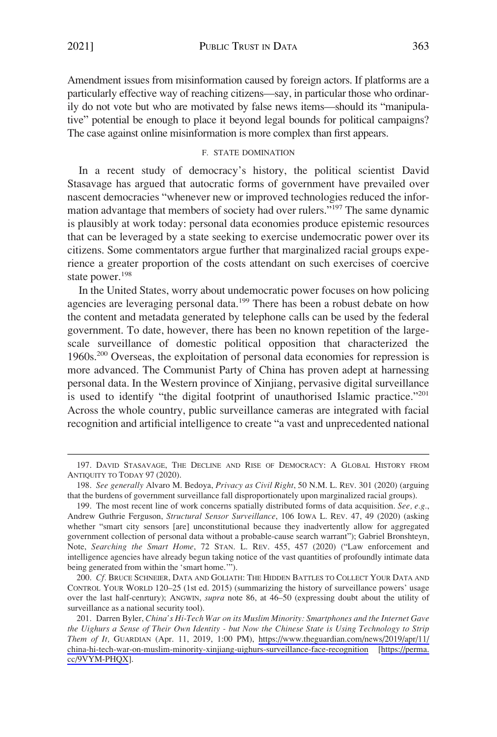Amendment issues from misinformation caused by foreign actors. If platforms are a particularly effective way of reaching citizens—say, in particular those who ordinarily do not vote but who are motivated by false news items—should its "manipulative" potential be enough to place it beyond legal bounds for political campaigns? The case against online misinformation is more complex than first appears.

### F. STATE DOMINATION

In a recent study of democracy's history, the political scientist David Stasavage has argued that autocratic forms of government have prevailed over nascent democracies "whenever new or improved technologies reduced the information advantage that members of society had over rulers."[197] The same dynamic is plausibly at work today: personal data economies produce epistemic resources that can be leveraged by a state seeking to exercise undemocratic power over its citizens. Some commentators argue further that marginalized racial groups experience a greater proportion of the costs attendant on such exercises of coercive state power.[198]

In the United States, worry about undemocratic power focuses on how policing agencies are leveraging personal data.[199] There has been a robust debate on how the content and metadata generated by telephone calls can be used by the federal government. To date, however, there has been no known repetition of the large-scale surveillance of domestic political opposition that characterized the 1960s.[200] Overseas, the exploitation of personal data economies for repression is more advanced. The Communist Party of China has proven adept at harnessing personal data. In the Western province of Xinjiang, pervasive digital surveillance is used to identify "the digital footprint of unauthorised Islamic practice."[201] Across the whole country, public surveillance cameras are integrated with facial recognition and artificial intelligence to create "a vast and unprecedented national

---

197. DAVID STASAVAGE, THE DECLINE AND RISE OF DEMOCRACY: A GLOBAL HISTORY FROM ANTIQUITY TO TODAY 97 (2020).

198. *See generally* Alvaro M. Bedoya, *Privacy as Civil Right*, 50 N.M. L. REV. 301 (2020) (arguing that the burdens of government surveillance fall disproportionately upon marginalized racial groups).

199. The most recent line of work concerns spatially distributed forms of data acquisition. *See, e.g.*, Andrew Guthrie Ferguson, *Structural Sensor Surveillance*, 106 IOWA L. REV. 47, 49 (2020) (asking whether "smart city sensors [are] unconstitutional because they inadvertently allow for aggregated government collection of personal data without a probable-cause search warrant"); Gabriel Bronshteyn, Note, *Searching the Smart Home*, 72 STAN. L. REV. 455, 457 (2020) ("Law enforcement and intelligence agencies have already begun taking notice of the vast quantities of profoundly intimate data being generated from within the 'smart home.'").

200. *Cf.* BRUCE SCHNEIER, DATA AND GOLIATH: THE HIDDEN BATTLES TO COLLECT YOUR DATA AND CONTROL YOUR WORLD 120–25 (1st ed. 2015) (summarizing the history of surveillance powers' usage over the last half-cenrtury); ANGWIN, *supra* note 86, at 46–50 (expressing doubt about the utility of surveillance as a national security tool).

201. Darren Byler, *China's Hi-Tech War on its Muslim Minority: Smartphones and the Internet Gave the Uighurs a Sense of Their Own Identity - but Now the Chinese State is Using Technology to Strip Them of It,* GUARDIAN (Apr. 11, 2019, 1:00 PM), https://www.theguardian.com/news/2019/apr/11/china-hi-tech-war-on-muslim-minority-xinjiang-uighurs-surveillance-face-recognition [https://perma.cc/9VYM-PHQX].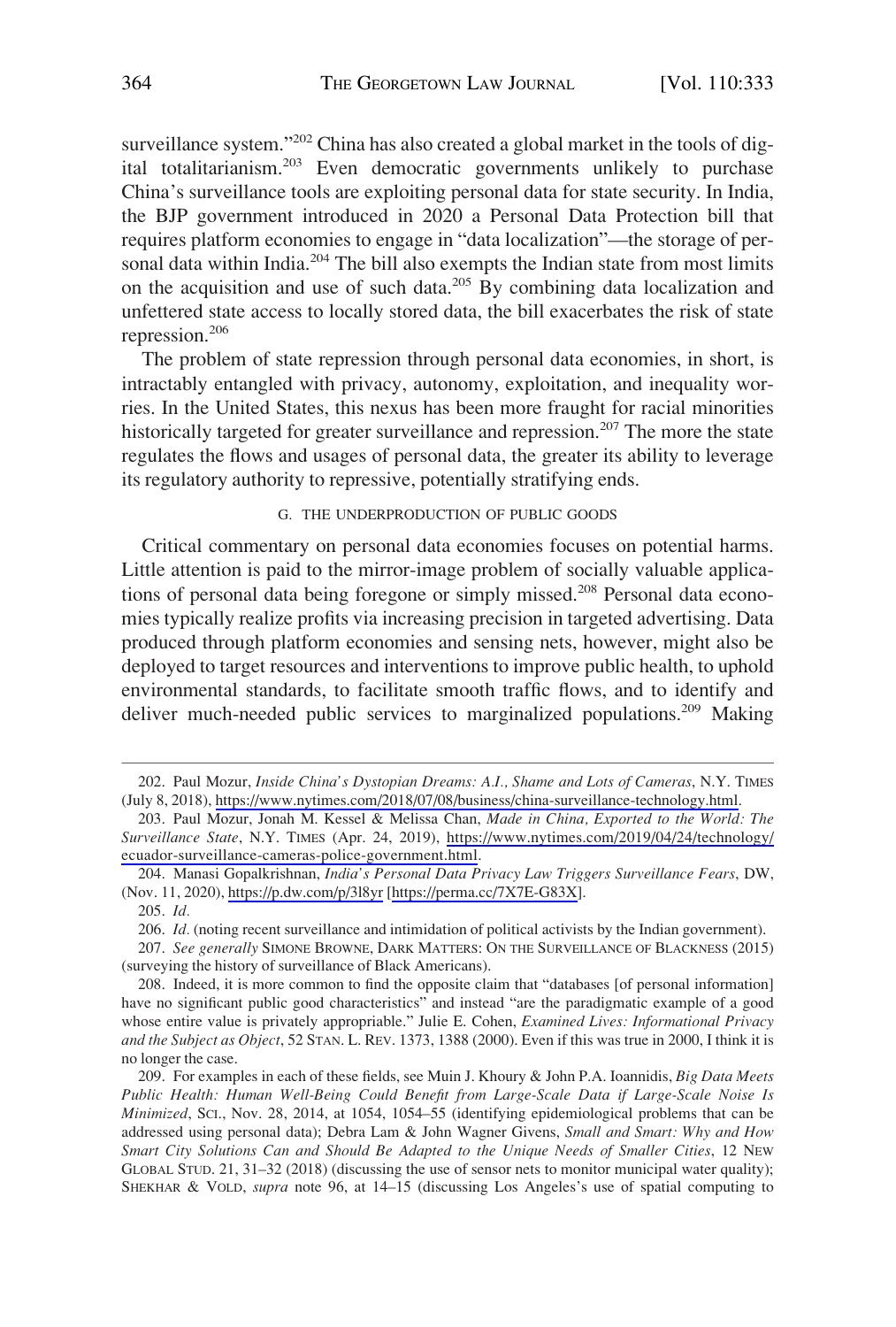surveillance system."[202] China has also created a global market in the tools of digital totalitarianism.[203] Even democratic governments unlikely to purchase China's surveillance tools are exploiting personal data for state security. In India, the BJP government introduced in 2020 a Personal Data Protection bill that requires platform economies to engage in "data localization"—the storage of personal data within India.[204] The bill also exempts the Indian state from most limits on the acquisition and use of such data.[205] By combining data localization and unfettered state access to locally stored data, the bill exacerbates the risk of state repression.[206]

The problem of state repression through personal data economies, in short, is intractably entangled with privacy, autonomy, exploitation, and inequality worries. In the United States, this nexus has been more fraught for racial minorities historically targeted for greater surveillance and repression.[207] The more the state regulates the flows and usages of personal data, the greater its ability to leverage its regulatory authority to repressive, potentially stratifying ends.

### G. THE UNDERPRODUCTION OF PUBLIC GOODS

Critical commentary on personal data economies focuses on potential harms. Little attention is paid to the mirror-image problem of socially valuable applications of personal data being foregone or simply missed.[208] Personal data economies typically realize profits via increasing precision in targeted advertising. Data produced through platform economies and sensing nets, however, might also be deployed to target resources and interventions to improve public health, to uphold environmental standards, to facilitate smooth traffic flows, and to identify and deliver much-needed public services to marginalized populations.[209] Making

---

202. Paul Mozur, *Inside China's Dystopian Dreams: A.I., Shame and Lots of Cameras*, N.Y. TIMES (July 8, 2018), https://www.nytimes.com/2018/07/08/business/china-surveillance-technology.html.

203. Paul Mozur, Jonah M. Kessel & Melissa Chan, *Made in China, Exported to the World: The Surveillance State*, N.Y. TIMES (Apr. 24, 2019), https://www.nytimes.com/2019/04/24/technology/ecuador-surveillance-cameras-police-government.html.

204. Manasi Gopalkrishnan, *India's Personal Data Privacy Law Triggers Surveillance Fears*, DW, (Nov. 11, 2020), https://p.dw.com/p/3l8yr [https://perma.cc/7X7E-G83X].

205. *Id.*

206. *Id.* (noting recent surveillance and intimidation of political activists by the Indian government).

207. *See generally* SIMONE BROWNE, DARK MATTERS: ON THE SURVEILLANCE OF BLACKNESS (2015) (surveying the history of surveillance of Black Americans).

208. Indeed, it is more common to find the opposite claim that "databases [of personal information] have no significant public good characteristics" and instead "are the paradigmatic example of a good whose entire value is privately appropriable." Julie E. Cohen, *Examined Lives: Informational Privacy and the Subject as Object*, 52 STAN. L. REV. 1373, 1388 (2000). Even if this was true in 2000, I think it is no longer the case.

209. For examples in each of these fields, see Muin J. Khoury & John P.A. Ioannidis, *Big Data Meets Public Health: Human Well-Being Could Benefit from Large-Scale Data if Large-Scale Noise Is Minimized*, SCI., Nov. 28, 2014, at 1054, 1054–55 (identifying epidemiological problems that can be addressed using personal data); Debra Lam & John Wagner Givens, *Small and Smart: Why and How Smart City Solutions Can and Should Be Adapted to the Unique Needs of Smaller Cities*, 12 NEW GLOBAL STUD. 21, 31–32 (2018) (discussing the use of sensor nets to monitor municipal water quality); SHEKHAR & VOLD, *supra* note 96, at 14–15 (discussing Los Angeles's use of spatial computing to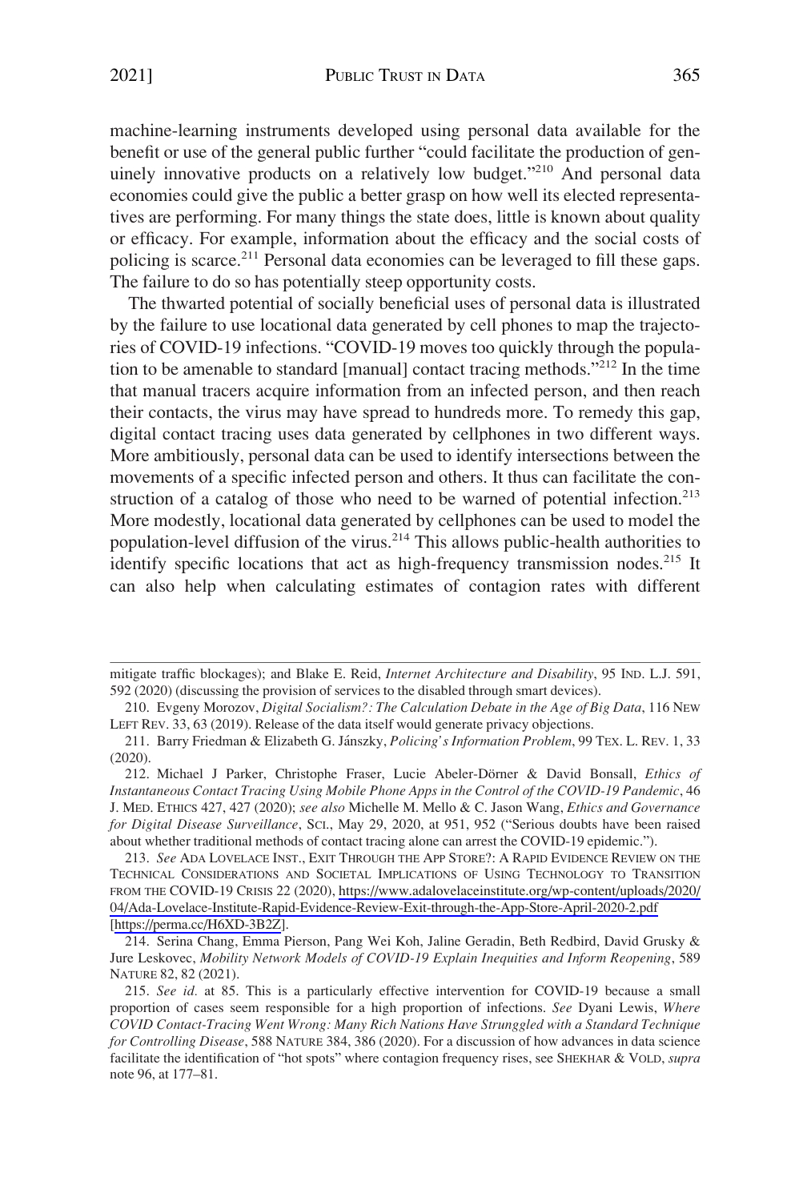machine-learning instruments developed using personal data available for the benefit or use of the general public further "could facilitate the production of genuinely innovative products on a relatively low budget."[210] And personal data economies could give the public a better grasp on how well its elected representatives are performing. For many things the state does, little is known about quality or efficacy. For example, information about the efficacy and the social costs of policing is scarce.[211] Personal data economies can be leveraged to fill these gaps. The failure to do so has potentially steep opportunity costs.

The thwarted potential of socially beneficial uses of personal data is illustrated by the failure to use locational data generated by cell phones to map the trajectories of COVID-19 infections. "COVID-19 moves too quickly through the population to be amenable to standard [manual] contact tracing methods."[212] In the time that manual tracers acquire information from an infected person, and then reach their contacts, the virus may have spread to hundreds more. To remedy this gap, digital contact tracing uses data generated by cellphones in two different ways. More ambitiously, personal data can be used to identify intersections between the movements of a specific infected person and others. It thus can facilitate the construction of a catalog of those who need to be warned of potential infection.[213] More modestly, locational data generated by cellphones can be used to model the population-level diffusion of the virus.[214] This allows public-health authorities to identify specific locations that act as high-frequency transmission nodes.[215] It can also help when calculating estimates of contagion rates with different

---

mitigate traffic blockages); and Blake E. Reid, *Internet Architecture and Disability*, 95 IND. L.J. 591, 592 (2020) (discussing the provision of services to the disabled through smart devices).

210. Evgeny Morozov, *Digital Socialism?: The Calculation Debate in the Age of Big Data*, 116 NEW LEFT REV. 33, 63 (2019). Release of the data itself would generate privacy objections.

211. Barry Friedman & Elizabeth G. Jánszky, *Policing's Information Problem*, 99 TEX. L. REV. 1, 33 (2020).

212. Michael J Parker, Christophe Fraser, Lucie Abeler-Dörner & David Bonsall, *Ethics of Instantaneous Contact Tracing Using Mobile Phone Apps in the Control of the COVID-19 Pandemic*, 46 J. MED. ETHICS 427, 427 (2020); *see also* Michelle M. Mello & C. Jason Wang, *Ethics and Governance for Digital Disease Surveillance*, SCI., May 29, 2020, at 951, 952 ("Serious doubts have been raised about whether traditional methods of contact tracing alone can arrest the COVID-19 epidemic.").

213. *See* ADA LOVELACE INST., EXIT THROUGH THE APP STORE?: A RAPID EVIDENCE REVIEW ON THE TECHNICAL CONSIDERATIONS AND SOCIETAL IMPLICATIONS OF USING TECHNOLOGY TO TRANSITION FROM THE COVID-19 CRISIS 22 (2020), https://www.adalovelaceinstitute.org/wp-content/uploads/2020/04/Ada-Lovelace-Institute-Rapid-Evidence-Review-Exit-through-the-App-Store-April-2020-2.pdf [https://perma.cc/H6XD-3B2Z].

214. Serina Chang, Emma Pierson, Pang Wei Koh, Jaline Geradin, Beth Redbird, David Grusky & Jure Leskovec, *Mobility Network Models of COVID-19 Explain Inequities and Inform Reopening*, 589 NATURE 82, 82 (2021).

215. *See id.* at 85. This is a particularly effective intervention for COVID-19 because a small proportion of cases seem responsible for a high proportion of infections. *See* Dyani Lewis, *Where COVID Contact-Tracing Went Wrong: Many Rich Nations Have Strunggled with a Standard Technique for Controlling Disease*, 588 NATURE 384, 386 (2020). For a discussion of how advances in data science facilitate the identification of "hot spots" where contagion frequency rises, see SHEKHAR & VOLD, *supra* note 96, at 177–81.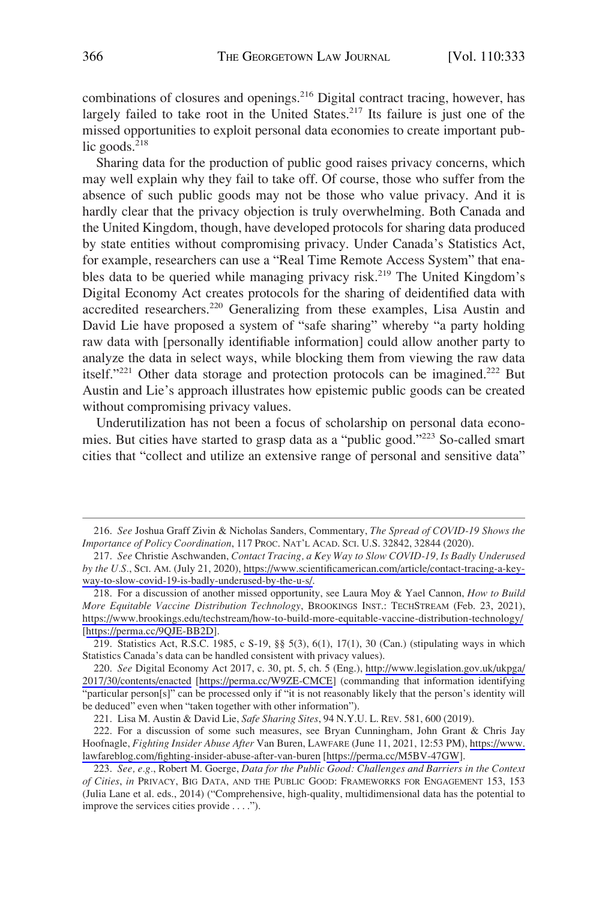combinations of closures and openings.[216] Digital contract tracing, however, has largely failed to take root in the United States.[217] Its failure is just one of the missed opportunities to exploit personal data economies to create important public goods.[218]

Sharing data for the production of public good raises privacy concerns, which may well explain why they fail to take off. Of course, those who suffer from the absence of such public goods may not be those who value privacy. And it is hardly clear that the privacy objection is truly overwhelming. Both Canada and the United Kingdom, though, have developed protocols for sharing data produced by state entities without compromising privacy. Under Canada's Statistics Act, for example, researchers can use a "Real Time Remote Access System" that enables data to be queried while managing privacy risk.[219] The United Kingdom's Digital Economy Act creates protocols for the sharing of deidentified data with accredited researchers.[220] Generalizing from these examples, Lisa Austin and David Lie have proposed a system of "safe sharing" whereby "a party holding raw data with [personally identifiable information] could allow another party to analyze the data in select ways, while blocking them from viewing the raw data itself."[221] Other data storage and protection protocols can be imagined.[222] But Austin and Lie's approach illustrates how epistemic public goods can be created without compromising privacy values.

Underutilization has not been a focus of scholarship on personal data economies. But cities have started to grasp data as a "public good."[223] So-called smart cities that "collect and utilize an extensive range of personal and sensitive data"

---

216. *See* Joshua Graff Zivin & Nicholas Sanders, Commentary, *The Spread of COVID-19 Shows the Importance of Policy Coordination*, 117 PROC. NAT'L ACAD. SCI. U.S. 32842, 32844 (2020).

217. *See* Christie Aschwanden, *Contact Tracing, a Key Way to Slow COVID-19, Is Badly Underused by the U.S.*, SCI. AM. (July 21, 2020), https://www.scientificamerican.com/article/contact-tracing-a-key-way-to-slow-covid-19-is-badly-underused-by-the-u-s/.

218. For a discussion of another missed opportunity, see Laura Moy & Yael Cannon, *How to Build More Equitable Vaccine Distribution Technology*, BROOKINGS INST.: TECHSTREAM (Feb. 23, 2021), https://www.brookings.edu/techstream/how-to-build-more-equitable-vaccine-distribution-technology/ [https://perma.cc/9QJE-BB2D].

219. Statistics Act, R.S.C. 1985, c S-19, §§ 5(3), 6(1), 17(1), 30 (Can.) (stipulating ways in which Statistics Canada's data can be handled consistent with privacy values).

220. *See* Digital Economy Act 2017, c. 30, pt. 5, ch. 5 (Eng.), http://www.legislation.gov.uk/ukpga/2017/30/contents/enacted [https://perma.cc/W9ZE-CMCE] (commanding that information identifying "particular person[s]" can be processed only if "it is not reasonably likely that the person's identity will be deduced" even when "taken together with other information").

221. Lisa M. Austin & David Lie, *Safe Sharing Sites*, 94 N.Y.U. L. REV. 581, 600 (2019).

222. For a discussion of some such measures, see Bryan Cunningham, John Grant & Chris Jay Hoofnagle, *Fighting Insider Abuse After* Van Buren, LAWFARE (June 11, 2021, 12:53 PM), https://www.lawfareblog.com/fighting-insider-abuse-after-van-buren [https://perma.cc/M5BV-47GW].

223. *See, e.g.*, Robert M. Goerge, *Data for the Public Good: Challenges and Barriers in the Context of Cities*, *in* PRIVACY, BIG DATA, AND THE PUBLIC GOOD: FRAMEWORKS FOR ENGAGEMENT 153, 153 (Julia Lane et al. eds., 2014) ("Comprehensive, high-quality, multidimensional data has the potential to improve the services cities provide . . . .").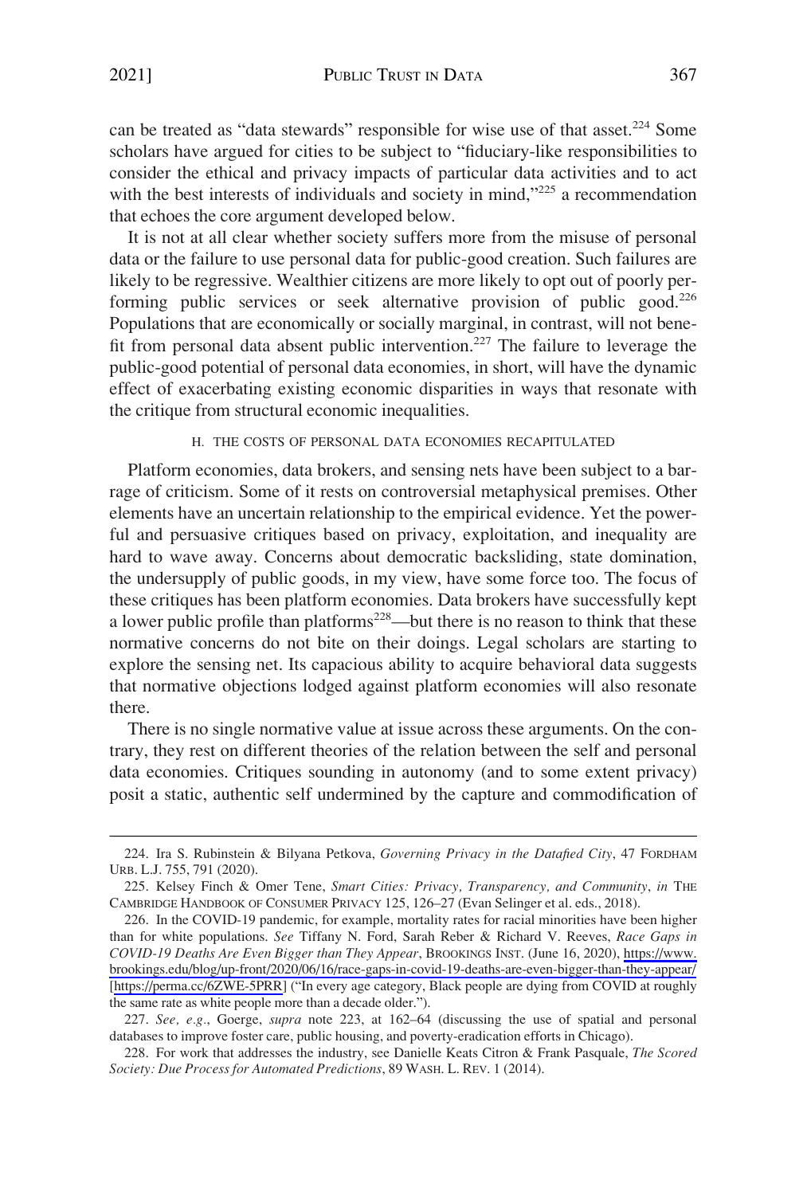can be treated as "data stewards" responsible for wise use of that asset.[224] Some scholars have argued for cities to be subject to "fiduciary-like responsibilities to consider the ethical and privacy impacts of particular data activities and to act with the best interests of individuals and society in mind,"[225] a recommendation that echoes the core argument developed below.

It is not at all clear whether society suffers more from the misuse of personal data or the failure to use personal data for public-good creation. Such failures are likely to be regressive. Wealthier citizens are more likely to opt out of poorly performing public services or seek alternative provision of public good.[226] Populations that are economically or socially marginal, in contrast, will not benefit from personal data absent public intervention.[227] The failure to leverage the public-good potential of personal data economies, in short, will have the dynamic effect of exacerbating existing economic disparities in ways that resonate with the critique from structural economic inequalities.

### H. THE COSTS OF PERSONAL DATA ECONOMIES RECAPITULATED

Platform economies, data brokers, and sensing nets have been subject to a barrage of criticism. Some of it rests on controversial metaphysical premises. Other elements have an uncertain relationship to the empirical evidence. Yet the powerful and persuasive critiques based on privacy, exploitation, and inequality are hard to wave away. Concerns about democratic backsliding, state domination, the undersupply of public goods, in my view, have some force too. The focus of these critiques has been platform economies. Data brokers have successfully kept a lower public profile than platforms[228]—but there is no reason to think that these normative concerns do not bite on their doings. Legal scholars are starting to explore the sensing net. Its capacious ability to acquire behavioral data suggests that normative objections lodged against platform economies will also resonate there.

There is no single normative value at issue across these arguments. On the contrary, they rest on different theories of the relation between the self and personal data economies. Critiques sounding in autonomy (and to some extent privacy) posit a static, authentic self undermined by the capture and commodification of

---

224. Ira S. Rubinstein & Bilyana Petkova, *Governing Privacy in the Datafied City*, 47 FORDHAM URB. L.J. 755, 791 (2020).

225. Kelsey Finch & Omer Tene, *Smart Cities: Privacy, Transparency, and Community*, *in* THE CAMBRIDGE HANDBOOK OF CONSUMER PRIVACY 125, 126–27 (Evan Selinger et al. eds., 2018).

226. In the COVID-19 pandemic, for example, mortality rates for racial minorities have been higher than for white populations. *See* Tiffany N. Ford, Sarah Reber & Richard V. Reeves, *Race Gaps in COVID-19 Deaths Are Even Bigger than They Appear*, BROOKINGS INST. (June 16, 2020), https://www.brookings.edu/blog/up-front/2020/06/16/race-gaps-in-covid-19-deaths-are-even-bigger-than-they-appear/ [https://perma.cc/6ZWE-5PRR] ("In every age category, Black people are dying from COVID at roughly the same rate as white people more than a decade older.").

227. *See, e.g.*, Goerge, *supra* note 223, at 162–64 (discussing the use of spatial and personal databases to improve foster care, public housing, and poverty-eradication efforts in Chicago).

228. For work that addresses the industry, see Danielle Keats Citron & Frank Pasquale, *The Scored Society: Due Process for Automated Predictions*, 89 WASH. L. REV. 1 (2014).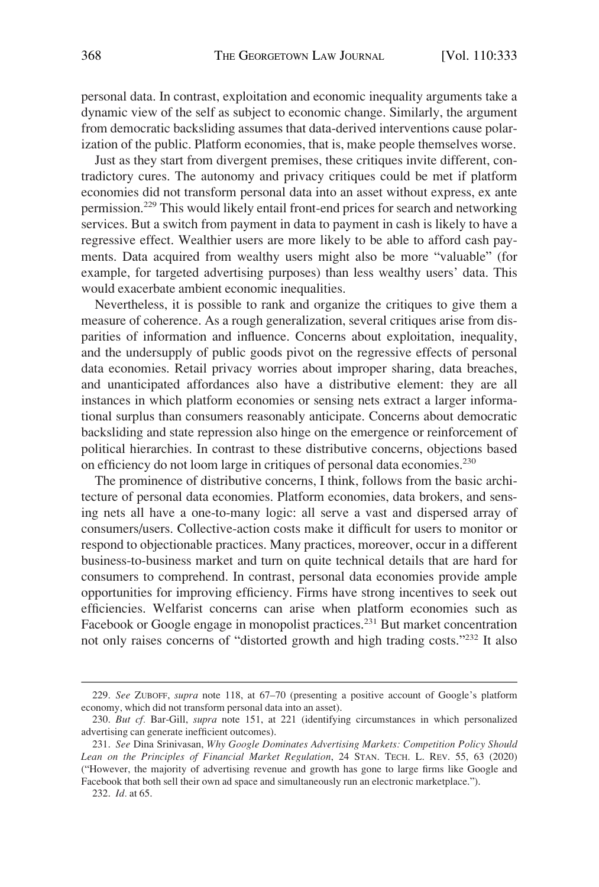personal data. In contrast, exploitation and economic inequality arguments take a dynamic view of the self as subject to economic change. Similarly, the argument from democratic backsliding assumes that data-derived interventions cause polarization of the public. Platform economies, that is, make people themselves worse.

Just as they start from divergent premises, these critiques invite different, contradictory cures. The autonomy and privacy critiques could be met if platform economies did not transform personal data into an asset without express, ex ante permission.[229] This would likely entail front-end prices for search and networking services. But a switch from payment in data to payment in cash is likely to have a regressive effect. Wealthier users are more likely to be able to afford cash payments. Data acquired from wealthy users might also be more "valuable" (for example, for targeted advertising purposes) than less wealthy users' data. This would exacerbate ambient economic inequalities.

Nevertheless, it is possible to rank and organize the critiques to give them a measure of coherence. As a rough generalization, several critiques arise from disparities of information and influence. Concerns about exploitation, inequality, and the undersupply of public goods pivot on the regressive effects of personal data economies. Retail privacy worries about improper sharing, data breaches, and unanticipated affordances also have a distributive element: they are all instances in which platform economies or sensing nets extract a larger informational surplus than consumers reasonably anticipate. Concerns about democratic backsliding and state repression also hinge on the emergence or reinforcement of political hierarchies. In contrast to these distributive concerns, objections based on efficiency do not loom large in critiques of personal data economies.[230]

The prominence of distributive concerns, I think, follows from the basic architecture of personal data economies. Platform economies, data brokers, and sensing nets all have a one-to-many logic: all serve a vast and dispersed array of consumers/users. Collective-action costs make it difficult for users to monitor or respond to objectionable practices. Many practices, moreover, occur in a different business-to-business market and turn on quite technical details that are hard for consumers to comprehend. In contrast, personal data economies provide ample opportunities for improving efficiency. Firms have strong incentives to seek out efficiencies. Welfarist concerns can arise when platform economies such as Facebook or Google engage in monopolist practices.[231] But market concentration not only raises concerns of "distorted growth and high trading costs."[232] It also

---

229. *See* ZUBOFF, *supra* note 118, at 67–70 (presenting a positive account of Google's platform economy, which did not transform personal data into an asset).

230. *But cf.* Bar-Gill, *supra* note 151, at 221 (identifying circumstances in which personalized advertising can generate inefficient outcomes).

231. *See* Dina Srinivasan, *Why Google Dominates Advertising Markets: Competition Policy Should Lean on the Principles of Financial Market Regulation*, 24 STAN. TECH. L. REV. 55, 63 (2020) ("However, the majority of advertising revenue and growth has gone to large firms like Google and Facebook that both sell their own ad space and simultaneously run an electronic marketplace.").

232. *Id.* at 65.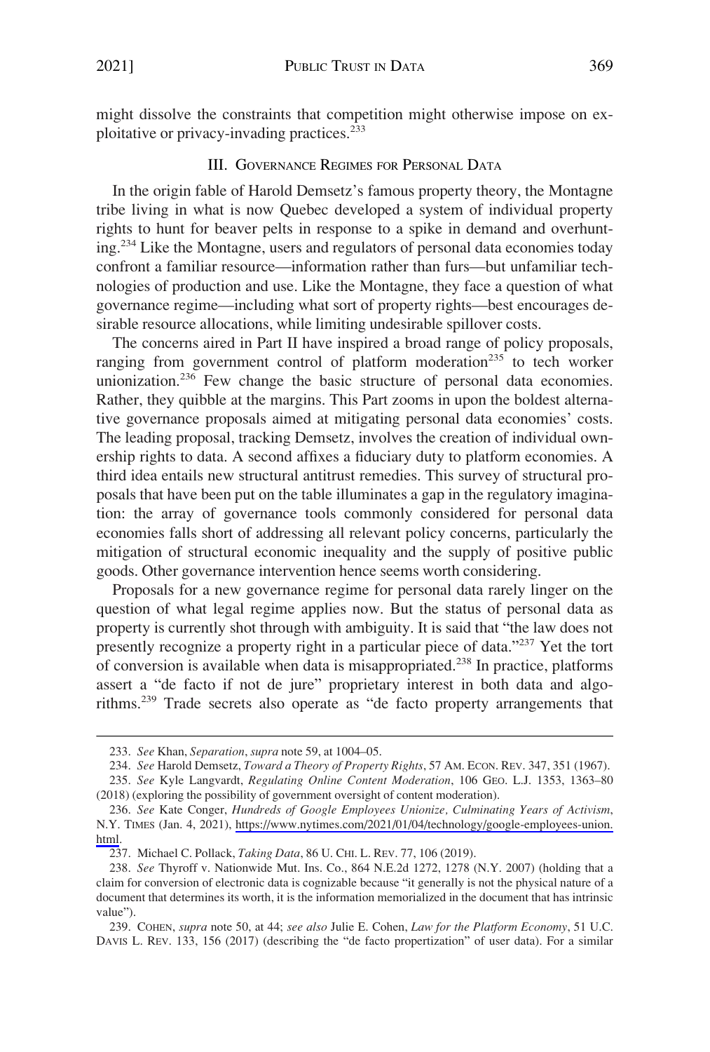might dissolve the constraints that competition might otherwise impose on exploitative or privacy-invading practices.[233]

## III. GOVERNANCE REGIMES FOR PERSONAL DATA

In the origin fable of Harold Demsetz's famous property theory, the Montagne tribe living in what is now Quebec developed a system of individual property rights to hunt for beaver pelts in response to a spike in demand and overhunting.[234] Like the Montagne, users and regulators of personal data economies today confront a familiar resource—information rather than furs—but unfamiliar technologies of production and use. Like the Montagne, they face a question of what governance regime—including what sort of property rights—best encourages desirable resource allocations, while limiting undesirable spillover costs.

The concerns aired in Part II have inspired a broad range of policy proposals, ranging from government control of platform moderation[235] to tech worker unionization.[236] Few change the basic structure of personal data economies. Rather, they quibble at the margins. This Part zooms in upon the boldest alternative governance proposals aimed at mitigating personal data economies' costs. The leading proposal, tracking Demsetz, involves the creation of individual ownership rights to data. A second affixes a fiduciary duty to platform economies. A third idea entails new structural antitrust remedies. This survey of structural proposals that have been put on the table illuminates a gap in the regulatory imagination: the array of governance tools commonly considered for personal data economies falls short of addressing all relevant policy concerns, particularly the mitigation of structural economic inequality and the supply of positive public goods. Other governance intervention hence seems worth considering.

Proposals for a new governance regime for personal data rarely linger on the question of what legal regime applies now. But the status of personal data as property is currently shot through with ambiguity. It is said that "the law does not presently recognize a property right in a particular piece of data."[237] Yet the tort of conversion is available when data is misappropriated.[238] In practice, platforms assert a "de facto if not de jure" proprietary interest in both data and algorithms.[239] Trade secrets also operate as "de facto property arrangements that

---

233. *See* Khan, *Separation*, *supra* note 59, at 1004–05.

234. *See* Harold Demsetz, *Toward a Theory of Property Rights*, 57 AM. ECON. REV. 347, 351 (1967).

235. *See* Kyle Langvardt, *Regulating Online Content Moderation*, 106 GEO. L.J. 1353, 1363–80 (2018) (exploring the possibility of government oversight of content moderation).

236. *See* Kate Conger, *Hundreds of Google Employees Unionize, Culminating Years of Activism*, N.Y. TIMES (Jan. 4, 2021), https://www.nytimes.com/2021/01/04/technology/google-employees-union.html.

237. Michael C. Pollack, *Taking Data*, 86 U. CHI. L. REV. 77, 106 (2019).

238. *See* Thyroff v. Nationwide Mut. Ins. Co., 864 N.E.2d 1272, 1278 (N.Y. 2007) (holding that a claim for conversion of electronic data is cognizable because "it generally is not the physical nature of a document that determines its worth, it is the information memorialized in the document that has intrinsic value").

239. COHEN, *supra* note 50, at 44; *see also* Julie E. Cohen, *Law for the Platform Economy*, 51 U.C. DAVIS L. REV. 133, 156 (2017) (describing the "de facto propertization" of user data). For a similar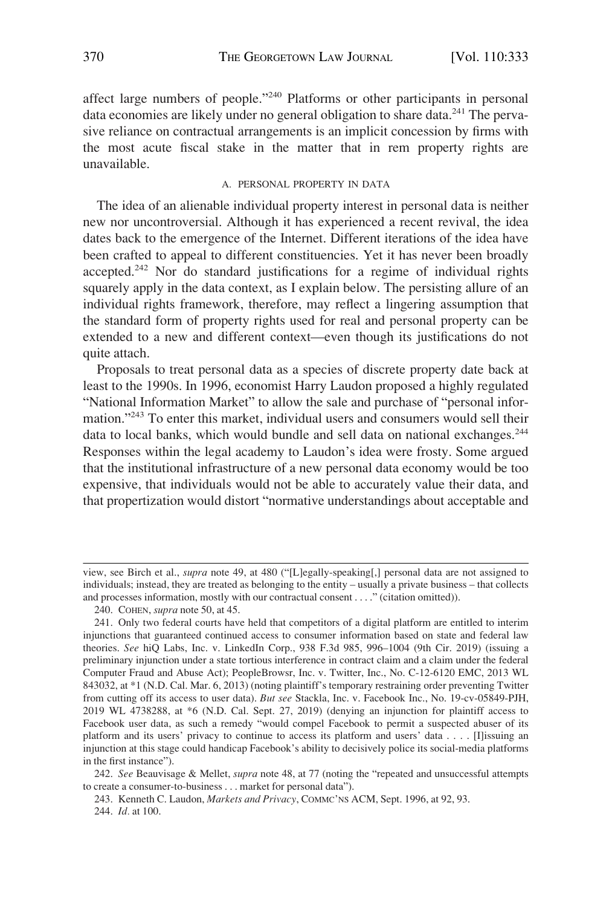affect large numbers of people."[240] Platforms or other participants in personal data economies are likely under no general obligation to share data.[241] The pervasive reliance on contractual arrangements is an implicit concession by firms with the most acute fiscal stake in the matter that in rem property rights are unavailable.

### A. PERSONAL PROPERTY IN DATA

The idea of an alienable individual property interest in personal data is neither new nor uncontroversial. Although it has experienced a recent revival, the idea dates back to the emergence of the Internet. Different iterations of the idea have been crafted to appeal to different constituencies. Yet it has never been broadly accepted.[242] Nor do standard justifications for a regime of individual rights squarely apply in the data context, as I explain below. The persisting allure of an individual rights framework, therefore, may reflect a lingering assumption that the standard form of property rights used for real and personal property can be extended to a new and different context—even though its justifications do not quite attach.

Proposals to treat personal data as a species of discrete property date back at least to the 1990s. In 1996, economist Harry Laudon proposed a highly regulated "National Information Market" to allow the sale and purchase of "personal information."[243] To enter this market, individual users and consumers would sell their data to local banks, which would bundle and sell data on national exchanges.[244] Responses within the legal academy to Laudon's idea were frosty. Some argued that the institutional infrastructure of a new personal data economy would be too expensive, that individuals would not be able to accurately value their data, and that propertization would distort "normative understandings about acceptable and

---

view, see Birch et al., *supra* note 49, at 480 ("[L]egally-speaking[,] personal data are not assigned to individuals; instead, they are treated as belonging to the entity – usually a private business – that collects and processes information, mostly with our contractual consent . . . ." (citation omitted)).

240. COHEN, *supra* note 50, at 45.

241. Only two federal courts have held that competitors of a digital platform are entitled to interim injunctions that guaranteed continued access to consumer information based on state and federal law theories. *See* hiQ Labs, Inc. v. LinkedIn Corp., 938 F.3d 985, 996–1004 (9th Cir. 2019) (issuing a preliminary injunction under a state tortious interference in contract claim and a claim under the federal Computer Fraud and Abuse Act); PeopleBrowsr, Inc. v. Twitter, Inc., No. C-12-6120 EMC, 2013 WL 843032, at *1 (N.D. Cal. Mar. 6, 2013) (noting plaintiff's temporary restraining order preventing Twitter from cutting off its access to user data). *But see* Stackla, Inc. v. Facebook Inc., No. 19-cv-05849-PJH, 2019 WL 4738288, at *6 (N.D. Cal. Sept. 27, 2019) (denying an injunction for plaintiff access to Facebook user data, as such a remedy "would compel Facebook to permit a suspected abuser of its platform and its users' privacy to continue to access its platform and users' data . . . . [I]issuing an injunction at this stage could handicap Facebook's ability to decisively police its social-media platforms in the first instance").

242. *See* Beauvisage & Mellet, *supra* note 48, at 77 (noting the "repeated and unsuccessful attempts to create a consumer-to-business . . . market for personal data").

243. Kenneth C. Laudon, *Markets and Privacy*, COMMC'NS ACM, Sept. 1996, at 92, 93.

244. *Id.* at 100.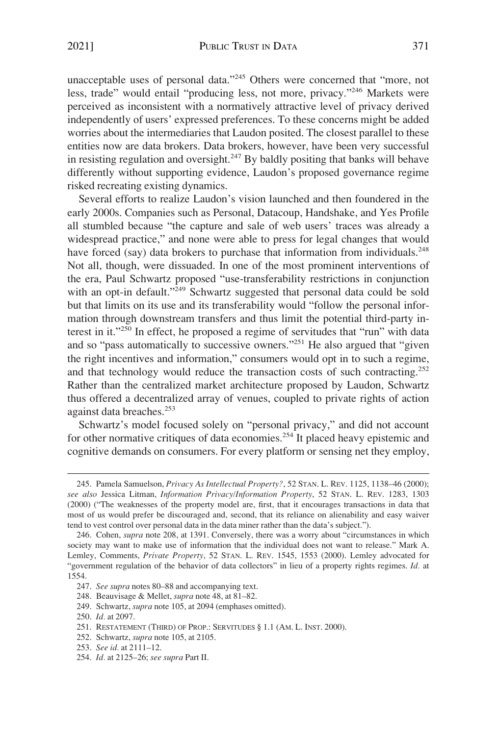unacceptable uses of personal data."[245] Others were concerned that "more, not less, trade" would entail "producing less, not more, privacy."[246] Markets were perceived as inconsistent with a normatively attractive level of privacy derived independently of users' expressed preferences. To these concerns might be added worries about the intermediaries that Laudon posited. The closest parallel to these entities now are data brokers. Data brokers, however, have been very successful in resisting regulation and oversight.[247] By baldly positing that banks will behave differently without supporting evidence, Laudon's proposed governance regime risked recreating existing dynamics.

Several efforts to realize Laudon's vision launched and then foundered in the early 2000s. Companies such as Personal, Datacoup, Handshake, and Yes Profile all stumbled because "the capture and sale of web users' traces was already a widespread practice," and none were able to press for legal changes that would have forced (say) data brokers to purchase that information from individuals.[248] Not all, though, were dissuaded. In one of the most prominent interventions of the era, Paul Schwartz proposed "use-transferability restrictions in conjunction with an opt-in default."[249] Schwartz suggested that personal data could be sold but that limits on its use and its transferability would "follow the personal information through downstream transfers and thus limit the potential third-party interest in it."[250] In effect, he proposed a regime of servitudes that "run" with data and so "pass automatically to successive owners."[251] He also argued that "given the right incentives and information," consumers would opt in to such a regime, and that technology would reduce the transaction costs of such contracting.[252] Rather than the centralized market architecture proposed by Laudon, Schwartz thus offered a decentralized array of venues, coupled to private rights of action against data breaches.[253]

Schwartz's model focused solely on "personal privacy," and did not account for other normative critiques of data economies.[254] It placed heavy epistemic and cognitive demands on consumers. For every platform or sensing net they employ,

---

245. Pamela Samuelson, *Privacy As Intellectual Property?*, 52 STAN. L. REV. 1125, 1138–46 (2000); *see also* Jessica Litman, *Information Privacy/Information Property*, 52 STAN. L. REV. 1283, 1303 (2000) ("The weaknesses of the property model are, first, that it encourages transactions in data that most of us would prefer be discouraged and, second, that its reliance on alienability and easy waiver tend to vest control over personal data in the data miner rather than the data's subject.").

246. Cohen, *supra* note 208, at 1391. Conversely, there was a worry about "circumstances in which society may want to make use of information that the individual does not want to release." Mark A. Lemley, Comments, *Private Property*, 52 STAN. L. REV. 1545, 1553 (2000). Lemley advocated for "government regulation of the behavior of data collectors" in lieu of a property rights regimes. *Id.* at 1554.

247. *See supra* notes 80–88 and accompanying text.

248. Beauvisage & Mellet, *supra* note 48, at 81–82.

249. Schwartz, *supra* note 105, at 2094 (emphases omitted).

250. *Id.* at 2097.

251. RESTATEMENT (THIRD) OF PROP.: SERVITUDES § 1.1 (AM. L. INST. 2000).

252. Schwartz, *supra* note 105, at 2105.

253. *See id.* at 2111–12.

254. *Id.* at 2125–26; *see supra* Part II.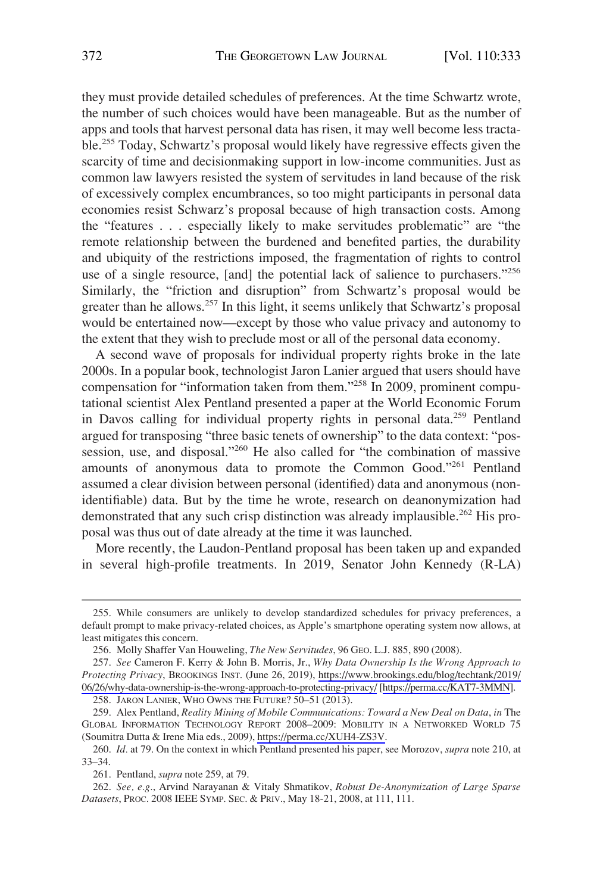they must provide detailed schedules of preferences. At the time Schwartz wrote, the number of such choices would have been manageable. But as the number of apps and tools that harvest personal data has risen, it may well become less tractable.[255] Today, Schwartz's proposal would likely have regressive effects given the scarcity of time and decisionmaking support in low-income communities. Just as common law lawyers resisted the system of servitudes in land because of the risk of excessively complex encumbrances, so too might participants in personal data economies resist Schwarz's proposal because of high transaction costs. Among the "features . . . especially likely to make servitudes problematic" are "the remote relationship between the burdened and benefited parties, the durability and ubiquity of the restrictions imposed, the fragmentation of rights to control use of a single resource, [and] the potential lack of salience to purchasers."[256] Similarly, the "friction and disruption" from Schwartz's proposal would be greater than he allows.[257] In this light, it seems unlikely that Schwartz's proposal would be entertained now—except by those who value privacy and autonomy to the extent that they wish to preclude most or all of the personal data economy.

A second wave of proposals for individual property rights broke in the late 2000s. In a popular book, technologist Jaron Lanier argued that users should have compensation for "information taken from them."[258] In 2009, prominent computational scientist Alex Pentland presented a paper at the World Economic Forum in Davos calling for individual property rights in personal data.[259] Pentland argued for transposing "three basic tenets of ownership" to the data context: "possession, use, and disposal."[260] He also called for "the combination of massive amounts of anonymous data to promote the Common Good."[261] Pentland assumed a clear division between personal (identified) data and anonymous (non-identifiable) data. But by the time he wrote, research on deanonymization had demonstrated that any such crisp distinction was already implausible.[262] His proposal was thus out of date already at the time it was launched.

More recently, the Laudon-Pentland proposal has been taken up and expanded in several high-profile treatments. In 2019, Senator John Kennedy (R-LA)

---

255. While consumers are unlikely to develop standardized schedules for privacy preferences, a default prompt to make privacy-related choices, as Apple's smartphone operating system now allows, at least mitigates this concern.

256. Molly Shaffer Van Houweling, *The New Servitudes*, 96 GEO. L.J. 885, 890 (2008).

257. *See* Cameron F. Kerry & John B. Morris, Jr., *Why Data Ownership Is the Wrong Approach to Protecting Privacy*, BROOKINGS INST. (June 26, 2019), https://www.brookings.edu/blog/techtank/2019/06/26/why-data-ownership-is-the-wrong-approach-to-protecting-privacy/ [https://perma.cc/KAT7-3MMN].

258. JARON LANIER, WHO OWNS THE FUTURE? 50–51 (2013).

259. Alex Pentland, *Reality Mining of Mobile Communications: Toward a New Deal on Data*, *in* THE GLOBAL INFORMATION TECHNOLOGY REPORT 2008–2009: MOBILITY IN A NETWORKED WORLD 75 (Soumitra Dutta & Irene Mia eds., 2009), https://perma.cc/XUH4-ZS3V.

260. *Id.* at 79. On the context in which Pentland presented his paper, see Morozov, *supra* note 210, at 33–34.

261. Pentland, *supra* note 259, at 79.

262. *See, e.g.*, Arvind Narayanan & Vitaly Shmatikov, *Robust De-Anonymization of Large Sparse Datasets*, PROC. 2008 IEEE SYMP. SEC. & PRIV., May 18-21, 2008, at 111, 111.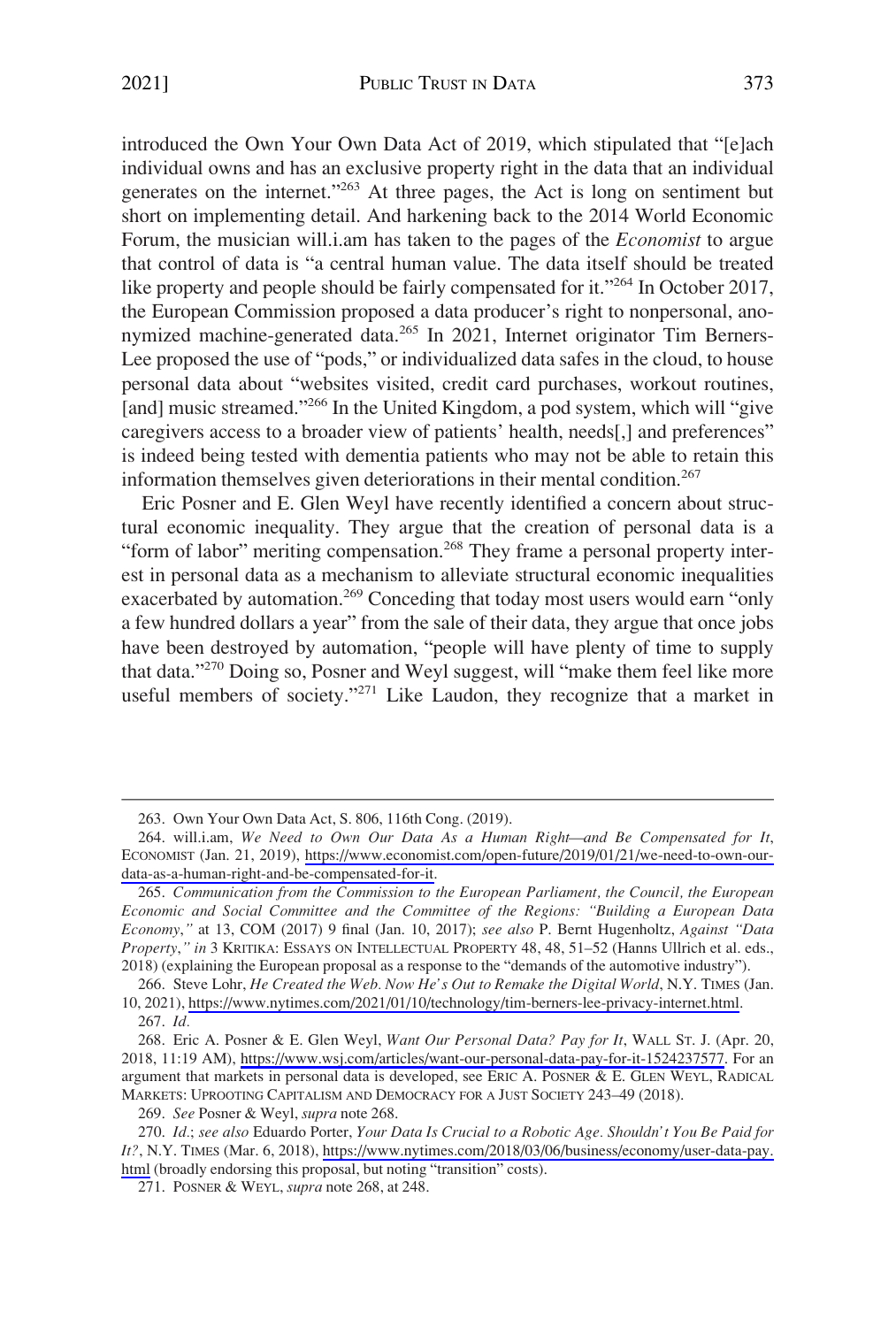introduced the Own Your Own Data Act of 2019, which stipulated that "[e]ach individual owns and has an exclusive property right in the data that an individual generates on the internet."[263] At three pages, the Act is long on sentiment but short on implementing detail. And harkening back to the 2014 World Economic Forum, the musician will.i.am has taken to the pages of the *Economist* to argue that control of data is "a central human value. The data itself should be treated like property and people should be fairly compensated for it."[264] In October 2017, the European Commission proposed a data producer's right to nonpersonal, anonymized machine-generated data.[265] In 2021, Internet originator Tim Berners-Lee proposed the use of "pods," or individualized data safes in the cloud, to house personal data about "websites visited, credit card purchases, workout routines, [and] music streamed."[266] In the United Kingdom, a pod system, which will "give caregivers access to a broader view of patients' health, needs[,] and preferences" is indeed being tested with dementia patients who may not be able to retain this information themselves given deteriorations in their mental condition.[267]

Eric Posner and E. Glen Weyl have recently identified a concern about structural economic inequality. They argue that the creation of personal data is a "form of labor" meriting compensation.[268] They frame a personal property interest in personal data as a mechanism to alleviate structural economic inequalities exacerbated by automation.[269] Conceding that today most users would earn "only a few hundred dollars a year" from the sale of their data, they argue that once jobs have been destroyed by automation, "people will have plenty of time to supply that data."[270] Doing so, Posner and Weyl suggest, will "make them feel like more useful members of society."[271] Like Laudon, they recognize that a market in

---

263. Own Your Own Data Act, S. 806, 116th Cong. (2019).

264. will.i.am, *We Need to Own Our Data As a Human Right—and Be Compensated for It*, ECONOMIST (Jan. 21, 2019), https://www.economist.com/open-future/2019/01/21/we-need-to-own-our-data-as-a-human-right-and-be-compensated-for-it.

265. *Communication from the Commission to the European Parliament, the Council, the European Economic and Social Committee and the Committee of the Regions: "Building a European Data Economy*,*"* at 13, COM (2017) 9 final (Jan. 10, 2017); *see also* P. Bernt Hugenholtz, *Against "Data Property*,*" in* 3 KRITIKA: ESSAYS ON INTELLECTUAL PROPERTY 48, 48, 51–52 (Hanns Ullrich et al. eds., 2018) (explaining the European proposal as a response to the "demands of the automotive industry").

266. Steve Lohr, *He Created the Web. Now He's Out to Remake the Digital World*, N.Y. TIMES (Jan. 10, 2021), https://www.nytimes.com/2021/01/10/technology/tim-berners-lee-privacy-internet.html.

267. *Id.*

268. Eric A. Posner & E. Glen Weyl, *Want Our Personal Data? Pay for It*, WALL ST. J. (Apr. 20, 2018, 11:19 AM), https://www.wsj.com/articles/want-our-personal-data-pay-for-it-1524237577. For an argument that markets in personal data is developed, see ERIC A. POSNER & E. GLEN WEYL, RADICAL MARKETS: UPROOTING CAPITALISM AND DEMOCRACY FOR A JUST SOCIETY 243–49 (2018).

269. *See* Posner & Weyl, *supra* note 268.

270. *Id.*; *see also* Eduardo Porter, *Your Data Is Crucial to a Robotic Age. Shouldn't You Be Paid for It?*, N.Y. TIMES (Mar. 6, 2018), https://www.nytimes.com/2018/03/06/business/economy/user-data-pay.html (broadly endorsing this proposal, but noting "transition" costs).

271. POSNER & WEYL, *supra* note 268, at 248.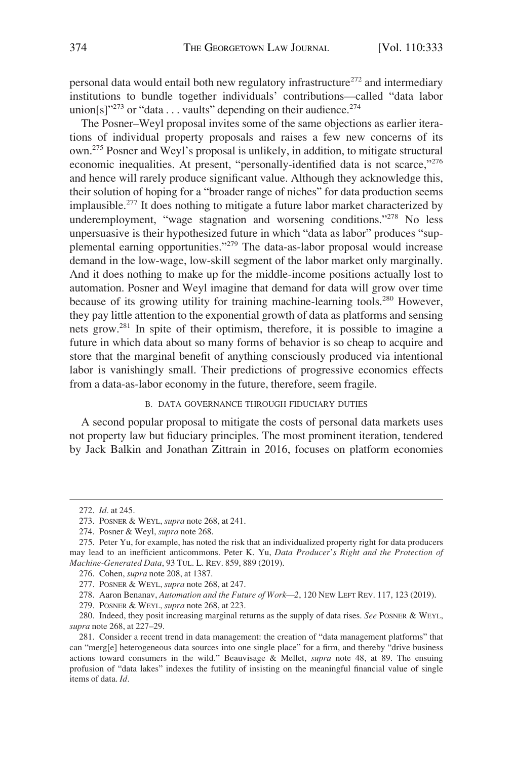personal data would entail both new regulatory infrastructure[272] and intermediary institutions to bundle together individuals' contributions—called "data labor union[s]"[273] or "data . . . vaults" depending on their audience.[274]

The Posner–Weyl proposal invites some of the same objections as earlier iterations of individual property proposals and raises a few new concerns of its own.[275] Posner and Weyl's proposal is unlikely, in addition, to mitigate structural economic inequalities. At present, "personally-identified data is not scarce,"[276] and hence will rarely produce significant value. Although they acknowledge this, their solution of hoping for a "broader range of niches" for data production seems implausible.[277] It does nothing to mitigate a future labor market characterized by underemployment, "wage stagnation and worsening conditions."[278] No less unpersuasive is their hypothesized future in which "data as labor" produces "supplemental earning opportunities."[279] The data-as-labor proposal would increase demand in the low-wage, low-skill segment of the labor market only marginally. And it does nothing to make up for the middle-income positions actually lost to automation. Posner and Weyl imagine that demand for data will grow over time because of its growing utility for training machine-learning tools.[280] However, they pay little attention to the exponential growth of data as platforms and sensing nets grow.[281] In spite of their optimism, therefore, it is possible to imagine a future in which data about so many forms of behavior is so cheap to acquire and store that the marginal benefit of anything consciously produced via intentional labor is vanishingly small. Their predictions of progressive economics effects from a data-as-labor economy in the future, therefore, seem fragile.

### B. DATA GOVERNANCE THROUGH FIDUCIARY DUTIES

A second popular proposal to mitigate the costs of personal data markets uses not property law but fiduciary principles. The most prominent iteration, tendered by Jack Balkin and Jonathan Zittrain in 2016, focuses on platform economies

---

272. *Id.* at 245.

273. POSNER & WEYL, *supra* note 268, at 241.

274. Posner & Weyl, *supra* note 268.

275. Peter Yu, for example, has noted the risk that an individualized property right for data producers may lead to an inefficient anticommons. Peter K. Yu, *Data Producer's Right and the Protection of Machine-Generated Data*, 93 TUL. L. REV. 859, 889 (2019).

276. Cohen, *supra* note 208, at 1387.

277. POSNER & WEYL, *supra* note 268, at 247.

278. Aaron Benanav, *Automation and the Future of Work—2*, 120 NEW LEFT REV. 117, 123 (2019).

279. POSNER & WEYL, *supra* note 268, at 223.

280. Indeed, they posit increasing marginal returns as the supply of data rises. *See* POSNER & WEYL, *supra* note 268, at 227–29.

281. Consider a recent trend in data management: the creation of "data management platforms" that can "merg[e] heterogeneous data sources into one single place" for a firm, and thereby "drive business actions toward consumers in the wild." Beauvisage & Mellet, *supra* note 48, at 89. The ensuing profusion of "data lakes" indexes the futility of insisting on the meaningful financial value of single items of data. *Id.*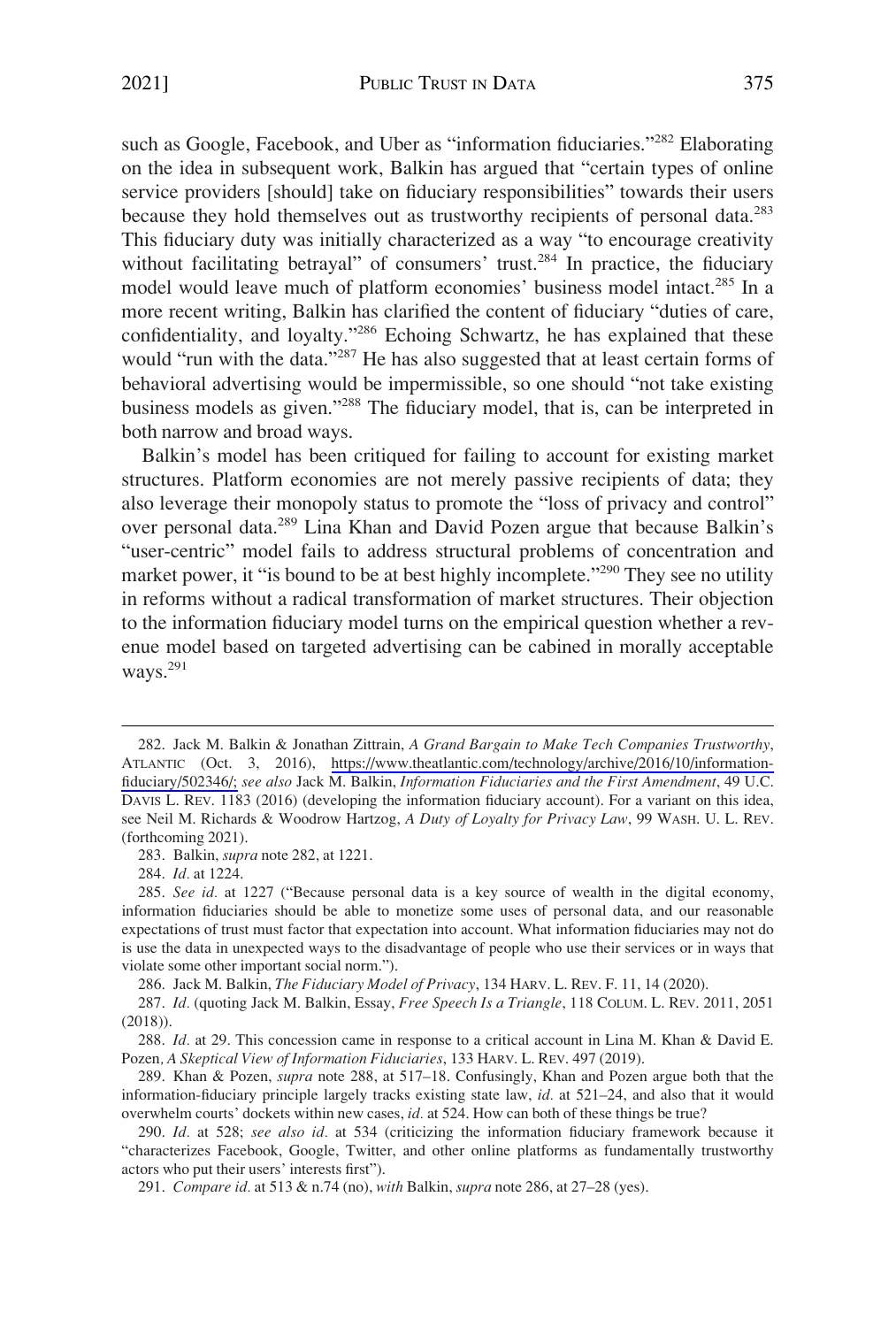such as Google, Facebook, and Uber as "information fiduciaries."[282] Elaborating on the idea in subsequent work, Balkin has argued that "certain types of online service providers [should] take on fiduciary responsibilities" towards their users because they hold themselves out as trustworthy recipients of personal data.[283] This fiduciary duty was initially characterized as a way "to encourage creativity without facilitating betrayal" of consumers' trust.[284] In practice, the fiduciary model would leave much of platform economies' business model intact.[285] In a more recent writing, Balkin has clarified the content of fiduciary "duties of care, confidentiality, and loyalty."[286] Echoing Schwartz, he has explained that these would "run with the data."[287] He has also suggested that at least certain forms of behavioral advertising would be impermissible, so one should "not take existing business models as given."[288] The fiduciary model, that is, can be interpreted in both narrow and broad ways.

Balkin's model has been critiqued for failing to account for existing market structures. Platform economies are not merely passive recipients of data; they also leverage their monopoly status to promote the "loss of privacy and control" over personal data.[289] Lina Khan and David Pozen argue that because Balkin's "user-centric" model fails to address structural problems of concentration and market power, it "is bound to be at best highly incomplete."[290] They see no utility in reforms without a radical transformation of market structures. Their objection to the information fiduciary model turns on the empirical question whether a revenue model based on targeted advertising can be cabined in morally acceptable ways.[291]

---

282. Jack M. Balkin & Jonathan Zittrain, *A Grand Bargain to Make Tech Companies Trustworthy*, ATLANTIC (Oct. 3, 2016), https://www.theatlantic.com/technology/archive/2016/10/information-fiduciary/502346/; *see also* Jack M. Balkin, *Information Fiduciaries and the First Amendment*, 49 U.C. DAVIS L. REV. 1183 (2016) (developing the information fiduciary account). For a variant on this idea, see Neil M. Richards & Woodrow Hartzog, *A Duty of Loyalty for Privacy Law*, 99 WASH. U. L. REV. (forthcoming 2021).

283. Balkin, *supra* note 282, at 1221.

284. *Id.* at 1224.

285. *See id.* at 1227 ("Because personal data is a key source of wealth in the digital economy, information fiduciaries should be able to monetize some uses of personal data, and our reasonable expectations of trust must factor that expectation into account. What information fiduciaries may not do is use the data in unexpected ways to the disadvantage of people who use their services or in ways that violate some other important social norm.").

286. Jack M. Balkin, *The Fiduciary Model of Privacy*, 134 HARV. L. REV. F. 11, 14 (2020).

287. *Id.* (quoting Jack M. Balkin, Essay, *Free Speech Is a Triangle*, 118 COLUM. L. REV. 2011, 2051 (2018)).

288. *Id.* at 29. This concession came in response to a critical account in Lina M. Khan & David E. Pozen, *A Skeptical View of Information Fiduciaries*, 133 HARV. L. REV. 497 (2019).

289. Khan & Pozen, *supra* note 288, at 517–18. Confusingly, Khan and Pozen argue both that the information-fiduciary principle largely tracks existing state law, *id.* at 521–24, and also that it would overwhelm courts' dockets within new cases, *id.* at 524. How can both of these things be true?

290. *Id.* at 528; *see also id.* at 534 (criticizing the information fiduciary framework because it "characterizes Facebook, Google, Twitter, and other online platforms as fundamentally trustworthy actors who put their users' interests first").

291. *Compare id.* at 513 & n.74 (no), *with* Balkin, *supra* note 286, at 27–28 (yes).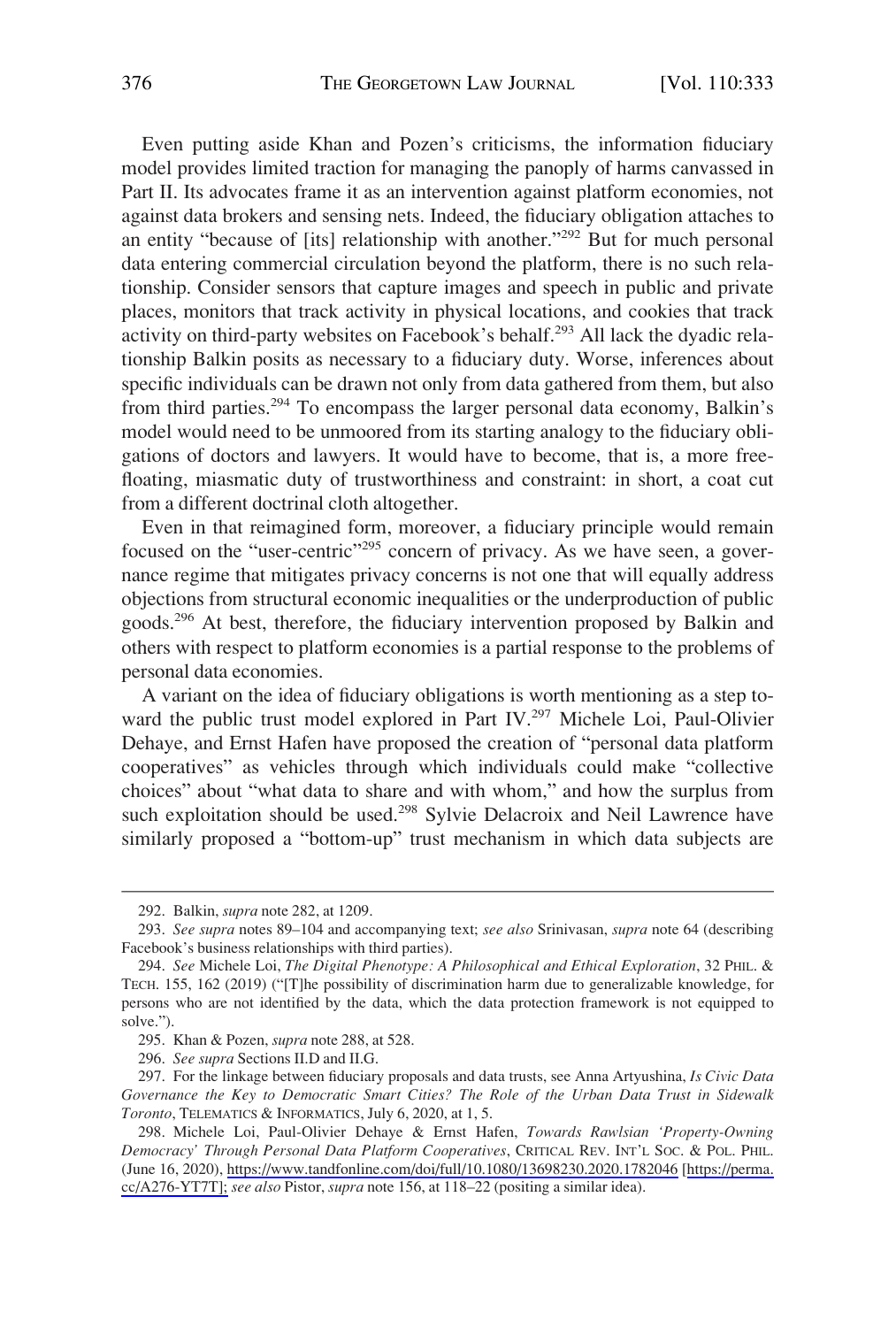Even putting aside Khan and Pozen's criticisms, the information fiduciary model provides limited traction for managing the panoply of harms canvassed in Part II. Its advocates frame it as an intervention against platform economies, not against data brokers and sensing nets. Indeed, the fiduciary obligation attaches to an entity "because of [its] relationship with another."[292] But for much personal data entering commercial circulation beyond the platform, there is no such relationship. Consider sensors that capture images and speech in public and private places, monitors that track activity in physical locations, and cookies that track activity on third-party websites on Facebook's behalf.[293] All lack the dyadic relationship Balkin posits as necessary to a fiduciary duty. Worse, inferences about specific individuals can be drawn not only from data gathered from them, but also from third parties.[294] To encompass the larger personal data economy, Balkin's model would need to be unmoored from its starting analogy to the fiduciary obligations of doctors and lawyers. It would have to become, that is, a more free-floating, miasmatic duty of trustworthiness and constraint: in short, a coat cut from a different doctrinal cloth altogether.

Even in that reimagined form, moreover, a fiduciary principle would remain focused on the "user-centric"[295] concern of privacy. As we have seen, a governance regime that mitigates privacy concerns is not one that will equally address objections from structural economic inequalities or the underproduction of public goods.[296] At best, therefore, the fiduciary intervention proposed by Balkin and others with respect to platform economies is a partial response to the problems of personal data economies.

A variant on the idea of fiduciary obligations is worth mentioning as a step toward the public trust model explored in Part IV.[297] Michele Loi, Paul-Olivier Dehaye, and Ernst Hafen have proposed the creation of "personal data platform cooperatives" as vehicles through which individuals could make "collective choices" about "what data to share and with whom," and how the surplus from such exploitation should be used.[298] Sylvie Delacroix and Neil Lawrence have similarly proposed a "bottom-up" trust mechanism in which data subjects are

---

292. Balkin, *supra* note 282, at 1209.

293. *See supra* notes 89–104 and accompanying text; *see also* Srinivasan, *supra* note 64 (describing Facebook's business relationships with third parties).

294. *See* Michele Loi, *The Digital Phenotype: A Philosophical and Ethical Exploration*, 32 PHIL. & TECH. 155, 162 (2019) ("[T]he possibility of discrimination harm due to generalizable knowledge, for persons who are not identified by the data, which the data protection framework is not equipped to solve.").

295. Khan & Pozen, *supra* note 288, at 528.

296. *See supra* Sections II.D and II.G.

297. For the linkage between fiduciary proposals and data trusts, see Anna Artyushina, *Is Civic Data Governance the Key to Democratic Smart Cities? The Role of the Urban Data Trust in Sidewalk Toronto*, TELEMATICS & INFORMATICS, July 6, 2020, at 1, 5.

298. Michele Loi, Paul-Olivier Dehaye & Ernst Hafen, *Towards Rawlsian 'Property-Owning Democracy' Through Personal Data Platform Cooperatives*, CRITICAL REV. INT'L SOC. & POL. PHIL. (June 16, 2020), https://www.tandfonline.com/doi/full/10.1080/13698230.2020.1782046 [https://perma.cc/A276-YT7T]; *see also* Pistor, *supra* note 156, at 118–22 (positing a similar idea).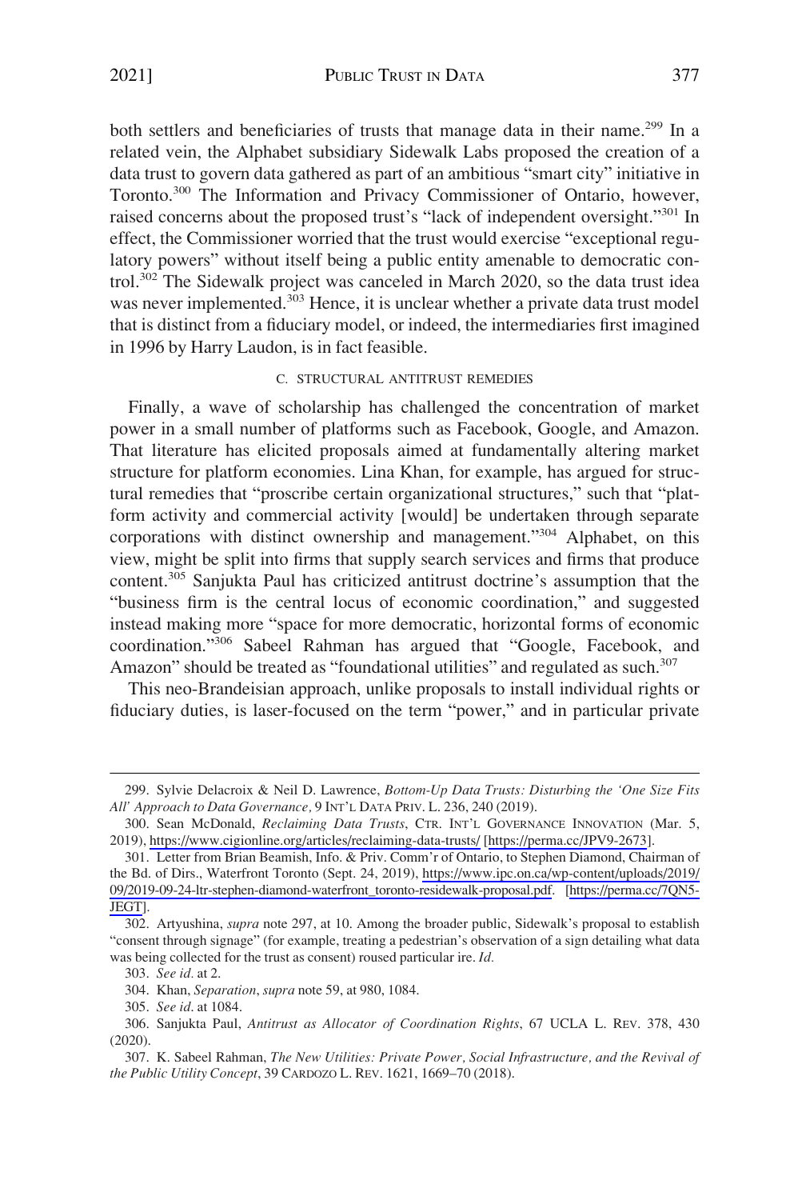both settlers and beneficiaries of trusts that manage data in their name.[299] In a related vein, the Alphabet subsidiary Sidewalk Labs proposed the creation of a data trust to govern data gathered as part of an ambitious "smart city" initiative in Toronto.[300] The Information and Privacy Commissioner of Ontario, however, raised concerns about the proposed trust's "lack of independent oversight."[301] In effect, the Commissioner worried that the trust would exercise "exceptional regulatory powers" without itself being a public entity amenable to democratic control.[302] The Sidewalk project was canceled in March 2020, so the data trust idea was never implemented.[303] Hence, it is unclear whether a private data trust model that is distinct from a fiduciary model, or indeed, the intermediaries first imagined in 1996 by Harry Laudon, is in fact feasible.

### C. Structural Antitrust Remedies

Finally, a wave of scholarship has challenged the concentration of market power in a small number of platforms such as Facebook, Google, and Amazon. That literature has elicited proposals aimed at fundamentally altering market structure for platform economies. Lina Khan, for example, has argued for structural remedies that "proscribe certain organizational structures," such that "platform activity and commercial activity [would] be undertaken through separate corporations with distinct ownership and management."[304] Alphabet, on this view, might be split into firms that supply search services and firms that produce content.[305] Sanjukta Paul has criticized antitrust doctrine's assumption that the "business firm is the central locus of economic coordination," and suggested instead making more "space for more democratic, horizontal forms of economic coordination."[306] Sabeel Rahman has argued that "Google, Facebook, and Amazon" should be treated as "foundational utilities" and regulated as such.[307]

This neo-Brandeisian approach, unlike proposals to install individual rights or fiduciary duties, is laser-focused on the term "power," and in particular private

---

299. Sylvie Delacroix & Neil D. Lawrence, *Bottom-Up Data Trusts: Disturbing the 'One Size Fits All' Approach to Data Governance,* 9 INT'L DATA PRIV. L. 236, 240 (2019).

300. Sean McDonald, *Reclaiming Data Trusts*, CTR. INT'L GOVERNANCE INNOVATION (Mar. 5, 2019), https://www.cigionline.org/articles/reclaiming-data-trusts/ [https://perma.cc/JPV9-2673].

301. Letter from Brian Beamish, Info. & Priv. Comm'r of Ontario, to Stephen Diamond, Chairman of the Bd. of Dirs., Waterfront Toronto (Sept. 24, 2019), https://www.ipc.on.ca/wp-content/uploads/2019/09/2019-09-24-ltr-stephen-diamond-waterfront_toronto-residewalk-proposal.pdf. [https://perma.cc/7QN5-JEGT].

302. Artyushina, *supra* note 297, at 10. Among the broader public, Sidewalk's proposal to establish "consent through signage" (for example, treating a pedestrian's observation of a sign detailing what data was being collected for the trust as consent) roused particular ire. *Id.*

303. *See id.* at 2.

304. Khan, *Separation*, *supra* note 59, at 980, 1084.

305. *See id.* at 1084.

306. Sanjukta Paul, *Antitrust as Allocator of Coordination Rights*, 67 UCLA L. REV. 378, 430 (2020).

307. K. Sabeel Rahman, *The New Utilities: Private Power, Social Infrastructure, and the Revival of the Public Utility Concept*, 39 CARDOZO L. REV. 1621, 1669–70 (2018).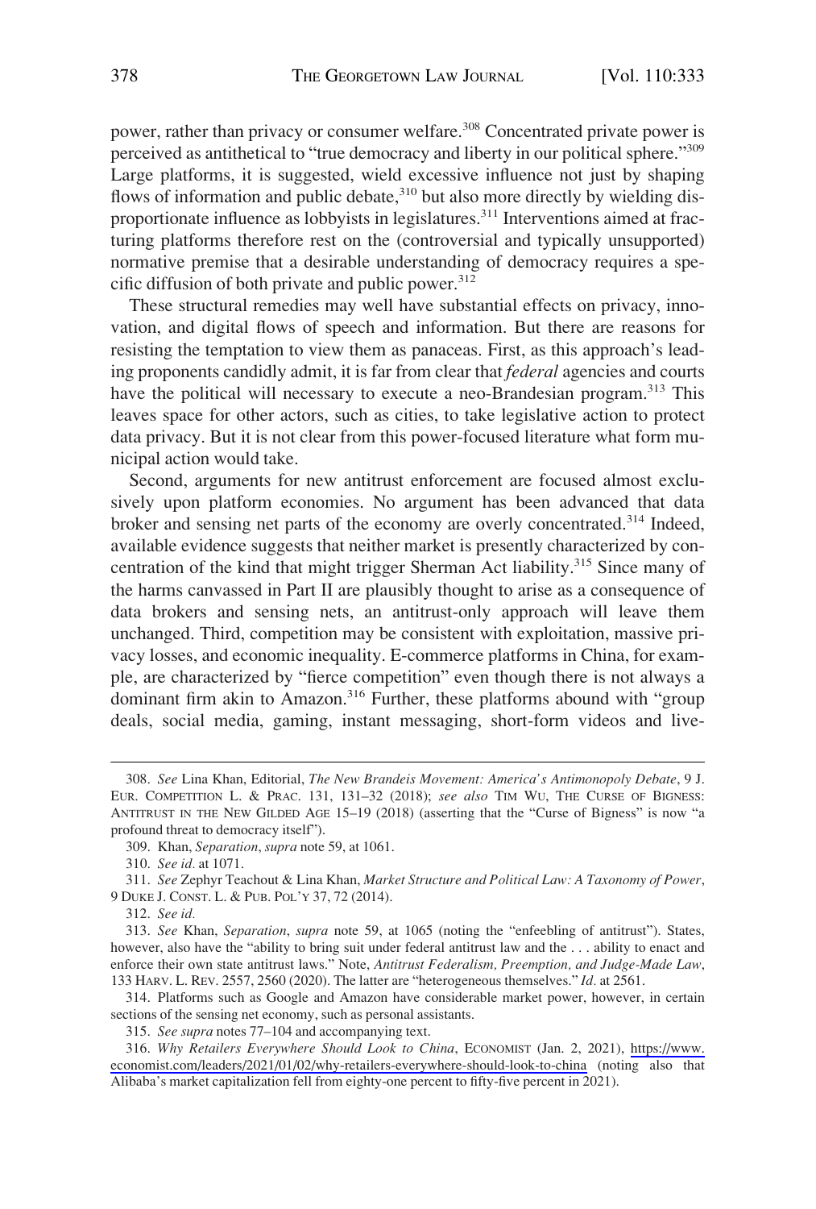power, rather than privacy or consumer welfare.[308] Concentrated private power is perceived as antithetical to "true democracy and liberty in our political sphere."[309] Large platforms, it is suggested, wield excessive influence not just by shaping flows of information and public debate,[310] but also more directly by wielding disproportionate influence as lobbyists in legislatures.[311] Interventions aimed at fracturing platforms therefore rest on the (controversial and typically unsupported) normative premise that a desirable understanding of democracy requires a specific diffusion of both private and public power.[312]

These structural remedies may well have substantial effects on privacy, innovation, and digital flows of speech and information. But there are reasons for resisting the temptation to view them as panaceas. First, as this approach's leading proponents candidly admit, it is far from clear that *federal* agencies and courts have the political will necessary to execute a neo-Brandesian program.[313] This leaves space for other actors, such as cities, to take legislative action to protect data privacy. But it is not clear from this power-focused literature what form municipal action would take.

Second, arguments for new antitrust enforcement are focused almost exclusively upon platform economies. No argument has been advanced that data broker and sensing net parts of the economy are overly concentrated.[314] Indeed, available evidence suggests that neither market is presently characterized by concentration of the kind that might trigger Sherman Act liability.[315] Since many of the harms canvassed in Part II are plausibly thought to arise as a consequence of data brokers and sensing nets, an antitrust-only approach will leave them unchanged. Third, competition may be consistent with exploitation, massive privacy losses, and economic inequality. E-commerce platforms in China, for example, are characterized by "fierce competition" even though there is not always a dominant firm akin to Amazon.[316] Further, these platforms abound with "group deals, social media, gaming, instant messaging, short-form videos and live-

---

308. *See* Lina Khan, Editorial, *The New Brandeis Movement: America's Antimonopoly Debate*, 9 J. EUR. COMPETITION L. & PRAC. 131, 131–32 (2018); *see also* TIM WU, THE CURSE OF BIGNESS: ANTITRUST IN THE NEW GILDED AGE 15–19 (2018) (asserting that the "Curse of Bigness" is now "a profound threat to democracy itself").

309. Khan, *Separation*, *supra* note 59, at 1061.

310. *See id.* at 1071.

311. *See* Zephyr Teachout & Lina Khan, *Market Structure and Political Law: A Taxonomy of Power*, 9 DUKE J. CONST. L. & PUB. POL'Y 37, 72 (2014).

312. *See id.*

313. *See* Khan, *Separation*, *supra* note 59, at 1065 (noting the "enfeebling of antitrust"). States, however, also have the "ability to bring suit under federal antitrust law and the . . . ability to enact and enforce their own state antitrust laws." Note, *Antitrust Federalism, Preemption, and Judge-Made Law*, 133 HARV. L. REV. 2557, 2560 (2020). The latter are "heterogeneous themselves." *Id.* at 2561.

314. Platforms such as Google and Amazon have considerable market power, however, in certain sections of the sensing net economy, such as personal assistants.

315. *See supra* notes 77–104 and accompanying text.

316. *Why Retailers Everywhere Should Look to China*, ECONOMIST (Jan. 2, 2021), https://www.economist.com/leaders/2021/01/02/why-retailers-everywhere-should-look-to-china (noting also that Alibaba's market capitalization fell from eighty-one percent to fifty-five percent in 2021).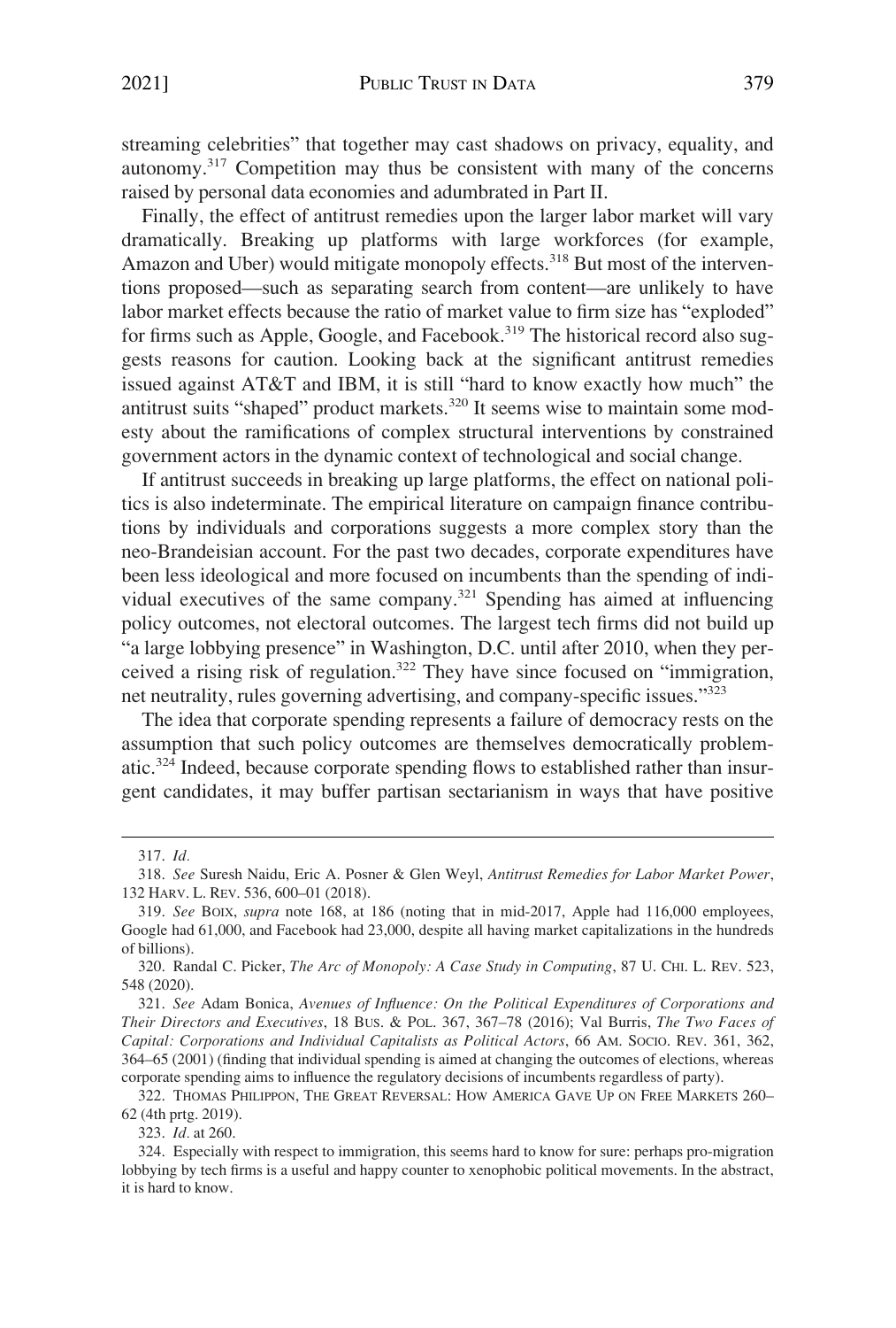streaming celebrities" that together may cast shadows on privacy, equality, and autonomy.[317] Competition may thus be consistent with many of the concerns raised by personal data economies and adumbrated in Part II.

Finally, the effect of antitrust remedies upon the larger labor market will vary dramatically. Breaking up platforms with large workforces (for example, Amazon and Uber) would mitigate monopoly effects.[318] But most of the interventions proposed—such as separating search from content—are unlikely to have labor market effects because the ratio of market value to firm size has "exploded" for firms such as Apple, Google, and Facebook.[319] The historical record also suggests reasons for caution. Looking back at the significant antitrust remedies issued against AT&T and IBM, it is still "hard to know exactly how much" the antitrust suits "shaped" product markets.[320] It seems wise to maintain some modesty about the ramifications of complex structural interventions by constrained government actors in the dynamic context of technological and social change.

If antitrust succeeds in breaking up large platforms, the effect on national politics is also indeterminate. The empirical literature on campaign finance contributions by individuals and corporations suggests a more complex story than the neo-Brandeisian account. For the past two decades, corporate expenditures have been less ideological and more focused on incumbents than the spending of individual executives of the same company.[321] Spending has aimed at influencing policy outcomes, not electoral outcomes. The largest tech firms did not build up "a large lobbying presence" in Washington, D.C. until after 2010, when they perceived a rising risk of regulation.[322] They have since focused on "immigration, net neutrality, rules governing advertising, and company-specific issues."[323]

The idea that corporate spending represents a failure of democracy rests on the assumption that such policy outcomes are themselves democratically problematic.[324] Indeed, because corporate spending flows to established rather than insurgent candidates, it may buffer partisan sectarianism in ways that have positive

---

317. *Id.*

318. *See* Suresh Naidu, Eric A. Posner & Glen Weyl, *Antitrust Remedies for Labor Market Power*, 132 HARV. L. REV. 536, 600–01 (2018).

319. *See* BOIX, *supra* note 168, at 186 (noting that in mid-2017, Apple had 116,000 employees, Google had 61,000, and Facebook had 23,000, despite all having market capitalizations in the hundreds of billions).

320. Randal C. Picker, *The Arc of Monopoly: A Case Study in Computing*, 87 U. CHI. L. REV. 523, 548 (2020).

321. *See* Adam Bonica, *Avenues of Influence: On the Political Expenditures of Corporations and Their Directors and Executives*, 18 BUS. & POL. 367, 367–78 (2016); Val Burris, *The Two Faces of Capital: Corporations and Individual Capitalists as Political Actors*, 66 AM. SOCIO. REV. 361, 362, 364–65 (2001) (finding that individual spending is aimed at changing the outcomes of elections, whereas corporate spending aims to influence the regulatory decisions of incumbents regardless of party).

322. THOMAS PHILIPPON, THE GREAT REVERSAL: HOW AMERICA GAVE UP ON FREE MARKETS 260–62 (4th prtg. 2019).

323. *Id.* at 260.

324. Especially with respect to immigration, this seems hard to know for sure: perhaps pro-migration lobbying by tech firms is a useful and happy counter to xenophobic political movements. In the abstract, it is hard to know.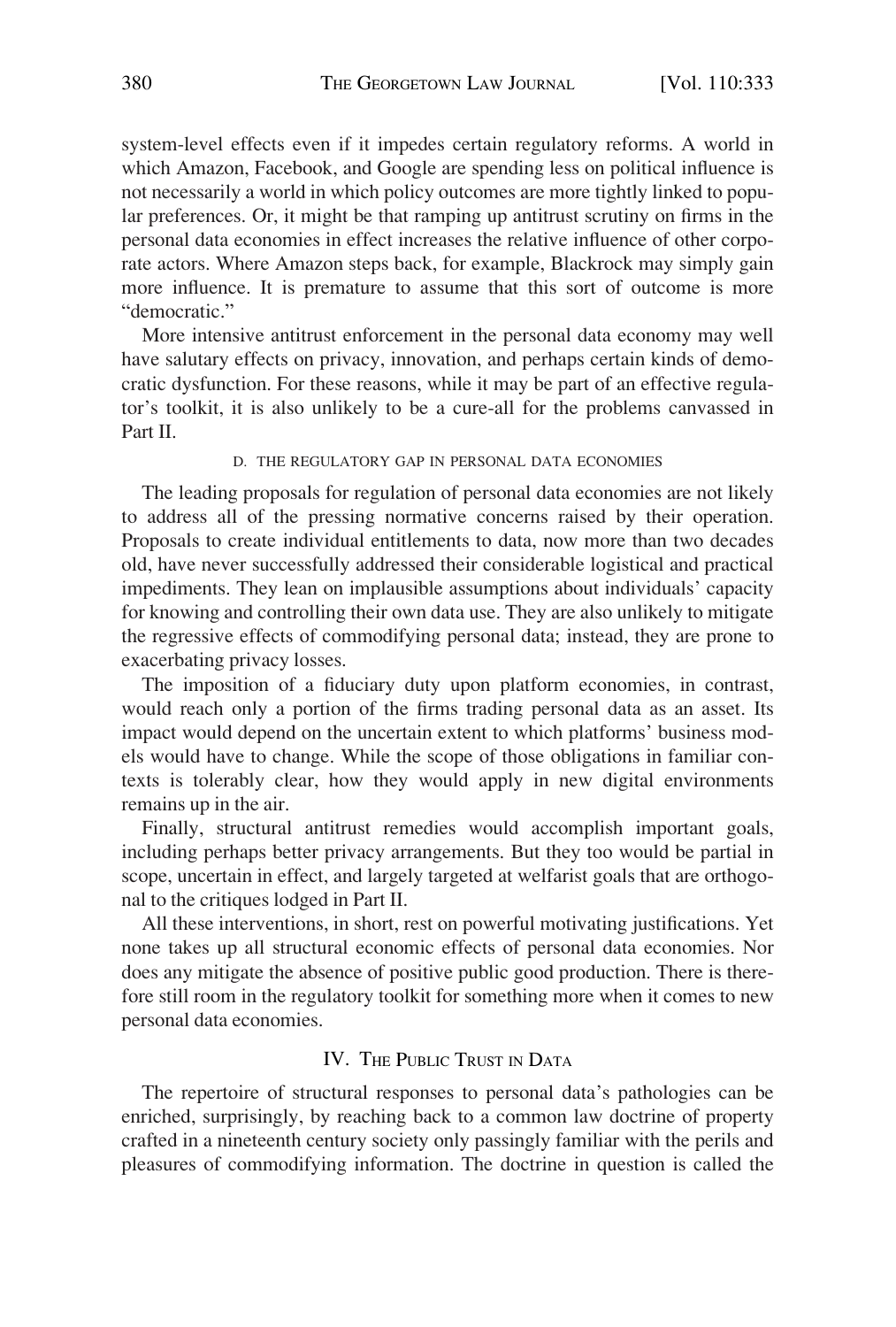system-level effects even if it impedes certain regulatory reforms. A world in which Amazon, Facebook, and Google are spending less on political influence is not necessarily a world in which policy outcomes are more tightly linked to popular preferences. Or, it might be that ramping up antitrust scrutiny on firms in the personal data economies in effect increases the relative influence of other corporate actors. Where Amazon steps back, for example, Blackrock may simply gain more influence. It is premature to assume that this sort of outcome is more "democratic."

More intensive antitrust enforcement in the personal data economy may well have salutary effects on privacy, innovation, and perhaps certain kinds of democratic dysfunction. For these reasons, while it may be part of an effective regulator's toolkit, it is also unlikely to be a cure-all for the problems canvassed in Part II.

### D. The Regulatory Gap in Personal Data Economies

The leading proposals for regulation of personal data economies are not likely to address all of the pressing normative concerns raised by their operation. Proposals to create individual entitlements to data, now more than two decades old, have never successfully addressed their considerable logistical and practical impediments. They lean on implausible assumptions about individuals' capacity for knowing and controlling their own data use. They are also unlikely to mitigate the regressive effects of commodifying personal data; instead, they are prone to exacerbating privacy losses.

The imposition of a fiduciary duty upon platform economies, in contrast, would reach only a portion of the firms trading personal data as an asset. Its impact would depend on the uncertain extent to which platforms' business models would have to change. While the scope of those obligations in familiar contexts is tolerably clear, how they would apply in new digital environments remains up in the air.

Finally, structural antitrust remedies would accomplish important goals, including perhaps better privacy arrangements. But they too would be partial in scope, uncertain in effect, and largely targeted at welfarist goals that are orthogonal to the critiques lodged in Part II.

All these interventions, in short, rest on powerful motivating justifications. Yet none takes up all structural economic effects of personal data economies. Nor does any mitigate the absence of positive public good production. There is therefore still room in the regulatory toolkit for something more when it comes to new personal data economies.

## IV. The Public Trust in Data

The repertoire of structural responses to personal data's pathologies can be enriched, surprisingly, by reaching back to a common law doctrine of property crafted in a nineteenth century society only passingly familiar with the perils and pleasures of commodifying information. The doctrine in question is called the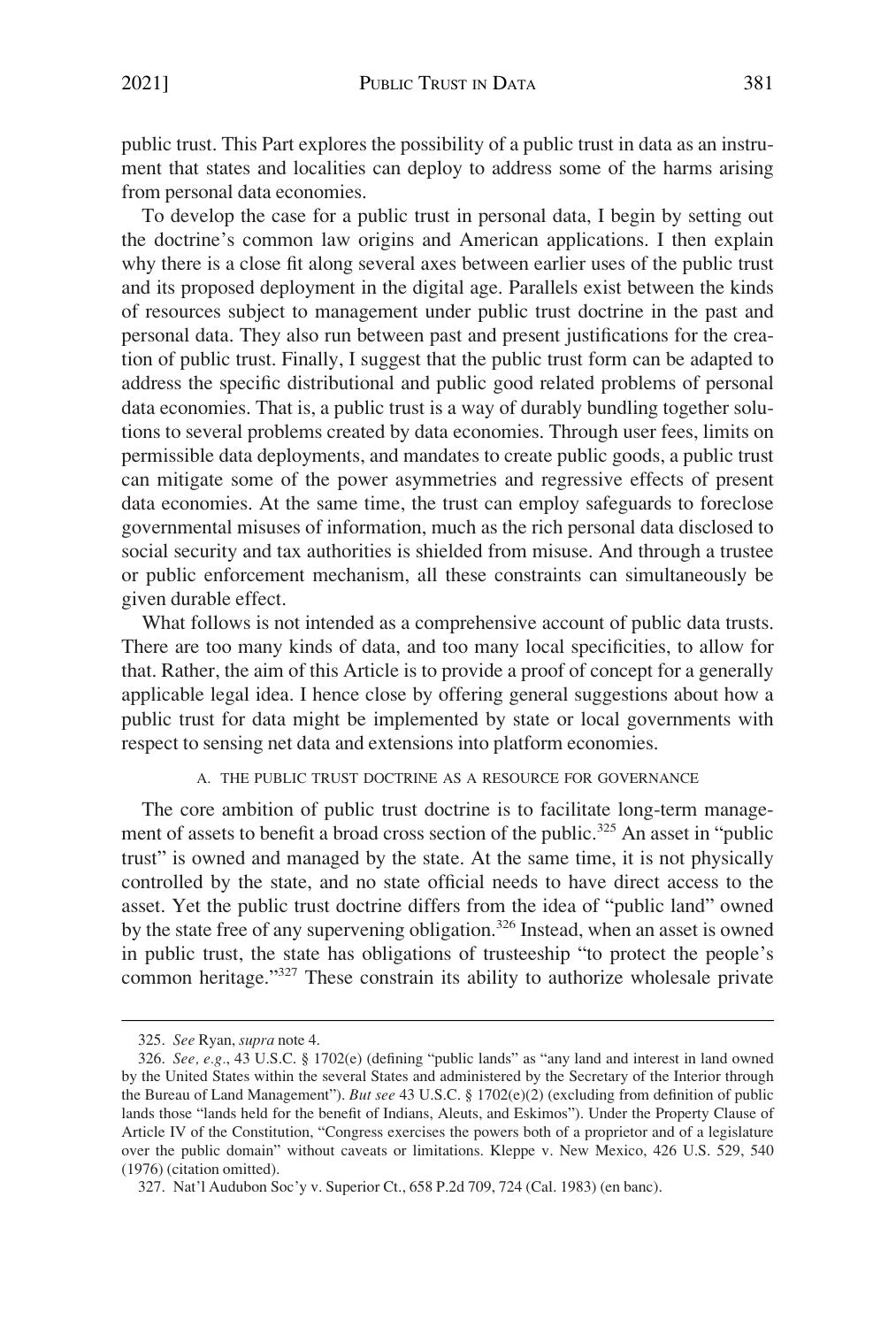public trust. This Part explores the possibility of a public trust in data as an instrument that states and localities can deploy to address some of the harms arising from personal data economies.

To develop the case for a public trust in personal data, I begin by setting out the doctrine's common law origins and American applications. I then explain why there is a close fit along several axes between earlier uses of the public trust and its proposed deployment in the digital age. Parallels exist between the kinds of resources subject to management under public trust doctrine in the past and personal data. They also run between past and present justifications for the creation of public trust. Finally, I suggest that the public trust form can be adapted to address the specific distributional and public good related problems of personal data economies. That is, a public trust is a way of durably bundling together solutions to several problems created by data economies. Through user fees, limits on permissible data deployments, and mandates to create public goods, a public trust can mitigate some of the power asymmetries and regressive effects of present data economies. At the same time, the trust can employ safeguards to foreclose governmental misuses of information, much as the rich personal data disclosed to social security and tax authorities is shielded from misuse. And through a trustee or public enforcement mechanism, all these constraints can simultaneously be given durable effect.

What follows is not intended as a comprehensive account of public data trusts. There are too many kinds of data, and too many local specificities, to allow for that. Rather, the aim of this Article is to provide a proof of concept for a generally applicable legal idea. I hence close by offering general suggestions about how a public trust for data might be implemented by state or local governments with respect to sensing net data and extensions into platform economies.

### A. The Public Trust Doctrine as a Resource for Governance

The core ambition of public trust doctrine is to facilitate long-term management of assets to benefit a broad cross section of the public.[325] An asset in "public trust" is owned and managed by the state. At the same time, it is not physically controlled by the state, and no state official needs to have direct access to the asset. Yet the public trust doctrine differs from the idea of "public land" owned by the state free of any supervening obligation.[326] Instead, when an asset is owned in public trust, the state has obligations of trusteeship "to protect the people's common heritage."[327] These constrain its ability to authorize wholesale private

---

325. *See* Ryan, *supra* note 4.

326. *See, e.g.*, 43 U.S.C. § 1702(e) (defining "public lands" as "any land and interest in land owned by the United States within the several States and administered by the Secretary of the Interior through the Bureau of Land Management"). *But see* 43 U.S.C. § 1702(e)(2) (excluding from definition of public lands those "lands held for the benefit of Indians, Aleuts, and Eskimos"). Under the Property Clause of Article IV of the Constitution, "Congress exercises the powers both of a proprietor and of a legislature over the public domain" without caveats or limitations. Kleppe v. New Mexico, 426 U.S. 529, 540 (1976) (citation omitted).

327. Nat'l Audubon Soc'y v. Superior Ct., 658 P.2d 709, 724 (Cal. 1983) (en banc).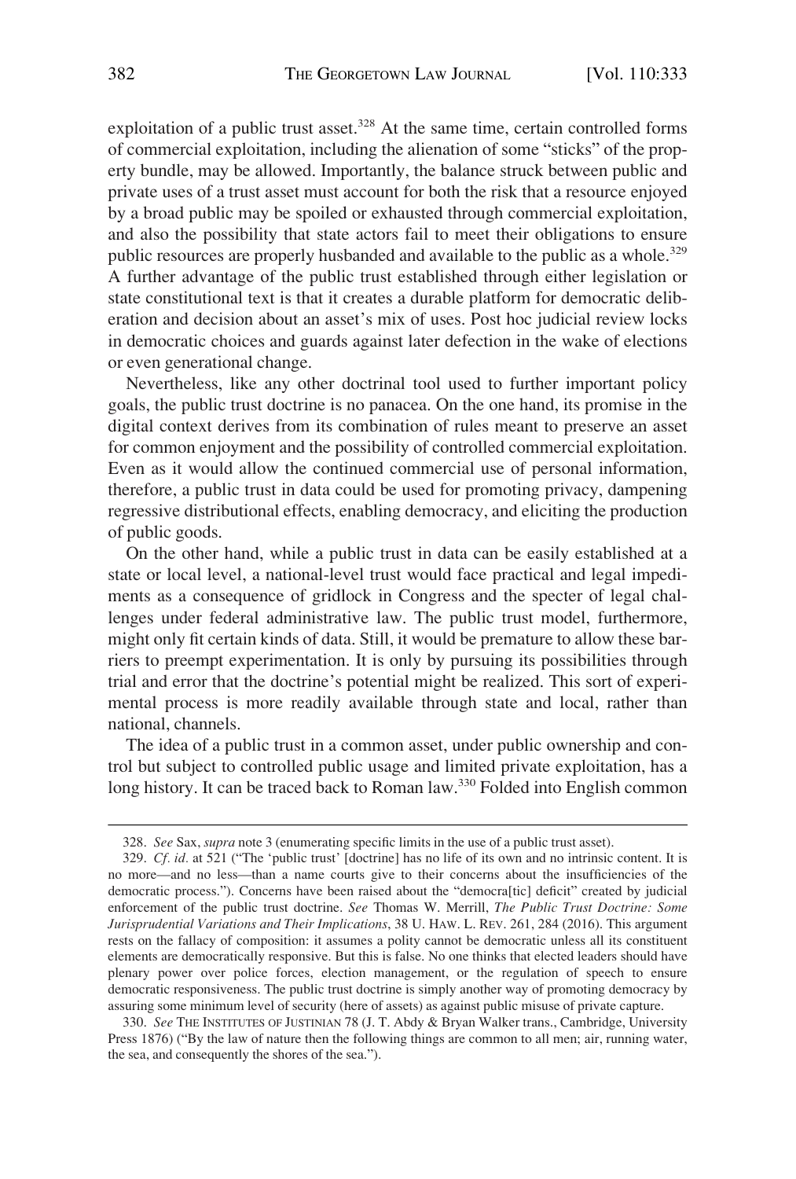exploitation of a public trust asset.[328] At the same time, certain controlled forms of commercial exploitation, including the alienation of some "sticks" of the property bundle, may be allowed. Importantly, the balance struck between public and private uses of a trust asset must account for both the risk that a resource enjoyed by a broad public may be spoiled or exhausted through commercial exploitation, and also the possibility that state actors fail to meet their obligations to ensure public resources are properly husbanded and available to the public as a whole.[329] A further advantage of the public trust established through either legislation or state constitutional text is that it creates a durable platform for democratic deliberation and decision about an asset's mix of uses. Post hoc judicial review locks in democratic choices and guards against later defection in the wake of elections or even generational change.

Nevertheless, like any other doctrinal tool used to further important policy goals, the public trust doctrine is no panacea. On the one hand, its promise in the digital context derives from its combination of rules meant to preserve an asset for common enjoyment and the possibility of controlled commercial exploitation. Even as it would allow the continued commercial use of personal information, therefore, a public trust in data could be used for promoting privacy, dampening regressive distributional effects, enabling democracy, and eliciting the production of public goods.

On the other hand, while a public trust in data can be easily established at a state or local level, a national-level trust would face practical and legal impediments as a consequence of gridlock in Congress and the specter of legal challenges under federal administrative law. The public trust model, furthermore, might only fit certain kinds of data. Still, it would be premature to allow these barriers to preempt experimentation. It is only by pursuing its possibilities through trial and error that the doctrine's potential might be realized. This sort of experimental process is more readily available through state and local, rather than national, channels.

The idea of a public trust in a common asset, under public ownership and control but subject to controlled public usage and limited private exploitation, has a long history. It can be traced back to Roman law.[330] Folded into English common

---

328. *See* Sax, *supra* note 3 (enumerating specific limits in the use of a public trust asset).

329. *Cf. id.* at 521 ("The 'public trust' [doctrine] has no life of its own and no intrinsic content. It is no more—and no less—than a name courts give to their concerns about the insufficiencies of the democratic process."). Concerns have been raised about the "democra[tic] deficit" created by judicial enforcement of the public trust doctrine. *See* Thomas W. Merrill, *The Public Trust Doctrine: Some Jurisprudential Variations and Their Implications*, 38 U. HAW. L. REV. 261, 284 (2016). This argument rests on the fallacy of composition: it assumes a polity cannot be democratic unless all its constituent elements are democratically responsive. But this is false. No one thinks that elected leaders should have plenary power over police forces, election management, or the regulation of speech to ensure democratic responsiveness. The public trust doctrine is simply another way of promoting democracy by assuring some minimum level of security (here of assets) as against public misuse of private capture.

330. *See* THE INSTITUTES OF JUSTINIAN 78 (J. T. Abdy & Bryan Walker trans., Cambridge, University Press 1876) ("By the law of nature then the following things are common to all men; air, running water, the sea, and consequently the shores of the sea.").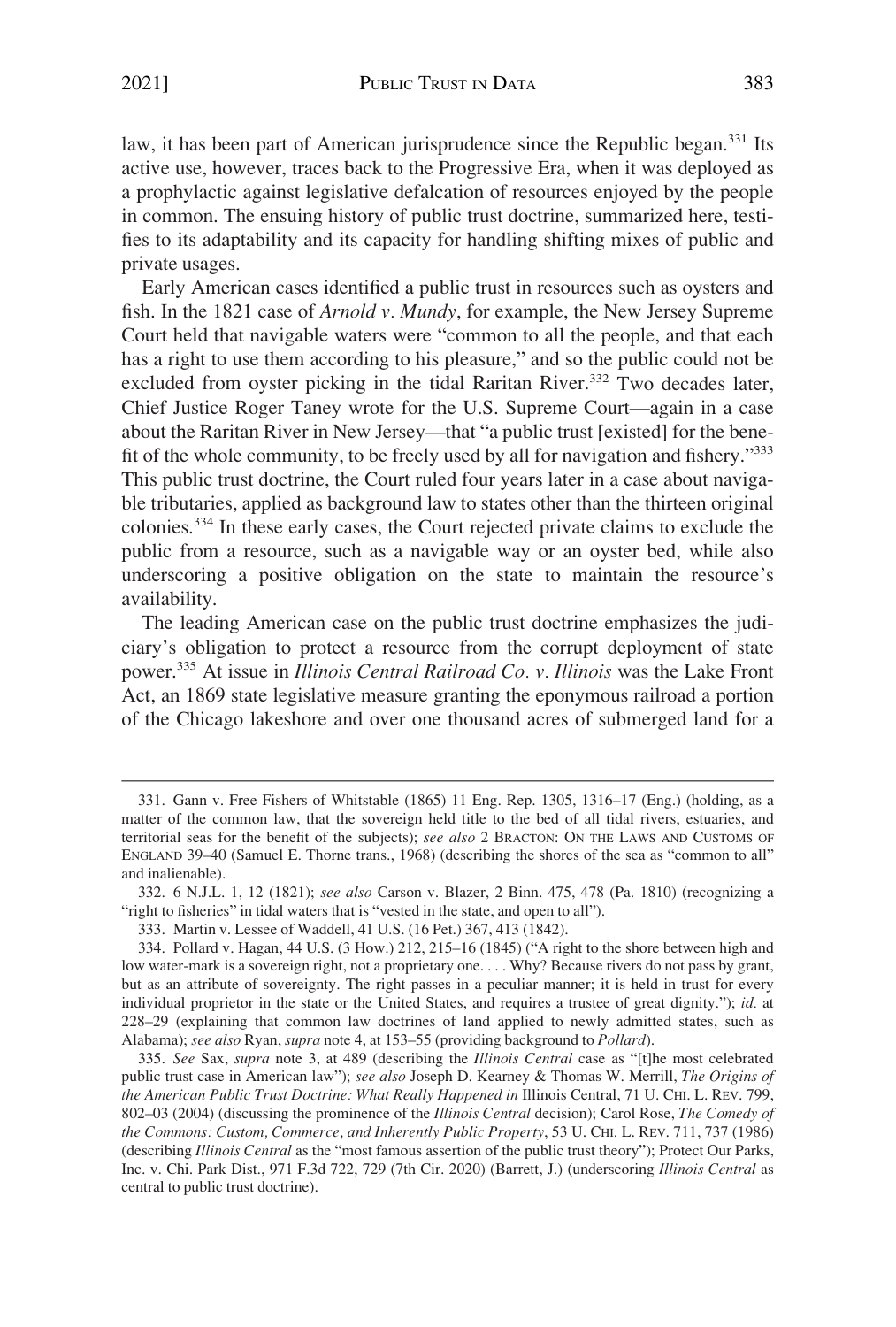law, it has been part of American jurisprudence since the Republic began.[331] Its active use, however, traces back to the Progressive Era, when it was deployed as a prophylactic against legislative defalcation of resources enjoyed by the people in common. The ensuing history of public trust doctrine, summarized here, testifies to its adaptability and its capacity for handling shifting mixes of public and private usages.

Early American cases identified a public trust in resources such as oysters and fish. In the 1821 case of *Arnold v. Mundy*, for example, the New Jersey Supreme Court held that navigable waters were "common to all the people, and that each has a right to use them according to his pleasure," and so the public could not be excluded from oyster picking in the tidal Raritan River.[332] Two decades later, Chief Justice Roger Taney wrote for the U.S. Supreme Court—again in a case about the Raritan River in New Jersey—that "a public trust [existed] for the benefit of the whole community, to be freely used by all for navigation and fishery."[333] This public trust doctrine, the Court ruled four years later in a case about navigable tributaries, applied as background law to states other than the thirteen original colonies.[334] In these early cases, the Court rejected private claims to exclude the public from a resource, such as a navigable way or an oyster bed, while also underscoring a positive obligation on the state to maintain the resource's availability.

The leading American case on the public trust doctrine emphasizes the judiciary's obligation to protect a resource from the corrupt deployment of state power.[335] At issue in *Illinois Central Railroad Co. v. Illinois* was the Lake Front Act, an 1869 state legislative measure granting the eponymous railroad a portion of the Chicago lakeshore and over one thousand acres of submerged land for a

---

331. Gann v. Free Fishers of Whitstable (1865) 11 Eng. Rep. 1305, 1316–17 (Eng.) (holding, as a matter of the common law, that the sovereign held title to the bed of all tidal rivers, estuaries, and territorial seas for the benefit of the subjects); *see also* 2 BRACTON: ON THE LAWS AND CUSTOMS OF ENGLAND 39–40 (Samuel E. Thorne trans., 1968) (describing the shores of the sea as "common to all" and inalienable).

332. 6 N.J.L. 1, 12 (1821); *see also* Carson v. Blazer, 2 Binn. 475, 478 (Pa. 1810) (recognizing a "right to fisheries" in tidal waters that is "vested in the state, and open to all").

333. Martin v. Lessee of Waddell, 41 U.S. (16 Pet.) 367, 413 (1842).

334. Pollard v. Hagan, 44 U.S. (3 How.) 212, 215–16 (1845) ("A right to the shore between high and low water-mark is a sovereign right, not a proprietary one. . . . Why? Because rivers do not pass by grant, but as an attribute of sovereignty. The right passes in a peculiar manner; it is held in trust for every individual proprietor in the state or the United States, and requires a trustee of great dignity."); *id.* at 228–29 (explaining that common law doctrines of land applied to newly admitted states, such as Alabama); *see also* Ryan, *supra* note 4, at 153–55 (providing background to *Pollard*).

335. *See* Sax, *supra* note 3, at 489 (describing the *Illinois Central* case as "[t]he most celebrated public trust case in American law"); *see also* Joseph D. Kearney & Thomas W. Merrill, *The Origins of the American Public Trust Doctrine: What Really Happened in* Illinois Central, 71 U. CHI. L. REV. 799, 802–03 (2004) (discussing the prominence of the *Illinois Central* decision); Carol Rose, *The Comedy of the Commons: Custom, Commerce, and Inherently Public Property*, 53 U. CHI. L. REV. 711, 737 (1986) (describing *Illinois Central* as the "most famous assertion of the public trust theory"); Protect Our Parks, Inc. v. Chi. Park Dist., 971 F.3d 722, 729 (7th Cir. 2020) (Barrett, J.) (underscoring *Illinois Central* as central to public trust doctrine).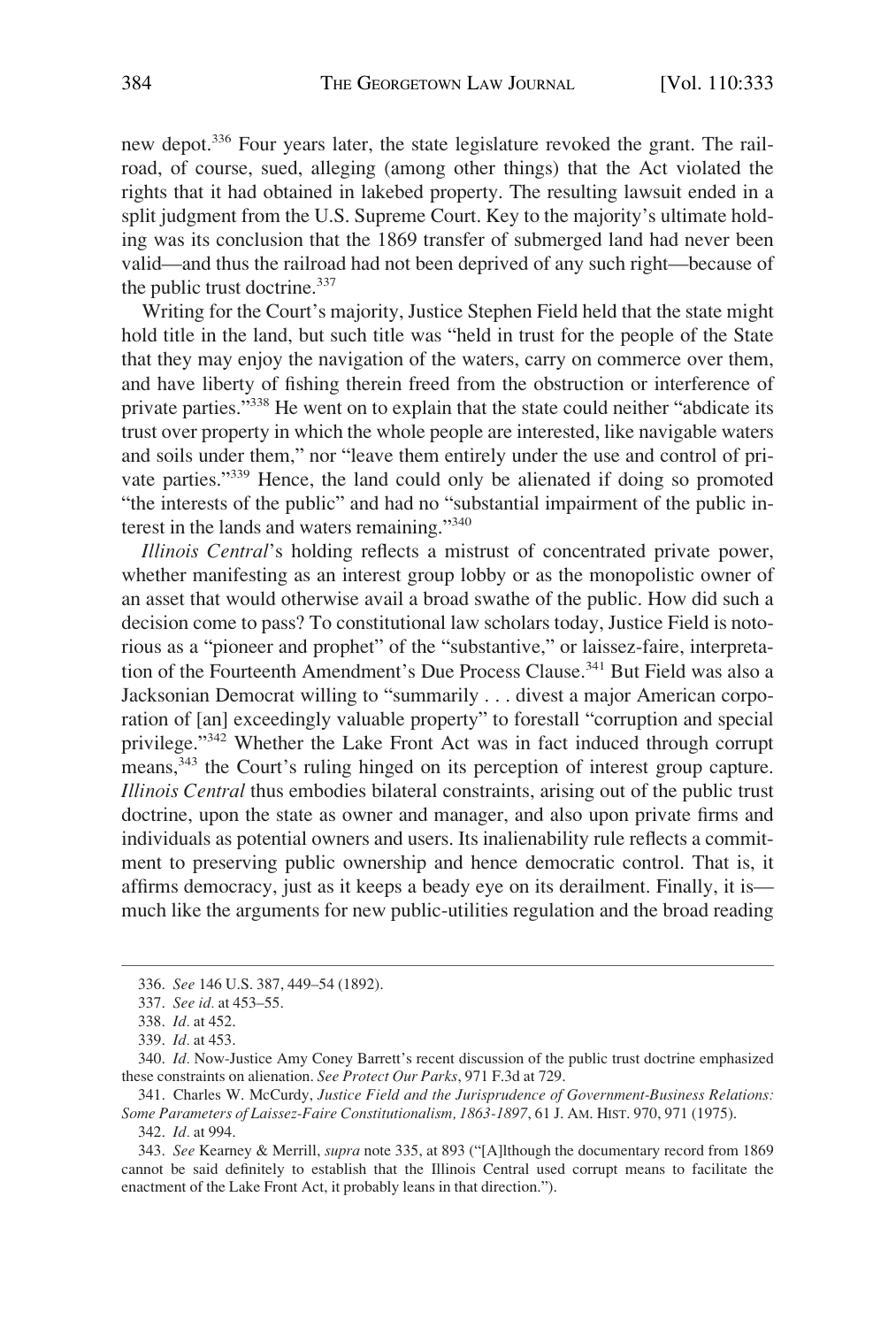new depot.[336] Four years later, the state legislature revoked the grant. The railroad, of course, sued, alleging (among other things) that the Act violated the rights that it had obtained in lakebed property. The resulting lawsuit ended in a split judgment from the U.S. Supreme Court. Key to the majority's ultimate holding was its conclusion that the 1869 transfer of submerged land had never been valid—and thus the railroad had not been deprived of any such right—because of the public trust doctrine.[337]

Writing for the Court's majority, Justice Stephen Field held that the state might hold title in the land, but such title was "held in trust for the people of the State that they may enjoy the navigation of the waters, carry on commerce over them, and have liberty of fishing therein freed from the obstruction or interference of private parties."[338] He went on to explain that the state could neither "abdicate its trust over property in which the whole people are interested, like navigable waters and soils under them," nor "leave them entirely under the use and control of private parties."[339] Hence, the land could only be alienated if doing so promoted "the interests of the public" and had no "substantial impairment of the public interest in the lands and waters remaining."[340]

*Illinois Central*'s holding reflects a mistrust of concentrated private power, whether manifesting as an interest group lobby or as the monopolistic owner of an asset that would otherwise avail a broad swathe of the public. How did such a decision come to pass? To constitutional law scholars today, Justice Field is notorious as a "pioneer and prophet" of the "substantive," or laissez-faire, interpretation of the Fourteenth Amendment's Due Process Clause.[341] But Field was also a Jacksonian Democrat willing to "summarily . . . divest a major American corporation of [an] exceedingly valuable property" to forestall "corruption and special privilege."[342] Whether the Lake Front Act was in fact induced through corrupt means,[343] the Court's ruling hinged on its perception of interest group capture. *Illinois Central* thus embodies bilateral constraints, arising out of the public trust doctrine, upon the state as owner and manager, and also upon private firms and individuals as potential owners and users. Its inalienability rule reflects a commitment to preserving public ownership and hence democratic control. That is, it affirms democracy, just as it keeps a beady eye on its derailment. Finally, it is—much like the arguments for new public-utilities regulation and the broad reading

---

336. *See* 146 U.S. 387, 449–54 (1892).

337. *See id.* at 453–55.

338. *Id.* at 452.

339. *Id.* at 453.

340. *Id.* Now-Justice Amy Coney Barrett's recent discussion of the public trust doctrine emphasized these constraints on alienation. *See Protect Our Parks*, 971 F.3d at 729.

341. Charles W. McCurdy, *Justice Field and the Jurisprudence of Government-Business Relations: Some Parameters of Laissez-Faire Constitutionalism, 1863-1897*, 61 J. AM. HIST. 970, 971 (1975).

342. *Id.* at 994.

343. *See* Kearney & Merrill, *supra* note 335, at 893 ("[A]lthough the documentary record from 1869 cannot be said definitely to establish that the Illinois Central used corrupt means to facilitate the enactment of the Lake Front Act, it probably leans in that direction.").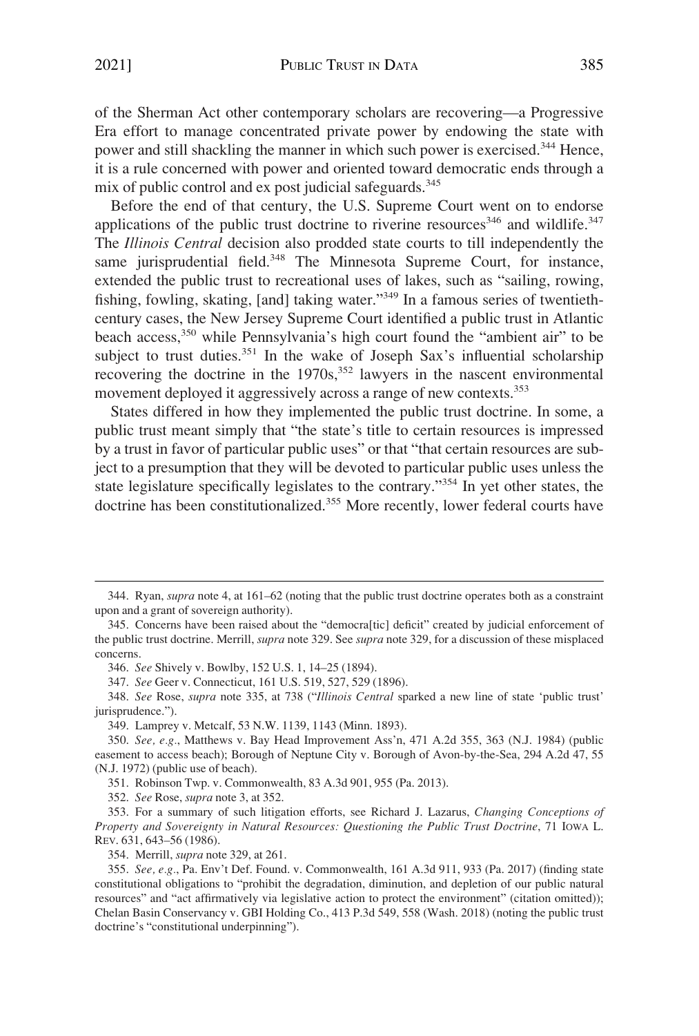of the Sherman Act other contemporary scholars are recovering—a Progressive Era effort to manage concentrated private power by endowing the state with power and still shackling the manner in which such power is exercised.[344] Hence, it is a rule concerned with power and oriented toward democratic ends through a mix of public control and ex post judicial safeguards.[345]

Before the end of that century, the U.S. Supreme Court went on to endorse applications of the public trust doctrine to riverine resources[346] and wildlife.[347] The *Illinois Central* decision also prodded state courts to till independently the same jurisprudential field.[348] The Minnesota Supreme Court, for instance, extended the public trust to recreational uses of lakes, such as "sailing, rowing, fishing, fowling, skating, [and] taking water."[349] In a famous series of twentieth-century cases, the New Jersey Supreme Court identified a public trust in Atlantic beach access,[350] while Pennsylvania's high court found the "ambient air" to be subject to trust duties.[351] In the wake of Joseph Sax's influential scholarship recovering the doctrine in the 1970s,[352] lawyers in the nascent environmental movement deployed it aggressively across a range of new contexts.[353]

States differed in how they implemented the public trust doctrine. In some, a public trust meant simply that "the state's title to certain resources is impressed by a trust in favor of particular public uses" or that "that certain resources are subject to a presumption that they will be devoted to particular public uses unless the state legislature specifically legislates to the contrary."[354] In yet other states, the doctrine has been constitutionalized.[355] More recently, lower federal courts have

---

344. Ryan, *supra* note 4, at 161–62 (noting that the public trust doctrine operates both as a constraint upon and a grant of sovereign authority).

345. Concerns have been raised about the "democra[tic] deficit" created by judicial enforcement of the public trust doctrine. Merrill, *supra* note 329. See *supra* note 329, for a discussion of these misplaced concerns.

346. *See* Shively v. Bowlby, 152 U.S. 1, 14–25 (1894).

347. *See* Geer v. Connecticut, 161 U.S. 519, 527, 529 (1896).

348. *See* Rose, *supra* note 335, at 738 ("*Illinois Central* sparked a new line of state 'public trust' jurisprudence.").

349. Lamprey v. Metcalf, 53 N.W. 1139, 1143 (Minn. 1893).

350. *See, e.g.*, Matthews v. Bay Head Improvement Ass'n, 471 A.2d 355, 363 (N.J. 1984) (public easement to access beach); Borough of Neptune City v. Borough of Avon-by-the-Sea, 294 A.2d 47, 55 (N.J. 1972) (public use of beach).

351. Robinson Twp. v. Commonwealth, 83 A.3d 901, 955 (Pa. 2013).

352. *See* Rose, *supra* note 3, at 352.

353. For a summary of such litigation efforts, see Richard J. Lazarus, *Changing Conceptions of Property and Sovereignty in Natural Resources: Questioning the Public Trust Doctrine*, 71 IOWA L. REV. 631, 643–56 (1986).

354. Merrill, *supra* note 329, at 261.

355. *See, e.g.*, Pa. Env't Def. Found. v. Commonwealth, 161 A.3d 911, 933 (Pa. 2017) (finding state constitutional obligations to "prohibit the degradation, diminution, and depletion of our public natural resources" and "act affirmatively via legislative action to protect the environment" (citation omitted)); Chelan Basin Conservancy v. GBI Holding Co., 413 P.3d 549, 558 (Wash. 2018) (noting the public trust doctrine's "constitutional underpinning").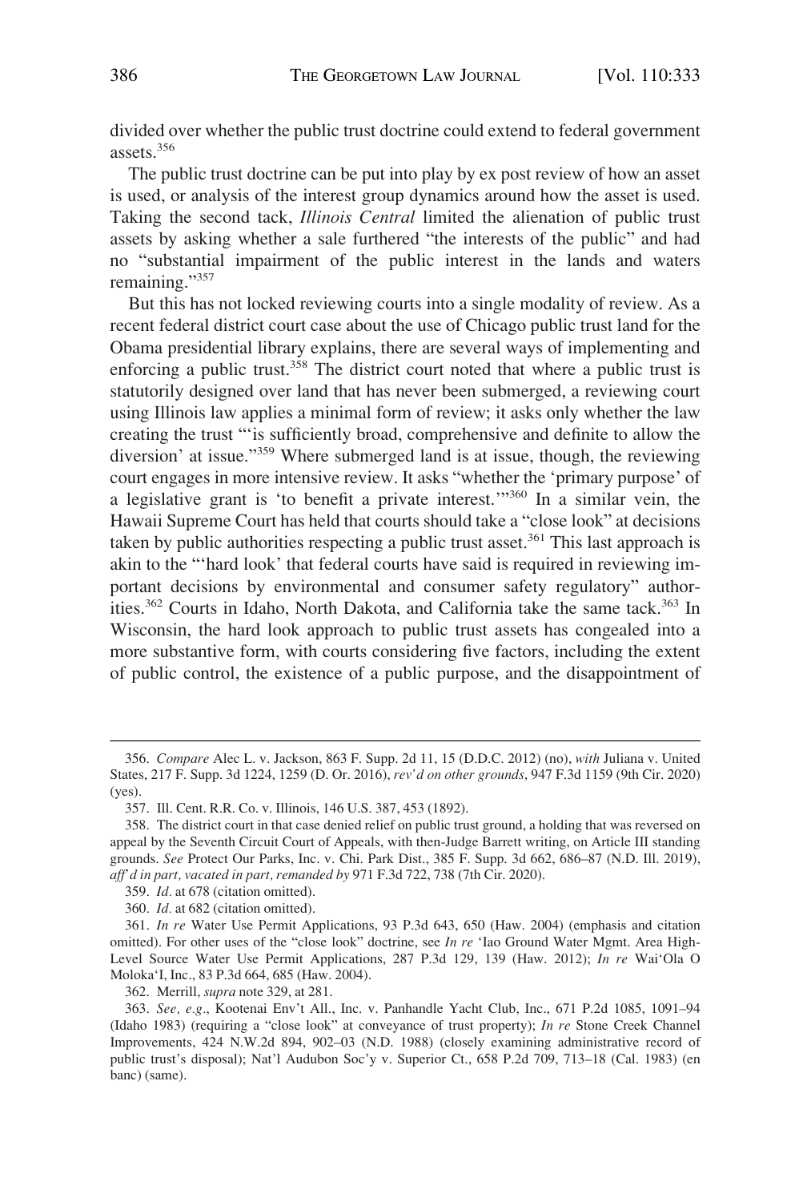divided over whether the public trust doctrine could extend to federal government assets.[356]

The public trust doctrine can be put into play by ex post review of how an asset is used, or analysis of the interest group dynamics around how the asset is used. Taking the second tack, *Illinois Central* limited the alienation of public trust assets by asking whether a sale furthered "the interests of the public" and had no "substantial impairment of the public interest in the lands and waters remaining."[357]

But this has not locked reviewing courts into a single modality of review. As a recent federal district court case about the use of Chicago public trust land for the Obama presidential library explains, there are several ways of implementing and enforcing a public trust.[358] The district court noted that where a public trust is statutorily designed over land that has never been submerged, a reviewing court using Illinois law applies a minimal form of review; it asks only whether the law creating the trust "'is sufficiently broad, comprehensive and definite to allow the diversion' at issue."[359] Where submerged land is at issue, though, the reviewing court engages in more intensive review. It asks "whether the 'primary purpose' of a legislative grant is 'to benefit a private interest.'"[360] In a similar vein, the Hawaii Supreme Court has held that courts should take a "close look" at decisions taken by public authorities respecting a public trust asset.[361] This last approach is akin to the "'hard look' that federal courts have said is required in reviewing important decisions by environmental and consumer safety regulatory" authorities.[362] Courts in Idaho, North Dakota, and California take the same tack.[363] In Wisconsin, the hard look approach to public trust assets has congealed into a more substantive form, with courts considering five factors, including the extent of public control, the existence of a public purpose, and the disappointment of

---

356. *Compare* Alec L. v. Jackson, 863 F. Supp. 2d 11, 15 (D.D.C. 2012) (no), *with* Juliana v. United States, 217 F. Supp. 3d 1224, 1259 (D. Or. 2016), *rev'd on other grounds*, 947 F.3d 1159 (9th Cir. 2020) (yes).

357. Ill. Cent. R.R. Co. v. Illinois, 146 U.S. 387, 453 (1892).

358. The district court in that case denied relief on public trust ground, a holding that was reversed on appeal by the Seventh Circuit Court of Appeals, with then-Judge Barrett writing, on Article III standing grounds. *See* Protect Our Parks, Inc. v. Chi. Park Dist., 385 F. Supp. 3d 662, 686–87 (N.D. Ill. 2019), *aff'd in part, vacated in part, remanded by* 971 F.3d 722, 738 (7th Cir. 2020).

359. *Id.* at 678 (citation omitted).

360. *Id.* at 682 (citation omitted).

361. *In re* Water Use Permit Applications, 93 P.3d 643, 650 (Haw. 2004) (emphasis and citation omitted). For other uses of the "close look" doctrine, see *In re* 'Iao Ground Water Mgmt. Area High-Level Source Water Use Permit Applications, 287 P.3d 129, 139 (Haw. 2012); *In re* Wai'Ola O Moloka'I, Inc., 83 P.3d 664, 685 (Haw. 2004).

362. Merrill, *supra* note 329, at 281.

363. *See, e.g.*, Kootenai Env't All., Inc. v. Panhandle Yacht Club, Inc., 671 P.2d 1085, 1091–94 (Idaho 1983) (requiring a "close look" at conveyance of trust property); *In re* Stone Creek Channel Improvements, 424 N.W.2d 894, 902–03 (N.D. 1988) (closely examining administrative record of public trust's disposal); Nat'l Audubon Soc'y v. Superior Ct., 658 P.2d 709, 713–18 (Cal. 1983) (en banc) (same).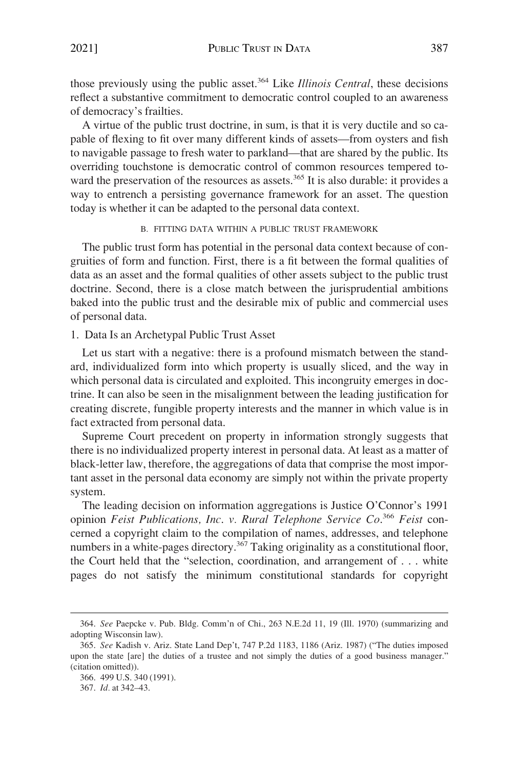those previously using the public asset.[364] Like *Illinois Central*, these decisions reflect a substantive commitment to democratic control coupled to an awareness of democracy's frailties.

A virtue of the public trust doctrine, in sum, is that it is very ductile and so capable of flexing to fit over many different kinds of assets—from oysters and fish to navigable passage to fresh water to parkland—that are shared by the public. Its overriding touchstone is democratic control of common resources tempered toward the preservation of the resources as assets.[365] It is also durable: it provides a way to entrench a persisting governance framework for an asset. The question today is whether it can be adapted to the personal data context.

### B. FITTING DATA WITHIN A PUBLIC TRUST FRAMEWORK

The public trust form has potential in the personal data context because of congruities of form and function. First, there is a fit between the formal qualities of data as an asset and the formal qualities of other assets subject to the public trust doctrine. Second, there is a close match between the jurisprudential ambitions baked into the public trust and the desirable mix of public and commercial uses of personal data.

#### 1. Data Is an Archetypal Public Trust Asset

Let us start with a negative: there is a profound mismatch between the standard, individualized form into which property is usually sliced, and the way in which personal data is circulated and exploited. This incongruity emerges in doctrine. It can also be seen in the misalignment between the leading justification for creating discrete, fungible property interests and the manner in which value is in fact extracted from personal data.

Supreme Court precedent on property in information strongly suggests that there is no individualized property interest in personal data. At least as a matter of black-letter law, therefore, the aggregations of data that comprise the most important asset in the personal data economy are simply not within the private property system.

The leading decision on information aggregations is Justice O'Connor's 1991 opinion *Feist Publications, Inc. v. Rural Telephone Service Co*.[366] *Feist* concerned a copyright claim to the compilation of names, addresses, and telephone numbers in a white-pages directory.[367] Taking originality as a constitutional floor, the Court held that the "selection, coordination, and arrangement of . . . white pages do not satisfy the minimum constitutional standards for copyright

---

364. *See* Paepcke v. Pub. Bldg. Comm'n of Chi., 263 N.E.2d 11, 19 (Ill. 1970) (summarizing and adopting Wisconsin law).

365. *See* Kadish v. Ariz. State Land Dep't, 747 P.2d 1183, 1186 (Ariz. 1987) ("The duties imposed upon the state [are] the duties of a trustee and not simply the duties of a good business manager." (citation omitted)).

366. 499 U.S. 340 (1991).

367. *Id.* at 342–43.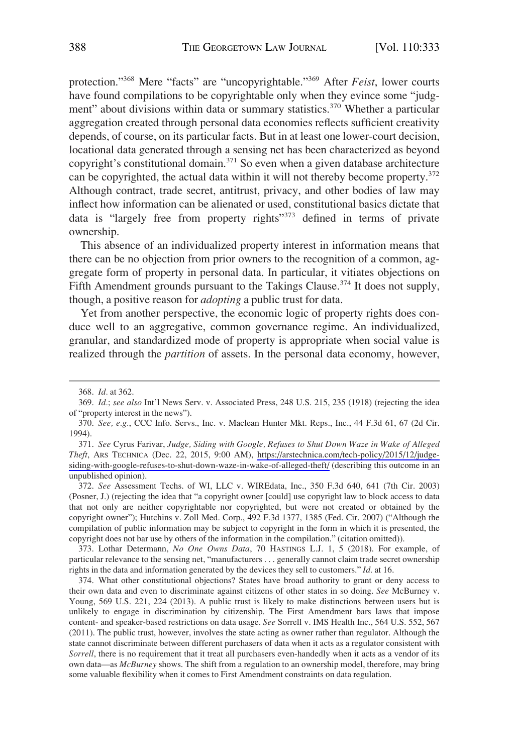protection."[368] Mere "facts" are "uncopyrightable."[369] After *Feist*, lower courts have found compilations to be copyrightable only when they evince some "judgment" about divisions within data or summary statistics.[370] Whether a particular aggregation created through personal data economies reflects sufficient creativity depends, of course, on its particular facts. But in at least one lower-court decision, locational data generated through a sensing net has been characterized as beyond copyright's constitutional domain.[371] So even when a given database architecture can be copyrighted, the actual data within it will not thereby become property.[372] Although contract, trade secret, antitrust, privacy, and other bodies of law may inflect how information can be alienated or used, constitutional basics dictate that data is "largely free from property rights"[373] defined in terms of private ownership.

This absence of an individualized property interest in information means that there can be no objection from prior owners to the recognition of a common, aggregate form of property in personal data. In particular, it vitiates objections on Fifth Amendment grounds pursuant to the Takings Clause.[374] It does not supply, though, a positive reason for *adopting* a public trust for data.

Yet from another perspective, the economic logic of property rights does conduce well to an aggregative, common governance regime. An individualized, granular, and standardized mode of property is appropriate when social value is realized through the *partition* of assets. In the personal data economy, however,

---

368. *Id.* at 362.

369. *Id.*; *see also* Int'l News Serv. v. Associated Press, 248 U.S. 215, 235 (1918) (rejecting the idea of "property interest in the news").

370. *See, e.g.*, CCC Info. Servs., Inc. v. Maclean Hunter Mkt. Reps., Inc., 44 F.3d 61, 67 (2d Cir. 1994).

371. *See* Cyrus Farivar, *Judge, Siding with Google, Refuses to Shut Down Waze in Wake of Alleged Theft*, ARS TECHNICA (Dec. 22, 2015, 9:00 AM), https://arstechnica.com/tech-policy/2015/12/judge-siding-with-google-refuses-to-shut-down-waze-in-wake-of-alleged-theft/ (describing this outcome in an unpublished opinion).

372. *See* Assessment Techs. of WI, LLC v. WIREdata, Inc., 350 F.3d 640, 641 (7th Cir. 2003) (Posner, J.) (rejecting the idea that "a copyright owner [could] use copyright law to block access to data that not only are neither copyrightable nor copyrighted, but were not created or obtained by the copyright owner"); Hutchins v. Zoll Med. Corp., 492 F.3d 1377, 1385 (Fed. Cir. 2007) ("Although the compilation of public information may be subject to copyright in the form in which it is presented, the copyright does not bar use by others of the information in the compilation." (citation omitted)).

373. Lothar Determann, *No One Owns Data*, 70 HASTINGS L.J. 1, 5 (2018). For example, of particular relevance to the sensing net, "manufacturers . . . generally cannot claim trade secret ownership rights in the data and information generated by the devices they sell to customers." *Id.* at 16.

374. What other constitutional objections? States have broad authority to grant or deny access to their own data and even to discriminate against citizens of other states in so doing. *See* McBurney v. Young, 569 U.S. 221, 224 (2013). A public trust is likely to make distinctions between users but is unlikely to engage in discrimination by citizenship. The First Amendment bars laws that impose content- and speaker-based restrictions on data usage. *See* Sorrell v. IMS Health Inc., 564 U.S. 552, 567 (2011). The public trust, however, involves the state acting as owner rather than regulator. Although the state cannot discriminate between different purchasers of data when it acts as a regulator consistent with *Sorrell*, there is no requirement that it treat all purchasers even-handedly when it acts as a vendor of its own data—as *McBurney* shows. The shift from a regulation to an ownership model, therefore, may bring some valuable flexibility when it comes to First Amendment constraints on data regulation.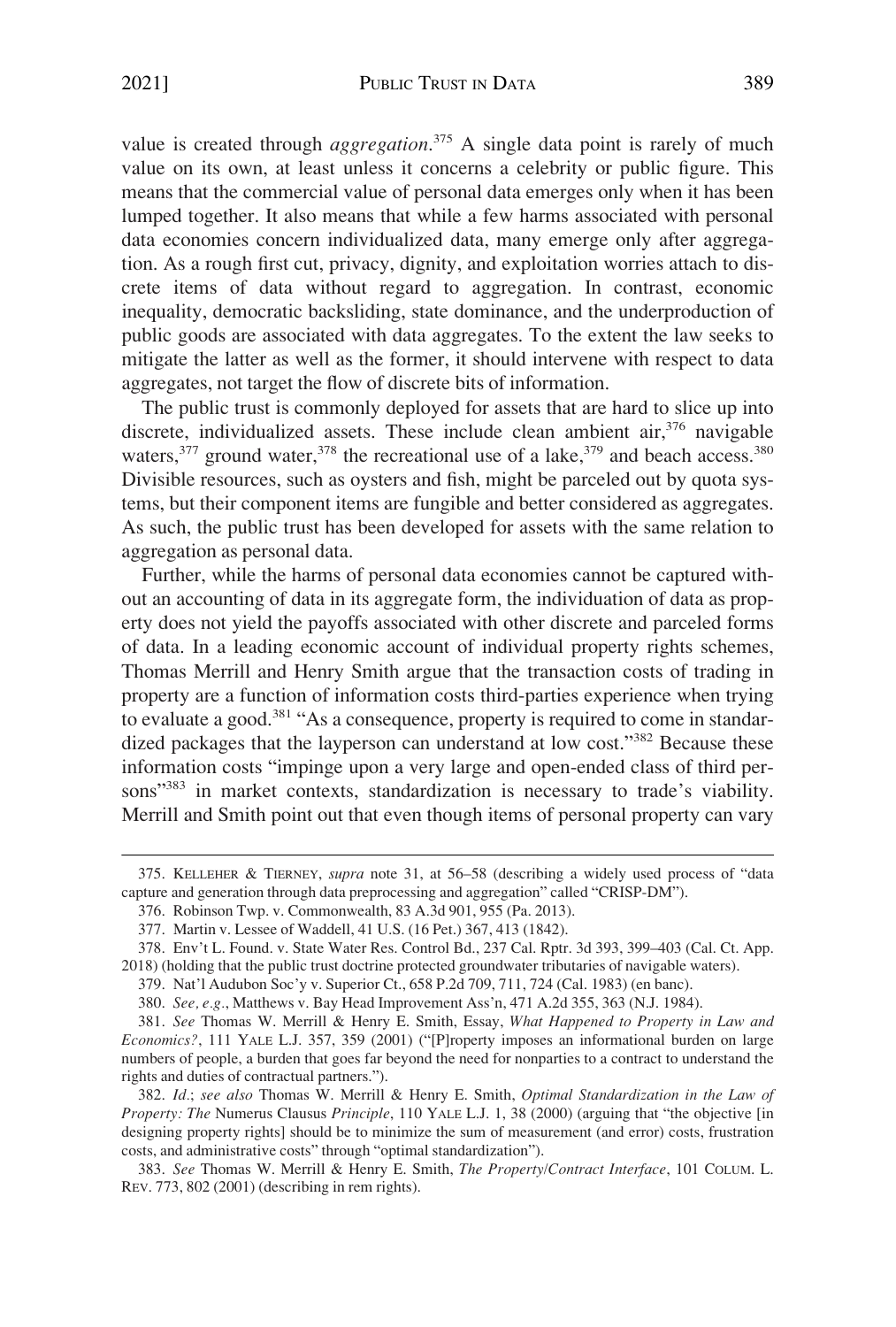value is created through *aggregation*.[375] A single data point is rarely of much value on its own, at least unless it concerns a celebrity or public figure. This means that the commercial value of personal data emerges only when it has been lumped together. It also means that while a few harms associated with personal data economies concern individualized data, many emerge only after aggregation. As a rough first cut, privacy, dignity, and exploitation worries attach to discrete items of data without regard to aggregation. In contrast, economic inequality, democratic backsliding, state dominance, and the underproduction of public goods are associated with data aggregates. To the extent the law seeks to mitigate the latter as well as the former, it should intervene with respect to data aggregates, not target the flow of discrete bits of information.

The public trust is commonly deployed for assets that are hard to slice up into discrete, individualized assets. These include clean ambient air,[376] navigable waters,[377] ground water,[378] the recreational use of a lake,[379] and beach access.[380] Divisible resources, such as oysters and fish, might be parceled out by quota systems, but their component items are fungible and better considered as aggregates. As such, the public trust has been developed for assets with the same relation to aggregation as personal data.

Further, while the harms of personal data economies cannot be captured without an accounting of data in its aggregate form, the individuation of data as property does not yield the payoffs associated with other discrete and parceled forms of data. In a leading economic account of individual property rights schemes, Thomas Merrill and Henry Smith argue that the transaction costs of trading in property are a function of information costs third-parties experience when trying to evaluate a good.[381] "As a consequence, property is required to come in standardized packages that the layperson can understand at low cost."[382] Because these information costs "impinge upon a very large and open-ended class of third persons"[383] in market contexts, standardization is necessary to trade's viability. Merrill and Smith point out that even though items of personal property can vary

---

375. KELLEHER & TIERNEY, *supra* note 31, at 56–58 (describing a widely used process of "data capture and generation through data preprocessing and aggregation" called "CRISP-DM").

376. Robinson Twp. v. Commonwealth, 83 A.3d 901, 955 (Pa. 2013).

377. Martin v. Lessee of Waddell, 41 U.S. (16 Pet.) 367, 413 (1842).

378. Env't L. Found. v. State Water Res. Control Bd., 237 Cal. Rptr. 3d 393, 399–403 (Cal. Ct. App. 2018) (holding that the public trust doctrine protected groundwater tributaries of navigable waters).

379. Nat'l Audubon Soc'y v. Superior Ct., 658 P.2d 709, 711, 724 (Cal. 1983) (en banc).

380. *See, e.g.*, Matthews v. Bay Head Improvement Ass'n, 471 A.2d 355, 363 (N.J. 1984).

381. *See* Thomas W. Merrill & Henry E. Smith, Essay, *What Happened to Property in Law and Economics?*, 111 YALE L.J. 357, 359 (2001) ("[P]roperty imposes an informational burden on large numbers of people, a burden that goes far beyond the need for nonparties to a contract to understand the rights and duties of contractual partners.").

382. *Id.*; *see also* Thomas W. Merrill & Henry E. Smith, *Optimal Standardization in the Law of Property: The* Numerus Clausus *Principle*, 110 YALE L.J. 1, 38 (2000) (arguing that "the objective [in designing property rights] should be to minimize the sum of measurement (and error) costs, frustration costs, and administrative costs" through "optimal standardization").

383. *See* Thomas W. Merrill & Henry E. Smith, *The Property/Contract Interface*, 101 COLUM. L. REV. 773, 802 (2001) (describing in rem rights).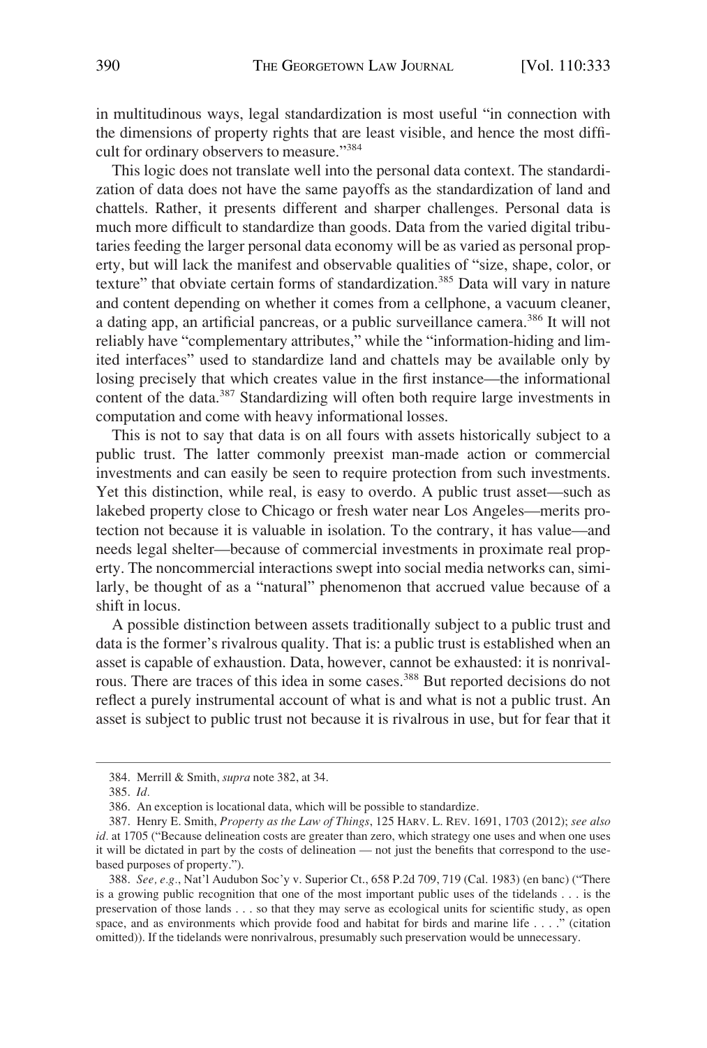in multitudinous ways, legal standardization is most useful "in connection with the dimensions of property rights that are least visible, and hence the most difficult for ordinary observers to measure."[384]

This logic does not translate well into the personal data context. The standardization of data does not have the same payoffs as the standardization of land and chattels. Rather, it presents different and sharper challenges. Personal data is much more difficult to standardize than goods. Data from the varied digital tributaries feeding the larger personal data economy will be as varied as personal property, but will lack the manifest and observable qualities of "size, shape, color, or texture" that obviate certain forms of standardization.[385] Data will vary in nature and content depending on whether it comes from a cellphone, a vacuum cleaner, a dating app, an artificial pancreas, or a public surveillance camera.[386] It will not reliably have "complementary attributes," while the "information-hiding and limited interfaces" used to standardize land and chattels may be available only by losing precisely that which creates value in the first instance—the informational content of the data.[387] Standardizing will often both require large investments in computation and come with heavy informational losses.

This is not to say that data is on all fours with assets historically subject to a public trust. The latter commonly preexist man-made action or commercial investments and can easily be seen to require protection from such investments. Yet this distinction, while real, is easy to overdo. A public trust asset—such as lakebed property close to Chicago or fresh water near Los Angeles—merits protection not because it is valuable in isolation. To the contrary, it has value—and needs legal shelter—because of commercial investments in proximate real property. The noncommercial interactions swept into social media networks can, similarly, be thought of as a "natural" phenomenon that accrued value because of a shift in locus.

A possible distinction between assets traditionally subject to a public trust and data is the former's rivalrous quality. That is: a public trust is established when an asset is capable of exhaustion. Data, however, cannot be exhausted: it is nonrivalrous. There are traces of this idea in some cases.[388] But reported decisions do not reflect a purely instrumental account of what is and what is not a public trust. An asset is subject to public trust not because it is rivalrous in use, but for fear that it

384. Merrill & Smith, *supra* note 382, at 34.

385. *Id.*

386. An exception is locational data, which will be possible to standardize.

387. Henry E. Smith, *Property as the Law of Things*, 125 HARV. L. REV. 1691, 1703 (2012); *see also id.* at 1705 ("Because delineation costs are greater than zero, which strategy one uses and when one uses it will be dictated in part by the costs of delineation — not just the benefits that correspond to the use-based purposes of property.").

388. *See, e.g.*, Nat'l Audubon Soc'y v. Superior Ct., 658 P.2d 709, 719 (Cal. 1983) (en banc) ("There is a growing public recognition that one of the most important public uses of the tidelands . . . is the preservation of those lands . . . so that they may serve as ecological units for scientific study, as open space, and as environments which provide food and habitat for birds and marine life . . . ." (citation omitted)). If the tidelands were nonrivalrous, presumably such preservation would be unnecessary.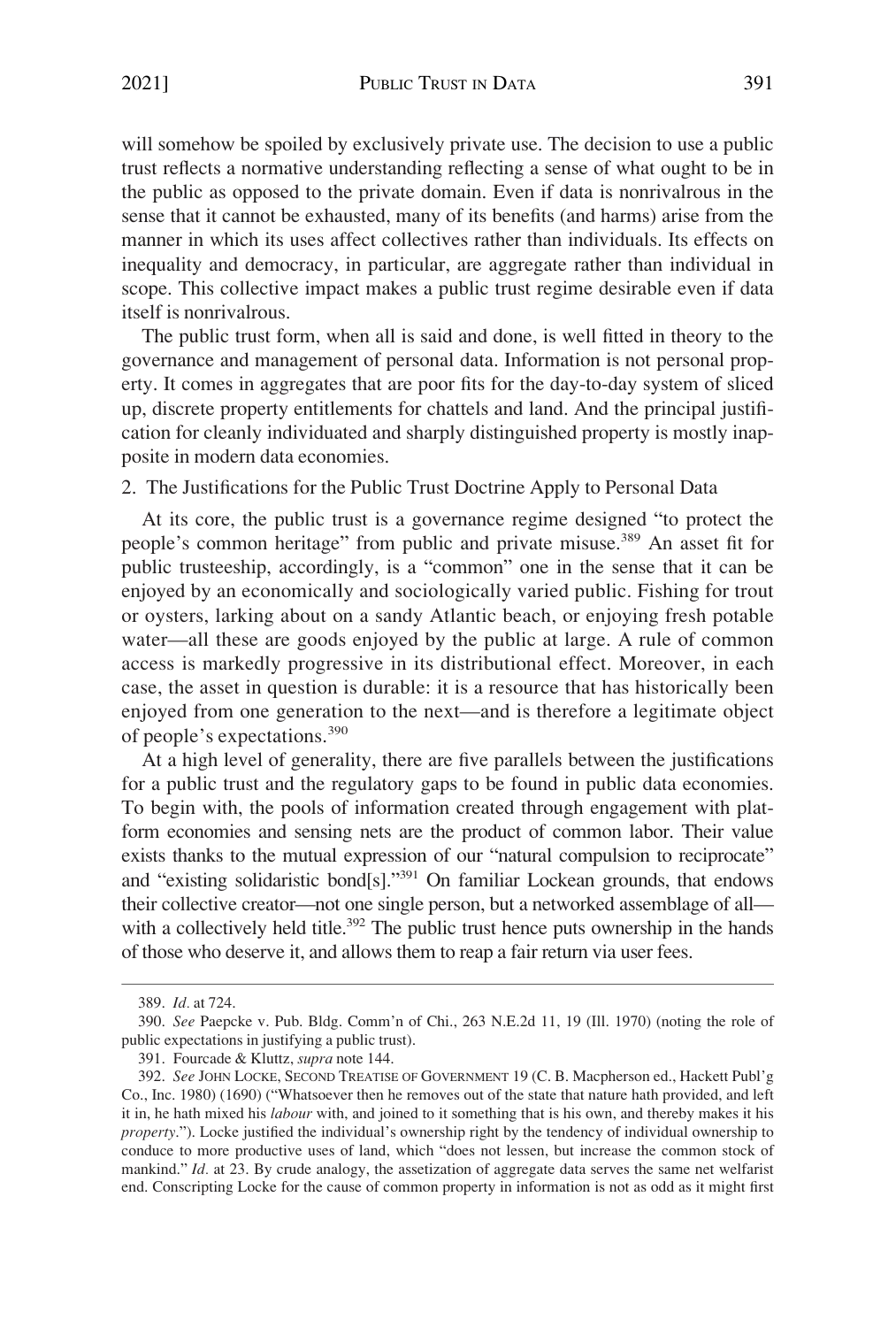will somehow be spoiled by exclusively private use. The decision to use a public trust reflects a normative understanding reflecting a sense of what ought to be in the public as opposed to the private domain. Even if data is nonrivalrous in the sense that it cannot be exhausted, many of its benefits (and harms) arise from the manner in which its uses affect collectives rather than individuals. Its effects on inequality and democracy, in particular, are aggregate rather than individual in scope. This collective impact makes a public trust regime desirable even if data itself is nonrivalrous.

The public trust form, when all is said and done, is well fitted in theory to the governance and management of personal data. Information is not personal property. It comes in aggregates that are poor fits for the day-to-day system of sliced up, discrete property entitlements for chattels and land. And the principal justification for cleanly individuated and sharply distinguished property is mostly inapposite in modern data economies.

### 2. The Justifications for the Public Trust Doctrine Apply to Personal Data

At its core, the public trust is a governance regime designed "to protect the people's common heritage" from public and private misuse.[389] An asset fit for public trusteeship, accordingly, is a "common" one in the sense that it can be enjoyed by an economically and sociologically varied public. Fishing for trout or oysters, larking about on a sandy Atlantic beach, or enjoying fresh potable water—all these are goods enjoyed by the public at large. A rule of common access is markedly progressive in its distributional effect. Moreover, in each case, the asset in question is durable: it is a resource that has historically been enjoyed from one generation to the next—and is therefore a legitimate object of people's expectations.[390]

At a high level of generality, there are five parallels between the justifications for a public trust and the regulatory gaps to be found in public data economies. To begin with, the pools of information created through engagement with platform economies and sensing nets are the product of common labor. Their value exists thanks to the mutual expression of our "natural compulsion to reciprocate" and "existing solidaristic bond[s]."[391] On familiar Lockean grounds, that endows their collective creator—not one single person, but a networked assemblage of all—with a collectively held title.[392] The public trust hence puts ownership in the hands of those who deserve it, and allows them to reap a fair return via user fees.

---

389. *Id.* at 724.

390. *See* Paepcke v. Pub. Bldg. Comm'n of Chi., 263 N.E.2d 11, 19 (Ill. 1970) (noting the role of public expectations in justifying a public trust).

391. Fourcade & Kluttz, *supra* note 144.

392. *See* JOHN LOCKE, SECOND TREATISE OF GOVERNMENT 19 (C. B. Macpherson ed., Hackett Publ'g Co., Inc. 1980) (1690) ("Whatsoever then he removes out of the state that nature hath provided, and left it in, he hath mixed his *labour* with, and joined to it something that is his own, and thereby makes it his *property*."). Locke justified the individual's ownership right by the tendency of individual ownership to conduce to more productive uses of land, which "does not lessen, but increase the common stock of mankind." *Id.* at 23. By crude analogy, the assetization of aggregate data serves the same net welfarist end. Conscripting Locke for the cause of common property in information is not as odd as it might first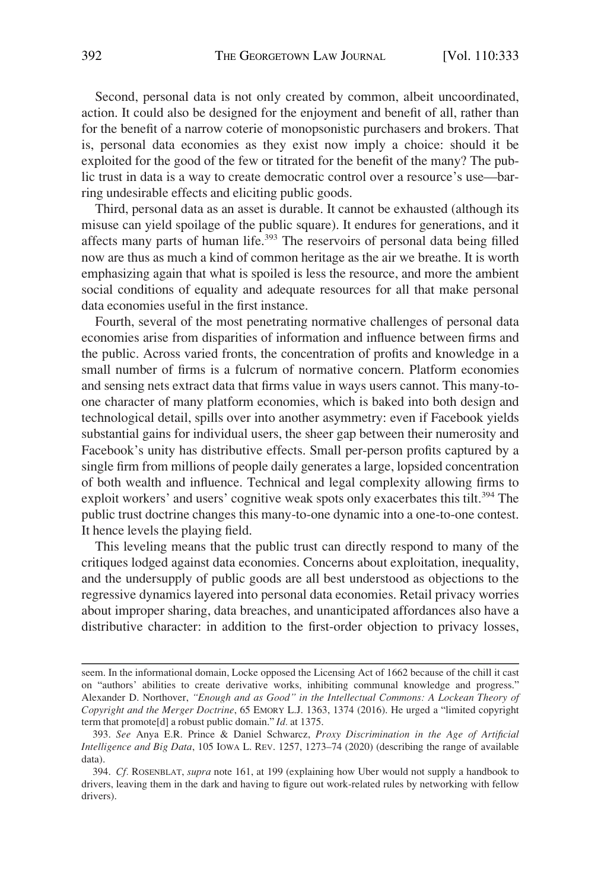Second, personal data is not only created by common, albeit uncoordinated, action. It could also be designed for the enjoyment and benefit of all, rather than for the benefit of a narrow coterie of monopsonistic purchasers and brokers. That is, personal data economies as they exist now imply a choice: should it be exploited for the good of the few or titrated for the benefit of the many? The public trust in data is a way to create democratic control over a resource's use—barring undesirable effects and eliciting public goods.

Third, personal data as an asset is durable. It cannot be exhausted (although its misuse can yield spoilage of the public square). It endures for generations, and it affects many parts of human life.[393] The reservoirs of personal data being filled now are thus as much a kind of common heritage as the air we breathe. It is worth emphasizing again that what is spoiled is less the resource, and more the ambient social conditions of equality and adequate resources for all that make personal data economies useful in the first instance.

Fourth, several of the most penetrating normative challenges of personal data economies arise from disparities of information and influence between firms and the public. Across varied fronts, the concentration of profits and knowledge in a small number of firms is a fulcrum of normative concern. Platform economies and sensing nets extract data that firms value in ways users cannot. This many-to-one character of many platform economies, which is baked into both design and technological detail, spills over into another asymmetry: even if Facebook yields substantial gains for individual users, the sheer gap between their numerosity and Facebook's unity has distributive effects. Small per-person profits captured by a single firm from millions of people daily generates a large, lopsided concentration of both wealth and influence. Technical and legal complexity allowing firms to exploit workers' and users' cognitive weak spots only exacerbates this tilt.[394] The public trust doctrine changes this many-to-one dynamic into a one-to-one contest. It hence levels the playing field.

This leveling means that the public trust can directly respond to many of the critiques lodged against data economies. Concerns about exploitation, inequality, and the undersupply of public goods are all best understood as objections to the regressive dynamics layered into personal data economies. Retail privacy worries about improper sharing, data breaches, and unanticipated affordances also have a distributive character: in addition to the first-order objection to privacy losses,

---

seem. In the informational domain, Locke opposed the Licensing Act of 1662 because of the chill it cast on "authors' abilities to create derivative works, inhibiting communal knowledge and progress." Alexander D. Northover, *"Enough and as Good" in the Intellectual Commons: A Lockean Theory of Copyright and the Merger Doctrine*, 65 EMORY L.J. 1363, 1374 (2016). He urged a "limited copyright term that promote[d] a robust public domain." *Id.* at 1375.

393. *See* Anya E.R. Prince & Daniel Schwarcz, *Proxy Discrimination in the Age of Artificial Intelligence and Big Data*, 105 IOWA L. REV. 1257, 1273–74 (2020) (describing the range of available data).

394. *Cf.* ROSENBLAT, *supra* note 161, at 199 (explaining how Uber would not supply a handbook to drivers, leaving them in the dark and having to figure out work-related rules by networking with fellow drivers).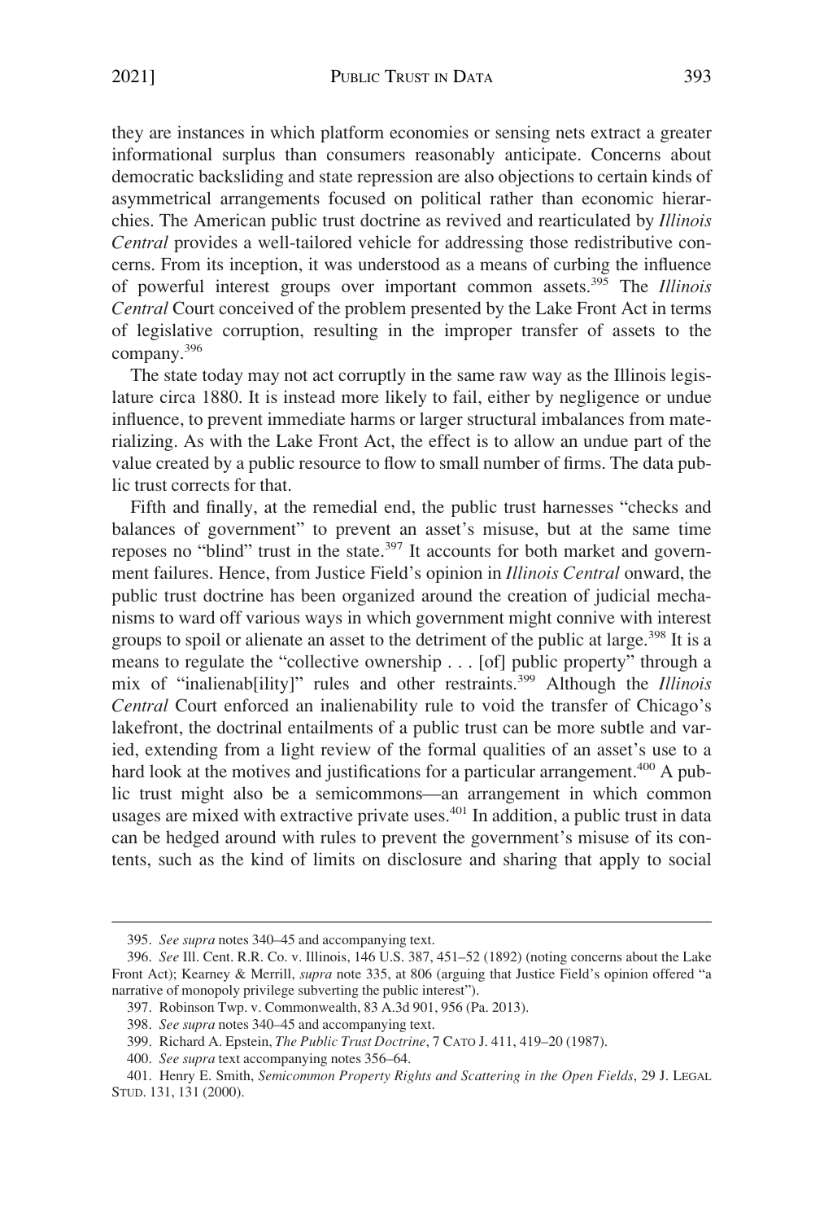they are instances in which platform economies or sensing nets extract a greater informational surplus than consumers reasonably anticipate. Concerns about democratic backsliding and state repression are also objections to certain kinds of asymmetrical arrangements focused on political rather than economic hierarchies. The American public trust doctrine as revived and rearticulated by *Illinois Central* provides a well-tailored vehicle for addressing those redistributive concerns. From its inception, it was understood as a means of curbing the influence of powerful interest groups over important common assets.[395] The *Illinois Central* Court conceived of the problem presented by the Lake Front Act in terms of legislative corruption, resulting in the improper transfer of assets to the company.[396]

The state today may not act corruptly in the same raw way as the Illinois legislature circa 1880. It is instead more likely to fail, either by negligence or undue influence, to prevent immediate harms or larger structural imbalances from materializing. As with the Lake Front Act, the effect is to allow an undue part of the value created by a public resource to flow to small number of firms. The data public trust corrects for that.

Fifth and finally, at the remedial end, the public trust harnesses "checks and balances of government" to prevent an asset's misuse, but at the same time reposes no "blind" trust in the state.[397] It accounts for both market and government failures. Hence, from Justice Field's opinion in *Illinois Central* onward, the public trust doctrine has been organized around the creation of judicial mechanisms to ward off various ways in which government might connive with interest groups to spoil or alienate an asset to the detriment of the public at large.[398] It is a means to regulate the "collective ownership . . . [of] public property" through a mix of "inalienab[ility]" rules and other restraints.[399] Although the *Illinois Central* Court enforced an inalienability rule to void the transfer of Chicago's lakefront, the doctrinal entailments of a public trust can be more subtle and varied, extending from a light review of the formal qualities of an asset's use to a hard look at the motives and justifications for a particular arrangement.[400] A public trust might also be a semicommons—an arrangement in which common usages are mixed with extractive private uses.[401] In addition, a public trust in data can be hedged around with rules to prevent the government's misuse of its contents, such as the kind of limits on disclosure and sharing that apply to social

---

395. *See supra* notes 340–45 and accompanying text.

396. *See* Ill. Cent. R.R. Co. v. Illinois, 146 U.S. 387, 451–52 (1892) (noting concerns about the Lake Front Act); Kearney & Merrill, *supra* note 335, at 806 (arguing that Justice Field's opinion offered "a narrative of monopoly privilege subverting the public interest").

397. Robinson Twp. v. Commonwealth, 83 A.3d 901, 956 (Pa. 2013).

398. *See supra* notes 340–45 and accompanying text.

399. Richard A. Epstein, *The Public Trust Doctrine*, 7 CATO J. 411, 419–20 (1987).

400. *See supra* text accompanying notes 356–64.

401. Henry E. Smith, *Semicommon Property Rights and Scattering in the Open Fields*, 29 J. LEGAL STUD. 131, 131 (2000).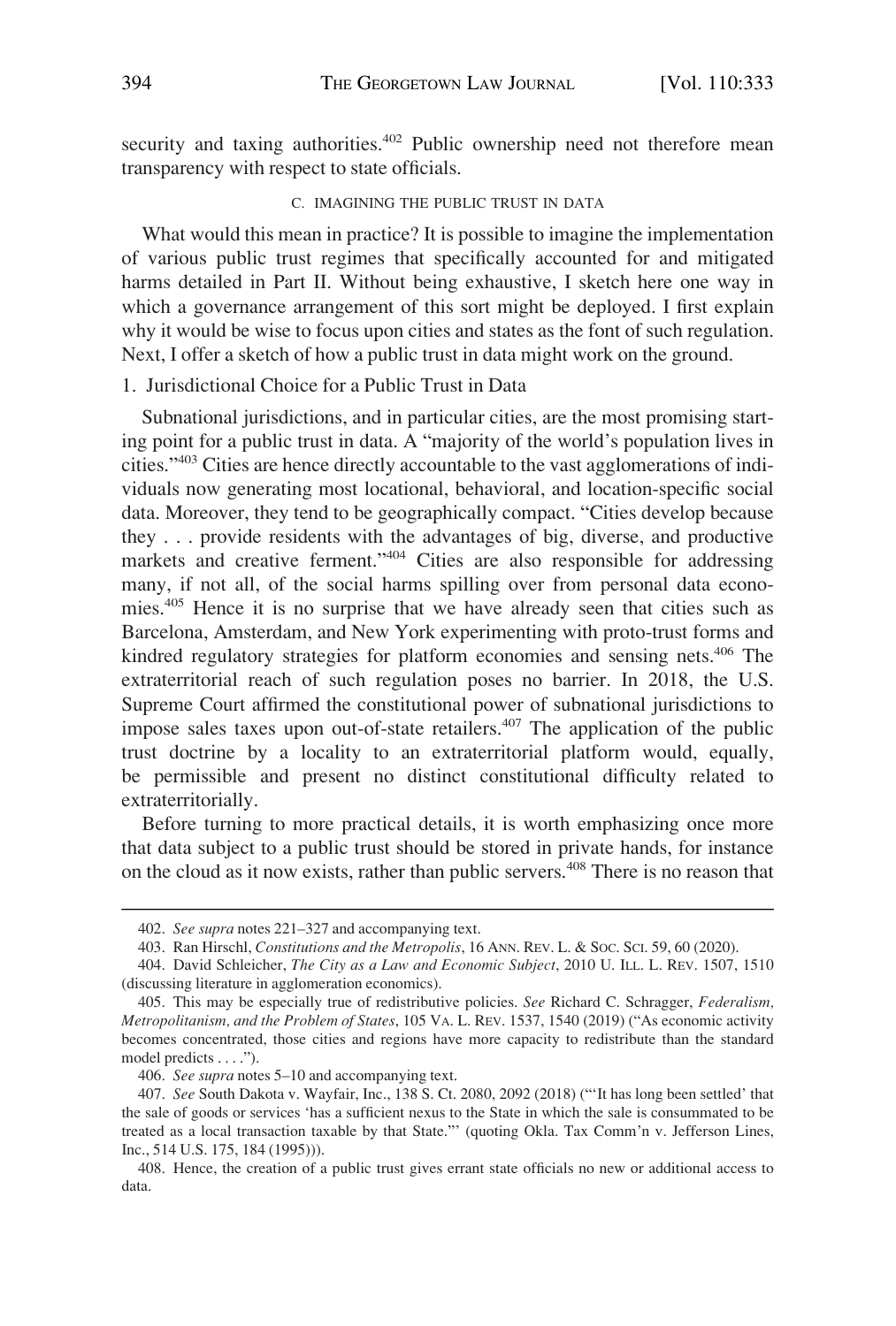security and taxing authorities.[402] Public ownership need not therefore mean transparency with respect to state officials.

### C. IMAGINING THE PUBLIC TRUST IN DATA

What would this mean in practice? It is possible to imagine the implementation of various public trust regimes that specifically accounted for and mitigated harms detailed in Part II. Without being exhaustive, I sketch here one way in which a governance arrangement of this sort might be deployed. I first explain why it would be wise to focus upon cities and states as the font of such regulation. Next, I offer a sketch of how a public trust in data might work on the ground.

#### 1. Jurisdictional Choice for a Public Trust in Data

Subnational jurisdictions, and in particular cities, are the most promising starting point for a public trust in data. A "majority of the world's population lives in cities."[403] Cities are hence directly accountable to the vast agglomerations of individuals now generating most locational, behavioral, and location-specific social data. Moreover, they tend to be geographically compact. "Cities develop because they . . . provide residents with the advantages of big, diverse, and productive markets and creative ferment."[404] Cities are also responsible for addressing many, if not all, of the social harms spilling over from personal data economies.[405] Hence it is no surprise that we have already seen that cities such as Barcelona, Amsterdam, and New York experimenting with proto-trust forms and kindred regulatory strategies for platform economies and sensing nets.[406] The extraterritorial reach of such regulation poses no barrier. In 2018, the U.S. Supreme Court affirmed the constitutional power of subnational jurisdictions to impose sales taxes upon out-of-state retailers.[407] The application of the public trust doctrine by a locality to an extraterritorial platform would, equally, be permissible and present no distinct constitutional difficulty related to extraterritorially.

Before turning to more practical details, it is worth emphasizing once more that data subject to a public trust should be stored in private hands, for instance on the cloud as it now exists, rather than public servers.[408] There is no reason that

---

402. *See supra* notes 221–327 and accompanying text.

403. Ran Hirschl, *Constitutions and the Metropolis*, 16 ANN. REV. L. & SOC. SCI. 59, 60 (2020).

404. David Schleicher, *The City as a Law and Economic Subject*, 2010 U. ILL. L. REV. 1507, 1510 (discussing literature in agglomeration economics).

405. This may be especially true of redistributive policies. *See* Richard C. Schragger, *Federalism, Metropolitanism, and the Problem of States*, 105 VA. L. REV. 1537, 1540 (2019) ("As economic activity becomes concentrated, those cities and regions have more capacity to redistribute than the standard model predicts . . . .").

406. *See supra* notes 5–10 and accompanying text.

407. *See* South Dakota v. Wayfair, Inc., 138 S. Ct. 2080, 2092 (2018) ("'It has long been settled' that the sale of goods or services 'has a sufficient nexus to the State in which the sale is consummated to be treated as a local transaction taxable by that State."' (quoting Okla. Tax Comm'n v. Jefferson Lines, Inc., 514 U.S. 175, 184 (1995))).

408. Hence, the creation of a public trust gives errant state officials no new or additional access to data.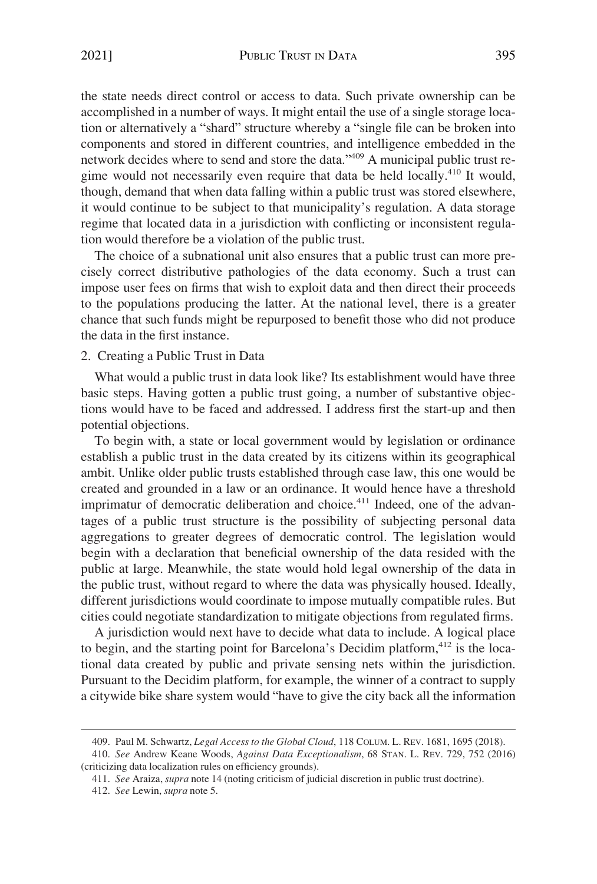the state needs direct control or access to data. Such private ownership can be accomplished in a number of ways. It might entail the use of a single storage location or alternatively a "shard" structure whereby a "single file can be broken into components and stored in different countries, and intelligence embedded in the network decides where to send and store the data."[409] A municipal public trust regime would not necessarily even require that data be held locally.[410] It would, though, demand that when data falling within a public trust was stored elsewhere, it would continue to be subject to that municipality's regulation. A data storage regime that located data in a jurisdiction with conflicting or inconsistent regulation would therefore be a violation of the public trust.

The choice of a subnational unit also ensures that a public trust can more precisely correct distributive pathologies of the data economy. Such a trust can impose user fees on firms that wish to exploit data and then direct their proceeds to the populations producing the latter. At the national level, there is a greater chance that such funds might be repurposed to benefit those who did not produce the data in the first instance.

### 2. Creating a Public Trust in Data

What would a public trust in data look like? Its establishment would have three basic steps. Having gotten a public trust going, a number of substantive objections would have to be faced and addressed. I address first the start-up and then potential objections.

To begin with, a state or local government would by legislation or ordinance establish a public trust in the data created by its citizens within its geographical ambit. Unlike older public trusts established through case law, this one would be created and grounded in a law or an ordinance. It would hence have a threshold imprimatur of democratic deliberation and choice.[411] Indeed, one of the advantages of a public trust structure is the possibility of subjecting personal data aggregations to greater degrees of democratic control. The legislation would begin with a declaration that beneficial ownership of the data resided with the public at large. Meanwhile, the state would hold legal ownership of the data in the public trust, without regard to where the data was physically housed. Ideally, different jurisdictions would coordinate to impose mutually compatible rules. But cities could negotiate standardization to mitigate objections from regulated firms.

A jurisdiction would next have to decide what data to include. A logical place to begin, and the starting point for Barcelona's Decidim platform,[412] is the locational data created by public and private sensing nets within the jurisdiction. Pursuant to the Decidim platform, for example, the winner of a contract to supply a citywide bike share system would "have to give the city back all the information

---

409. Paul M. Schwartz, *Legal Access to the Global Cloud*, 118 COLUM. L. REV. 1681, 1695 (2018).

410. *See* Andrew Keane Woods, *Against Data Exceptionalism*, 68 STAN. L. REV. 729, 752 (2016) (criticizing data localization rules on efficiency grounds).

411. *See* Araiza, *supra* note 14 (noting criticism of judicial discretion in public trust doctrine).

412. *See* Lewin, *supra* note 5.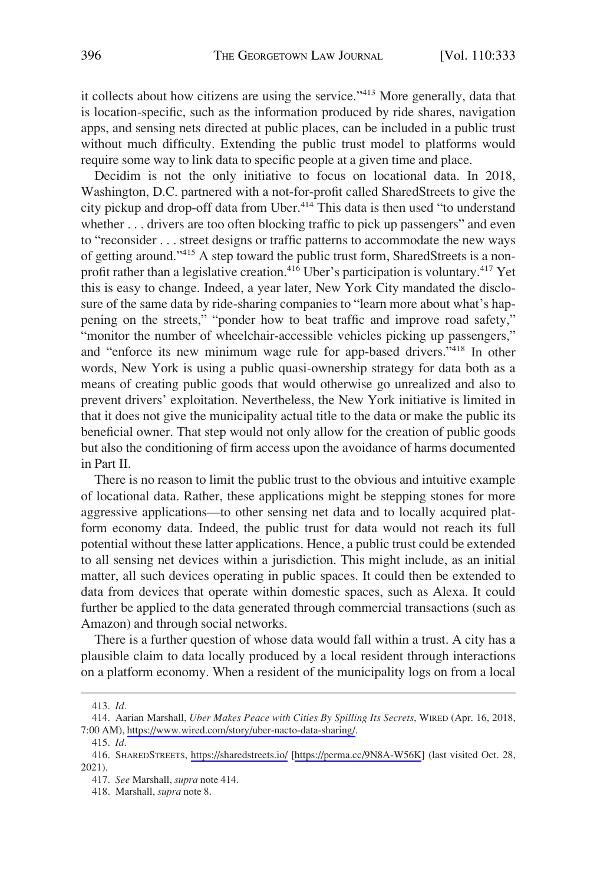it collects about how citizens are using the service."[413] More generally, data that is location-specific, such as the information produced by ride shares, navigation apps, and sensing nets directed at public places, can be included in a public trust without much difficulty. Extending the public trust model to platforms would require some way to link data to specific people at a given time and place.

Decidim is not the only initiative to focus on locational data. In 2018, Washington, D.C. partnered with a not-for-profit called SharedStreets to give the city pickup and drop-off data from Uber.[414] This data is then used "to understand whether . . . drivers are too often blocking traffic to pick up passengers" and even to "reconsider . . . street designs or traffic patterns to accommodate the new ways of getting around."[415] A step toward the public trust form, SharedStreets is a non-profit rather than a legislative creation.[416] Uber's participation is voluntary.[417] Yet this is easy to change. Indeed, a year later, New York City mandated the disclosure of the same data by ride-sharing companies to "learn more about what's happening on the streets," "ponder how to beat traffic and improve road safety," "monitor the number of wheelchair-accessible vehicles picking up passengers," and "enforce its new minimum wage rule for app-based drivers."[418] In other words, New York is using a public quasi-ownership strategy for data both as a means of creating public goods that would otherwise go unrealized and also to prevent drivers' exploitation. Nevertheless, the New York initiative is limited in that it does not give the municipality actual title to the data or make the public its beneficial owner. That step would not only allow for the creation of public goods but also the conditioning of firm access upon the avoidance of harms documented in Part II.

There is no reason to limit the public trust to the obvious and intuitive example of locational data. Rather, these applications might be stepping stones for more aggressive applications—to other sensing net data and to locally acquired platform economy data. Indeed, the public trust for data would not reach its full potential without these latter applications. Hence, a public trust could be extended to all sensing net devices within a jurisdiction. This might include, as an initial matter, all such devices operating in public spaces. It could then be extended to data from devices that operate within domestic spaces, such as Alexa. It could further be applied to the data generated through commercial transactions (such as Amazon) and through social networks.

There is a further question of whose data would fall within a trust. A city has a plausible claim to data locally produced by a local resident through interactions on a platform economy. When a resident of the municipality logs on from a local

---

413. *Id.*

414. Aarian Marshall, *Uber Makes Peace with Cities By Spilling Its Secrets*, WIRED (Apr. 16, 2018, 7:00 AM), https://www.wired.com/story/uber-nacto-data-sharing/.

415. *Id.*

416. SHAREDSTREETS, https://sharedstreets.io/ [https://perma.cc/9N8A-W56K] (last visited Oct. 28, 2021).

417. *See* Marshall, *supra* note 414.

418. Marshall, *supra* note 8.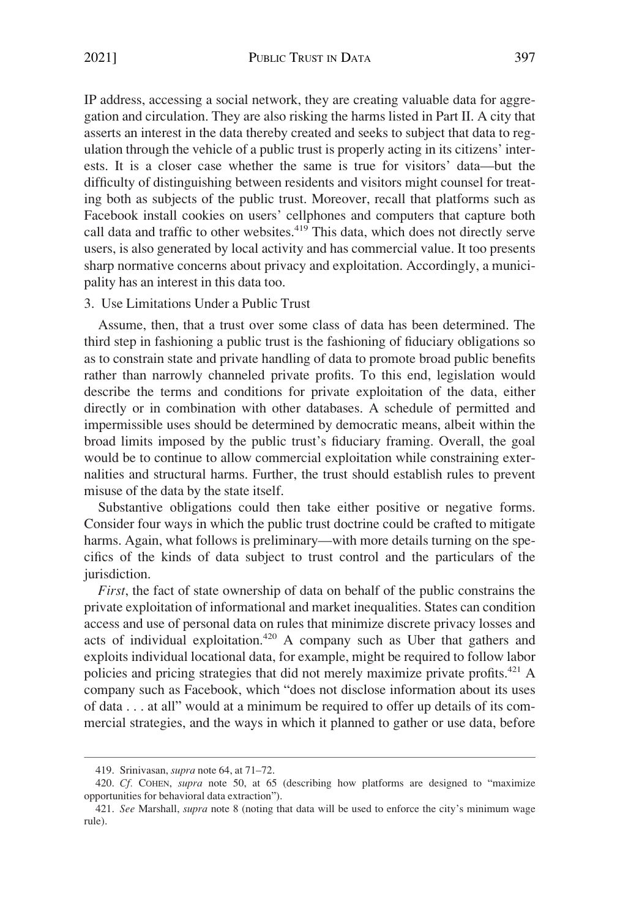IP address, accessing a social network, they are creating valuable data for aggregation and circulation. They are also risking the harms listed in Part II. A city that asserts an interest in the data thereby created and seeks to subject that data to regulation through the vehicle of a public trust is properly acting in its citizens' interests. It is a closer case whether the same is true for visitors' data—but the difficulty of distinguishing between residents and visitors might counsel for treating both as subjects of the public trust. Moreover, recall that platforms such as Facebook install cookies on users' cellphones and computers that capture both call data and traffic to other websites.[419] This data, which does not directly serve users, is also generated by local activity and has commercial value. It too presents sharp normative concerns about privacy and exploitation. Accordingly, a municipality has an interest in this data too.

### 3. Use Limitations Under a Public Trust

Assume, then, that a trust over some class of data has been determined. The third step in fashioning a public trust is the fashioning of fiduciary obligations so as to constrain state and private handling of data to promote broad public benefits rather than narrowly channeled private profits. To this end, legislation would describe the terms and conditions for private exploitation of the data, either directly or in combination with other databases. A schedule of permitted and impermissible uses should be determined by democratic means, albeit within the broad limits imposed by the public trust's fiduciary framing. Overall, the goal would be to continue to allow commercial exploitation while constraining externalities and structural harms. Further, the trust should establish rules to prevent misuse of the data by the state itself.

Substantive obligations could then take either positive or negative forms. Consider four ways in which the public trust doctrine could be crafted to mitigate harms. Again, what follows is preliminary—with more details turning on the specifics of the kinds of data subject to trust control and the particulars of the jurisdiction.

*First*, the fact of state ownership of data on behalf of the public constrains the private exploitation of informational and market inequalities. States can condition access and use of personal data on rules that minimize discrete privacy losses and acts of individual exploitation.[420] A company such as Uber that gathers and exploits individual locational data, for example, might be required to follow labor policies and pricing strategies that did not merely maximize private profits.[421] A company such as Facebook, which "does not disclose information about its uses of data . . . at all" would at a minimum be required to offer up details of its commercial strategies, and the ways in which it planned to gather or use data, before

---

419. Srinivasan, *supra* note 64, at 71–72.

420. *Cf.* COHEN, *supra* note 50, at 65 (describing how platforms are designed to "maximize opportunities for behavioral data extraction").

421. *See* Marshall, *supra* note 8 (noting that data will be used to enforce the city's minimum wage rule).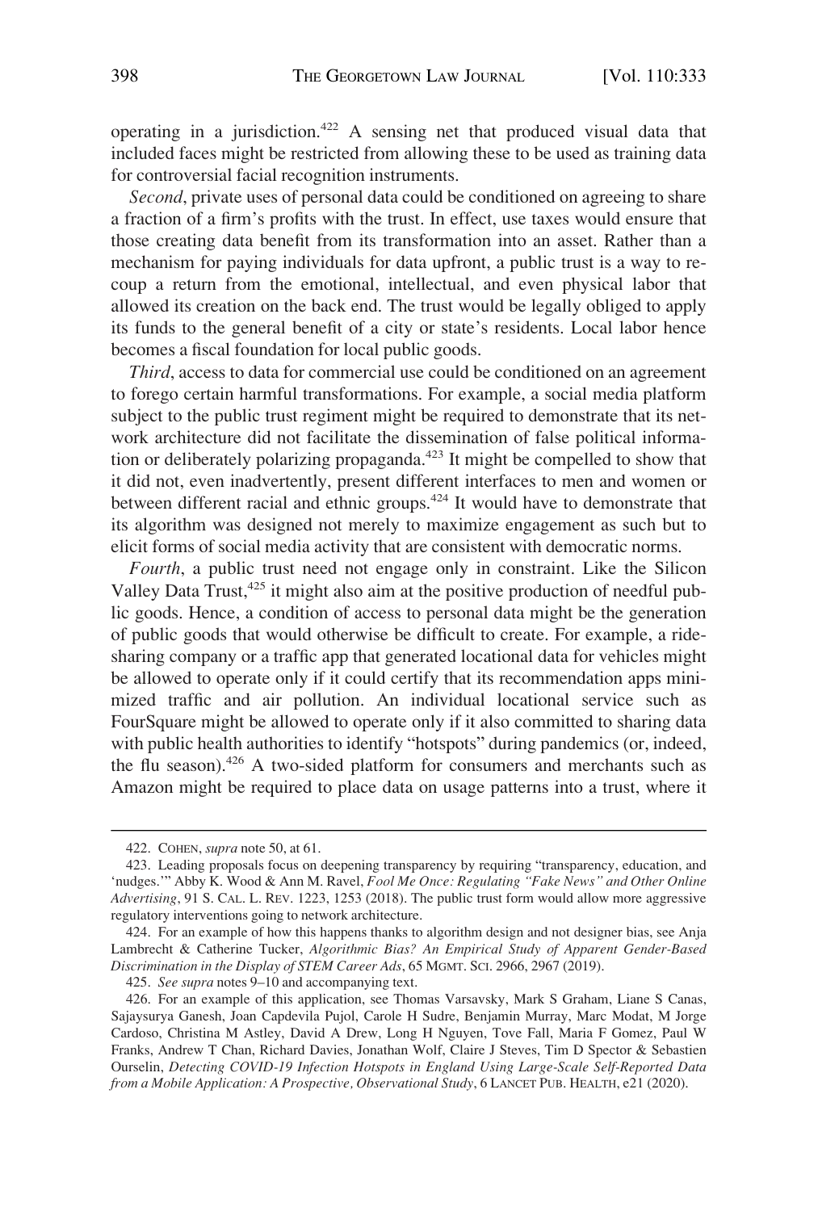operating in a jurisdiction.[422] A sensing net that produced visual data that included faces might be restricted from allowing these to be used as training data for controversial facial recognition instruments.

*Second*, private uses of personal data could be conditioned on agreeing to share a fraction of a firm's profits with the trust. In effect, use taxes would ensure that those creating data benefit from its transformation into an asset. Rather than a mechanism for paying individuals for data upfront, a public trust is a way to recoup a return from the emotional, intellectual, and even physical labor that allowed its creation on the back end. The trust would be legally obliged to apply its funds to the general benefit of a city or state's residents. Local labor hence becomes a fiscal foundation for local public goods.

*Third*, access to data for commercial use could be conditioned on an agreement to forego certain harmful transformations. For example, a social media platform subject to the public trust regiment might be required to demonstrate that its network architecture did not facilitate the dissemination of false political information or deliberately polarizing propaganda.[423] It might be compelled to show that it did not, even inadvertently, present different interfaces to men and women or between different racial and ethnic groups.[424] It would have to demonstrate that its algorithm was designed not merely to maximize engagement as such but to elicit forms of social media activity that are consistent with democratic norms.

*Fourth*, a public trust need not engage only in constraint. Like the Silicon Valley Data Trust,[425] it might also aim at the positive production of needful public goods. Hence, a condition of access to personal data might be the generation of public goods that would otherwise be difficult to create. For example, a ride-sharing company or a traffic app that generated locational data for vehicles might be allowed to operate only if it could certify that its recommendation apps minimized traffic and air pollution. An individual locational service such as FourSquare might be allowed to operate only if it also committed to sharing data with public health authorities to identify "hotspots" during pandemics (or, indeed, the flu season).[426] A two-sided platform for consumers and merchants such as Amazon might be required to place data on usage patterns into a trust, where it

---

422. COHEN, *supra* note 50, at 61.

423. Leading proposals focus on deepening transparency by requiring "transparency, education, and 'nudges.'" Abby K. Wood & Ann M. Ravel, *Fool Me Once: Regulating "Fake News" and Other Online Advertising*, 91 S. CAL. L. REV. 1223, 1253 (2018). The public trust form would allow more aggressive regulatory interventions going to network architecture.

424. For an example of how this happens thanks to algorithm design and not designer bias, see Anja Lambrecht & Catherine Tucker, *Algorithmic Bias? An Empirical Study of Apparent Gender-Based Discrimination in the Display of STEM Career Ads*, 65 MGMT. SCI. 2966, 2967 (2019).

425. *See supra* notes 9–10 and accompanying text.

426. For an example of this application, see Thomas Varsavsky, Mark S Graham, Liane S Canas, Sajaysurya Ganesh, Joan Capdevila Pujol, Carole H Sudre, Benjamin Murray, Marc Modat, M Jorge Cardoso, Christina M Astley, David A Drew, Long H Nguyen, Tove Fall, Maria F Gomez, Paul W Franks, Andrew T Chan, Richard Davies, Jonathan Wolf, Claire J Steves, Tim D Spector & Sebastien Ourselin, *Detecting COVID-19 Infection Hotspots in England Using Large-Scale Self-Reported Data from a Mobile Application: A Prospective, Observational Study*, 6 LANCET PUB. HEALTH, e21 (2020).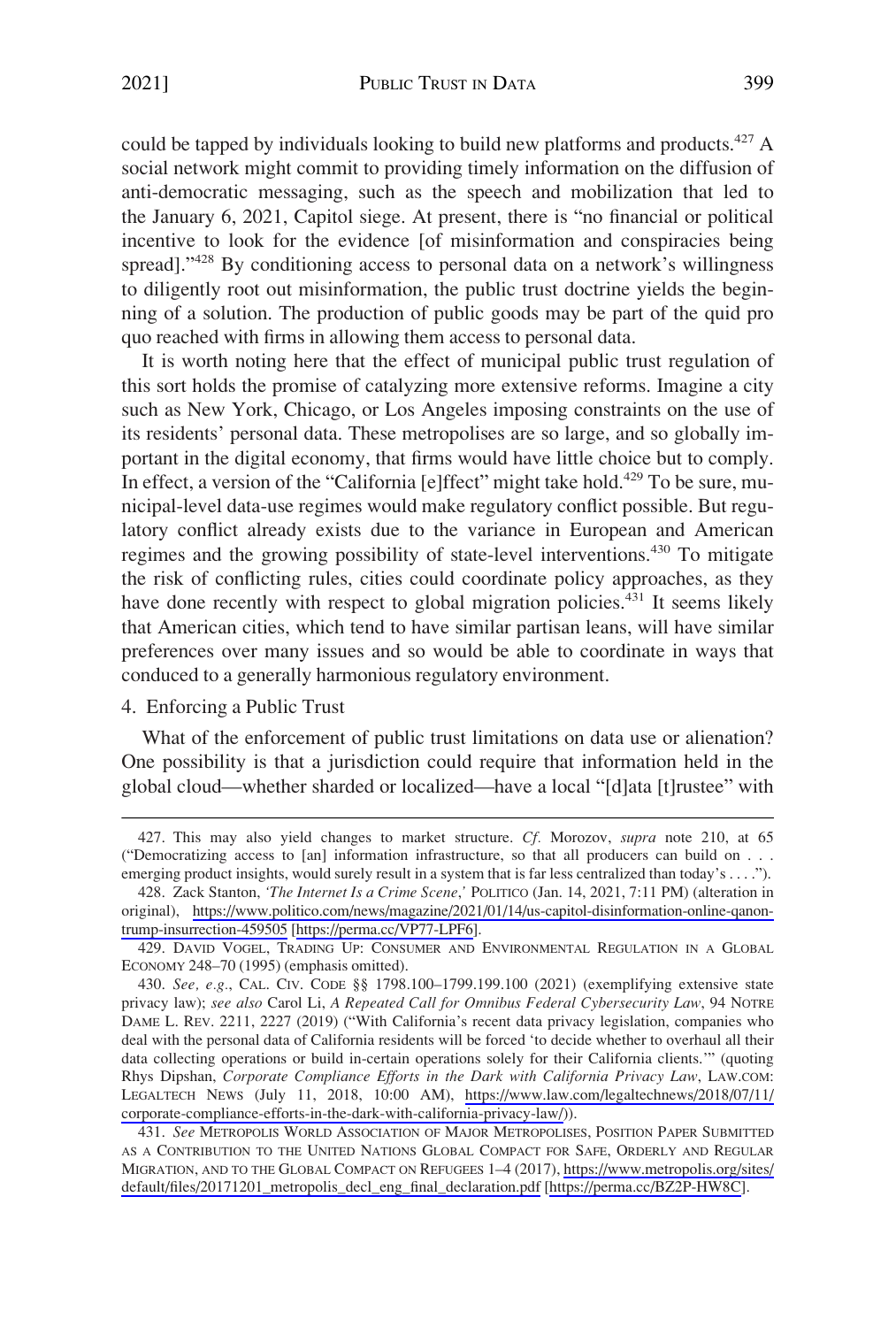could be tapped by individuals looking to build new platforms and products.[427] A social network might commit to providing timely information on the diffusion of anti-democratic messaging, such as the speech and mobilization that led to the January 6, 2021, Capitol siege. At present, there is "no financial or political incentive to look for the evidence [of misinformation and conspiracies being spread]."[428] By conditioning access to personal data on a network's willingness to diligently root out misinformation, the public trust doctrine yields the beginning of a solution. The production of public goods may be part of the quid pro quo reached with firms in allowing them access to personal data.

It is worth noting here that the effect of municipal public trust regulation of this sort holds the promise of catalyzing more extensive reforms. Imagine a city such as New York, Chicago, or Los Angeles imposing constraints on the use of its residents' personal data. These metropolises are so large, and so globally important in the digital economy, that firms would have little choice but to comply. In effect, a version of the "California [e]ffect" might take hold.[429] To be sure, municipal-level data-use regimes would make regulatory conflict possible. But regulatory conflict already exists due to the variance in European and American regimes and the growing possibility of state-level interventions.[430] To mitigate the risk of conflicting rules, cities could coordinate policy approaches, as they have done recently with respect to global migration policies.[431] It seems likely that American cities, which tend to have similar partisan leans, will have similar preferences over many issues and so would be able to coordinate in ways that conduced to a generally harmonious regulatory environment.

4. Enforcing a Public Trust

What of the enforcement of public trust limitations on data use or alienation? One possibility is that a jurisdiction could require that information held in the global cloud—whether sharded or localized—have a local "[d]ata [t]rustee" with

---

427. This may also yield changes to market structure. *Cf.* Morozov, *supra* note 210, at 65 ("Democratizing access to [an] information infrastructure, so that all producers can build on . . . emerging product insights, would surely result in a system that is far less centralized than today's . . . .").

428. Zack Stanton, *'The Internet Is a Crime Scene*,*'* POLITICO (Jan. 14, 2021, 7:11 PM) (alteration in original), https://www.politico.com/news/magazine/2021/01/14/us-capitol-disinformation-online-qanon-trump-insurrection-459505 [https://perma.cc/VP77-LPF6].

429. DAVID VOGEL, TRADING UP: CONSUMER AND ENVIRONMENTAL REGULATION IN A GLOBAL ECONOMY 248–70 (1995) (emphasis omitted).

430. *See, e.g.*, CAL. CIV. CODE §§ 1798.100–1799.199.100 (2021) (exemplifying extensive state privacy law); *see also* Carol Li, *A Repeated Call for Omnibus Federal Cybersecurity Law*, 94 NOTRE DAME L. REV. 2211, 2227 (2019) ("With California's recent data privacy legislation, companies who deal with the personal data of California residents will be forced 'to decide whether to overhaul all their data collecting operations or build in-certain operations solely for their California clients.'" (quoting Rhys Dipshan, *Corporate Compliance Efforts in the Dark with California Privacy Law*, LAW.COM: LEGALTECH NEWS (July 11, 2018, 10:00 AM), https://www.law.com/legaltechnews/2018/07/11/corporate-compliance-efforts-in-the-dark-with-california-privacy-law/)).

431. *See* METROPOLIS WORLD ASSOCIATION OF MAJOR METROPOLISES, POSITION PAPER SUBMITTED AS A CONTRIBUTION TO THE UNITED NATIONS GLOBAL COMPACT FOR SAFE, ORDERLY AND REGULAR MIGRATION, AND TO THE GLOBAL COMPACT ON REFUGEES 1–4 (2017), https://www.metropolis.org/sites/default/files/20171201_metropolis_decl_eng_final_declaration.pdf [https://perma.cc/BZ2P-HW8C].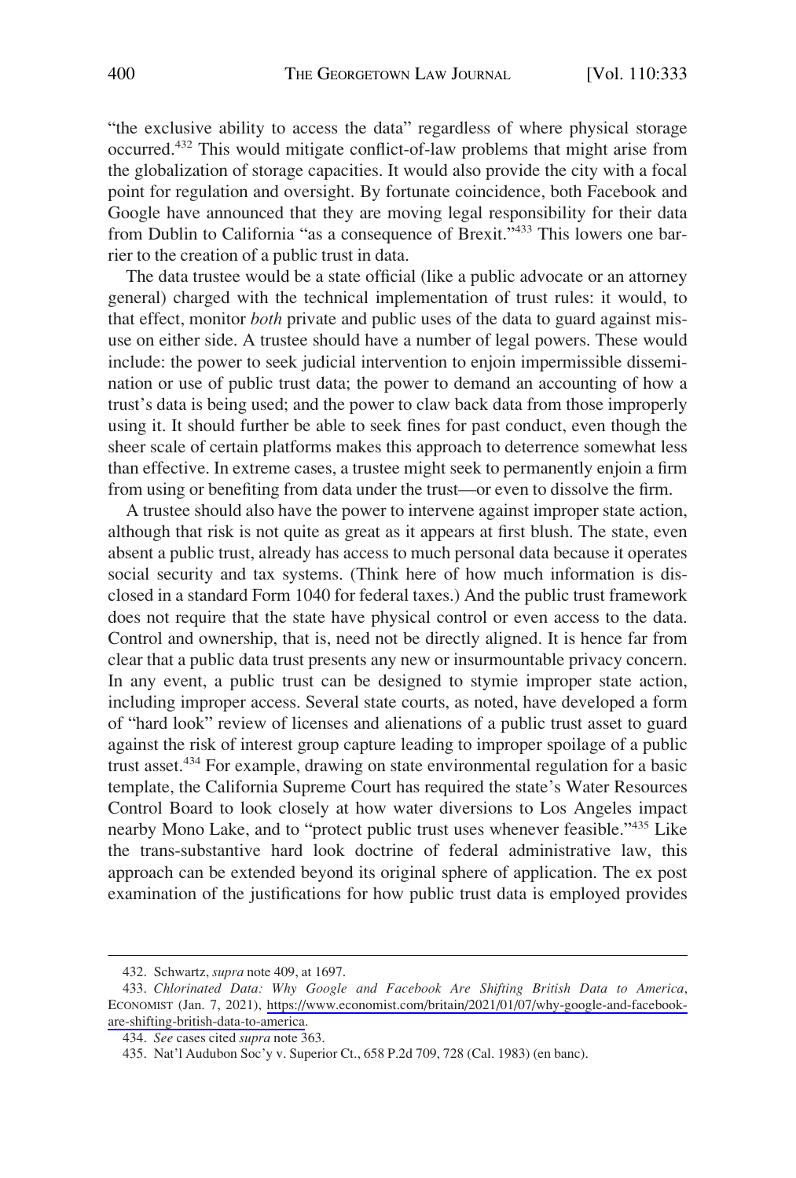"the exclusive ability to access the data" regardless of where physical storage occurred.[432] This would mitigate conflict-of-law problems that might arise from the globalization of storage capacities. It would also provide the city with a focal point for regulation and oversight. By fortunate coincidence, both Facebook and Google have announced that they are moving legal responsibility for their data from Dublin to California "as a consequence of Brexit."[433] This lowers one barrier to the creation of a public trust in data.

The data trustee would be a state official (like a public advocate or an attorney general) charged with the technical implementation of trust rules: it would, to that effect, monitor *both* private and public uses of the data to guard against misuse on either side. A trustee should have a number of legal powers. These would include: the power to seek judicial intervention to enjoin impermissible dissemination or use of public trust data; the power to demand an accounting of how a trust's data is being used; and the power to claw back data from those improperly using it. It should further be able to seek fines for past conduct, even though the sheer scale of certain platforms makes this approach to deterrence somewhat less than effective. In extreme cases, a trustee might seek to permanently enjoin a firm from using or benefiting from data under the trust—or even to dissolve the firm.

A trustee should also have the power to intervene against improper state action, although that risk is not quite as great as it appears at first blush. The state, even absent a public trust, already has access to much personal data because it operates social security and tax systems. (Think here of how much information is disclosed in a standard Form 1040 for federal taxes.) And the public trust framework does not require that the state have physical control or even access to the data. Control and ownership, that is, need not be directly aligned. It is hence far from clear that a public data trust presents any new or insurmountable privacy concern. In any event, a public trust can be designed to stymie improper state action, including improper access. Several state courts, as noted, have developed a form of "hard look" review of licenses and alienations of a public trust asset to guard against the risk of interest group capture leading to improper spoilage of a public trust asset.[434] For example, drawing on state environmental regulation for a basic template, the California Supreme Court has required the state's Water Resources Control Board to look closely at how water diversions to Los Angeles impact nearby Mono Lake, and to "protect public trust uses whenever feasible."[435] Like the trans-substantive hard look doctrine of federal administrative law, this approach can be extended beyond its original sphere of application. The ex post examination of the justifications for how public trust data is employed provides

---

432. Schwartz, *supra* note 409, at 1697.

433. *Chlorinated Data: Why Google and Facebook Are Shifting British Data to America*, ECONOMIST (Jan. 7, 2021), https://www.economist.com/britain/2021/01/07/why-google-and-facebook-are-shifting-british-data-to-america.

434. *See* cases cited *supra* note 363.

435. Nat'l Audubon Soc'y v. Superior Ct., 658 P.2d 709, 728 (Cal. 1983) (en banc).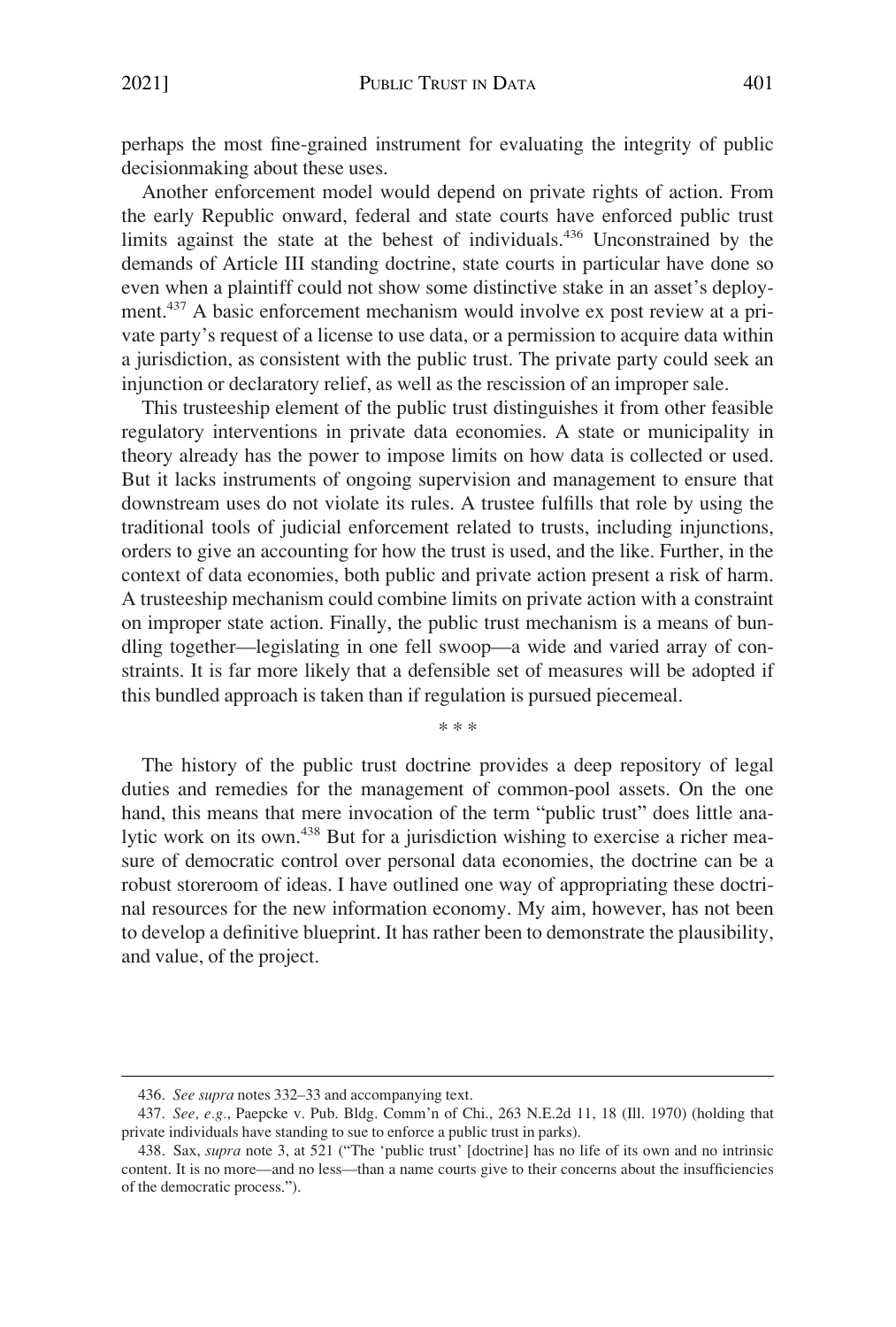perhaps the most fine-grained instrument for evaluating the integrity of public decisionmaking about these uses.

Another enforcement model would depend on private rights of action. From the early Republic onward, federal and state courts have enforced public trust limits against the state at the behest of individuals.[436] Unconstrained by the demands of Article III standing doctrine, state courts in particular have done so even when a plaintiff could not show some distinctive stake in an asset's deployment.[437] A basic enforcement mechanism would involve ex post review at a private party's request of a license to use data, or a permission to acquire data within a jurisdiction, as consistent with the public trust. The private party could seek an injunction or declaratory relief, as well as the rescission of an improper sale.

This trusteeship element of the public trust distinguishes it from other feasible regulatory interventions in private data economies. A state or municipality in theory already has the power to impose limits on how data is collected or used. But it lacks instruments of ongoing supervision and management to ensure that downstream uses do not violate its rules. A trustee fulfills that role by using the traditional tools of judicial enforcement related to trusts, including injunctions, orders to give an accounting for how the trust is used, and the like. Further, in the context of data economies, both public and private action present a risk of harm. A trusteeship mechanism could combine limits on private action with a constraint on improper state action. Finally, the public trust mechanism is a means of bundling together—legislating in one fell swoop—a wide and varied array of constraints. It is far more likely that a defensible set of measures will be adopted if this bundled approach is taken than if regulation is pursued piecemeal.

\* \* \*

The history of the public trust doctrine provides a deep repository of legal duties and remedies for the management of common-pool assets. On the one hand, this means that mere invocation of the term "public trust" does little analytic work on its own.[438] But for a jurisdiction wishing to exercise a richer measure of democratic control over personal data economies, the doctrine can be a robust storeroom of ideas. I have outlined one way of appropriating these doctrinal resources for the new information economy. My aim, however, has not been to develop a definitive blueprint. It has rather been to demonstrate the plausibility, and value, of the project.

---

436. *See supra* notes 332–33 and accompanying text.

437. *See, e.g.*, Paepcke v. Pub. Bldg. Comm'n of Chi., 263 N.E.2d 11, 18 (Ill. 1970) (holding that private individuals have standing to sue to enforce a public trust in parks).

438. Sax, *supra* note 3, at 521 ("The 'public trust' [doctrine] has no life of its own and no intrinsic content. It is no more—and no less—than a name courts give to their concerns about the insufficiencies of the democratic process.").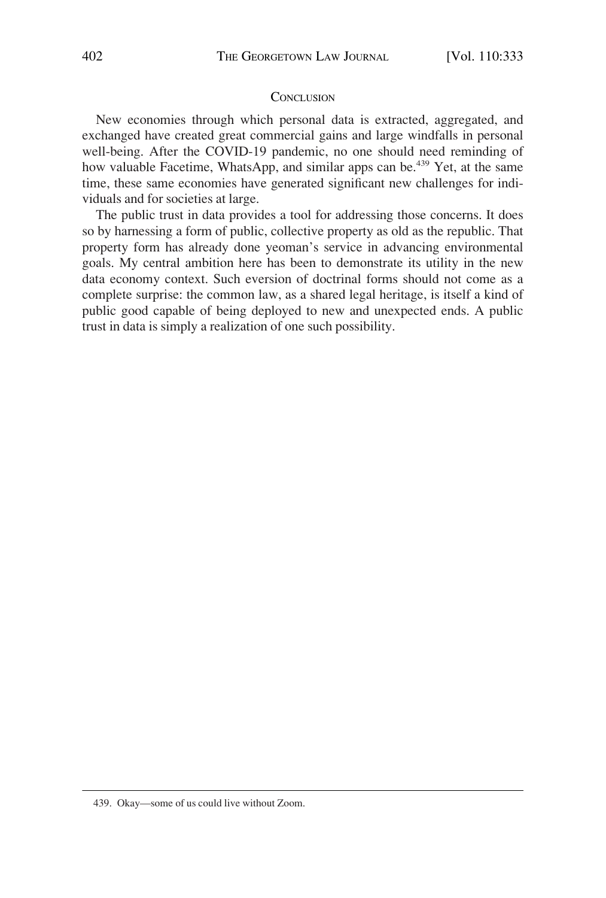## CONCLUSION

New economies through which personal data is extracted, aggregated, and exchanged have created great commercial gains and large windfalls in personal well-being. After the COVID-19 pandemic, no one should need reminding of how valuable Facetime, WhatsApp, and similar apps can be.[439] Yet, at the same time, these same economies have generated significant new challenges for individuals and for societies at large.

The public trust in data provides a tool for addressing those concerns. It does so by harnessing a form of public, collective property as old as the republic. That property form has already done yeoman's service in advancing environmental goals. My central ambition here has been to demonstrate its utility in the new data economy context. Such eversion of doctrinal forms should not come as a complete surprise: the common law, as a shared legal heritage, is itself a kind of public good capable of being deployed to new and unexpected ends. A public trust in data is simply a realization of one such possibility.

---

439. Okay—some of us could live without Zoom.